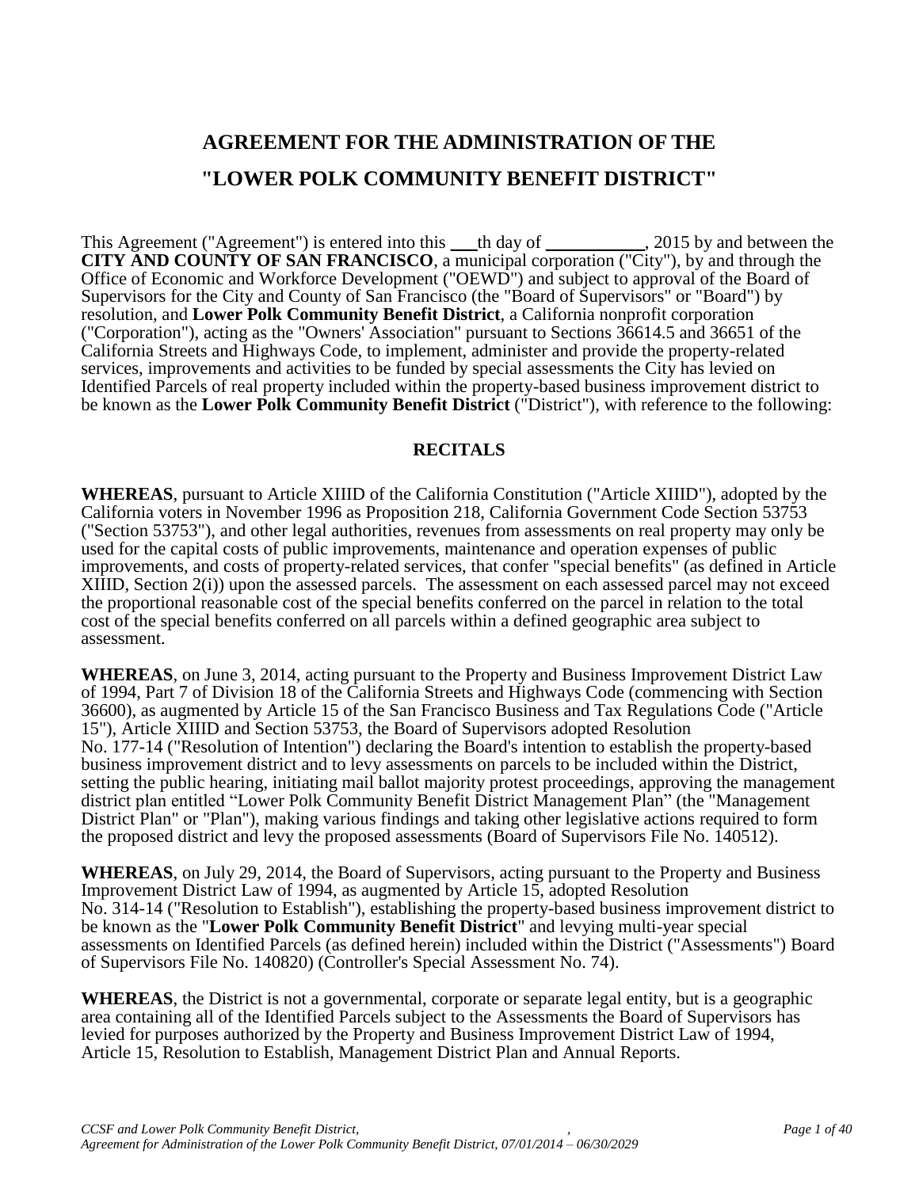# AGREEMENT FOR THE ADMINISTRATION OF THE "LOWER POLK COMMUNITY BENEFIT DISTRICT"

This Agreement ("Agreement") is entered into this \_\_\_th day of \_\_\_\_\_\_\_\_\_\_\_, 2015 by and between the **CITY AND COUNTY OF SAN FRANCISCO**, a municipal corporation ("City"), by and through the Office of Economic and Workforce Development ("OEWD") and subject to approval of the Board of Supervisors for the City and County of San Francisco (the "Board of Supervisors" or "Board") by resolution, and **Lower Polk Community Benefit District**, a California nonprofit corporation ("Corporation"), acting as the "Owners' Association" pursuant to Sections 36614.5 and 36651 of the California Streets and Highways Code, to implement, administer and provide the property-related services, improvements and activities to be funded by special assessments the City has levied on Identified Parcels of real property included within the property-based business improvement district to be known as the **Lower Polk Community Benefit District** ("District"), with reference to the following:

## RECITALS

**WHEREAS**, pursuant to Article XIIID of the California Constitution ("Article XIIID"), adopted by the California voters in November 1996 as Proposition 218, California Government Code Section 53753 ("Section 53753"), and other legal authorities, revenues from assessments on real property may only be used for the capital costs of public improvements, maintenance and operation expenses of public improvements, and costs of property-related services, that confer "special benefits" (as defined in Article XIIID, Section 2(i)) upon the assessed parcels. The assessment on each assessed parcel may not exceed the proportional reasonable cost of the special benefits conferred on the parcel in relation to the total cost of the special benefits conferred on all parcels within a defined geographic area subject to assessment.

**WHEREAS**, on June 3, 2014, acting pursuant to the Property and Business Improvement District Law of 1994, Part 7 of Division 18 of the California Streets and Highways Code (commencing with Section 36600), as augmented by Article 15 of the San Francisco Business and Tax Regulations Code ("Article 15"), Article XIIID and Section 53753, the Board of Supervisors adopted Resolution No. 177-14 ("Resolution of Intention") declaring the Board's intention to establish the property-based business improvement district and to levy assessments on parcels to be included within the District, setting the public hearing, initiating mail ballot majority protest proceedings, approving the management district plan entitled "Lower Polk Community Benefit District Management Plan" (the "Management District Plan" or "Plan"), making various findings and taking other legislative actions required to form the proposed district and levy the proposed assessments (Board of Supervisors File No. 140512).

**WHEREAS**, on July 29, 2014, the Board of Supervisors, acting pursuant to the Property and Business Improvement District Law of 1994, as augmented by Article 15, adopted Resolution No. 314-14 ("Resolution to Establish"), establishing the property-based business improvement district to be known as the "**Lower Polk Community Benefit District**" and levying multi-year special assessments on Identified Parcels (as defined herein) included within the District ("Assessments") Board of Supervisors File No. 140820) (Controller's Special Assessment No. 74).

**WHEREAS**, the District is not a governmental, corporate or separate legal entity, but is a geographic area containing all of the Identified Parcels subject to the Assessments the Board of Supervisors has levied for purposes authorized by the Property and Business Improvement District Law of 1994, Article 15, Resolution to Establish, Management District Plan and Annual Reports.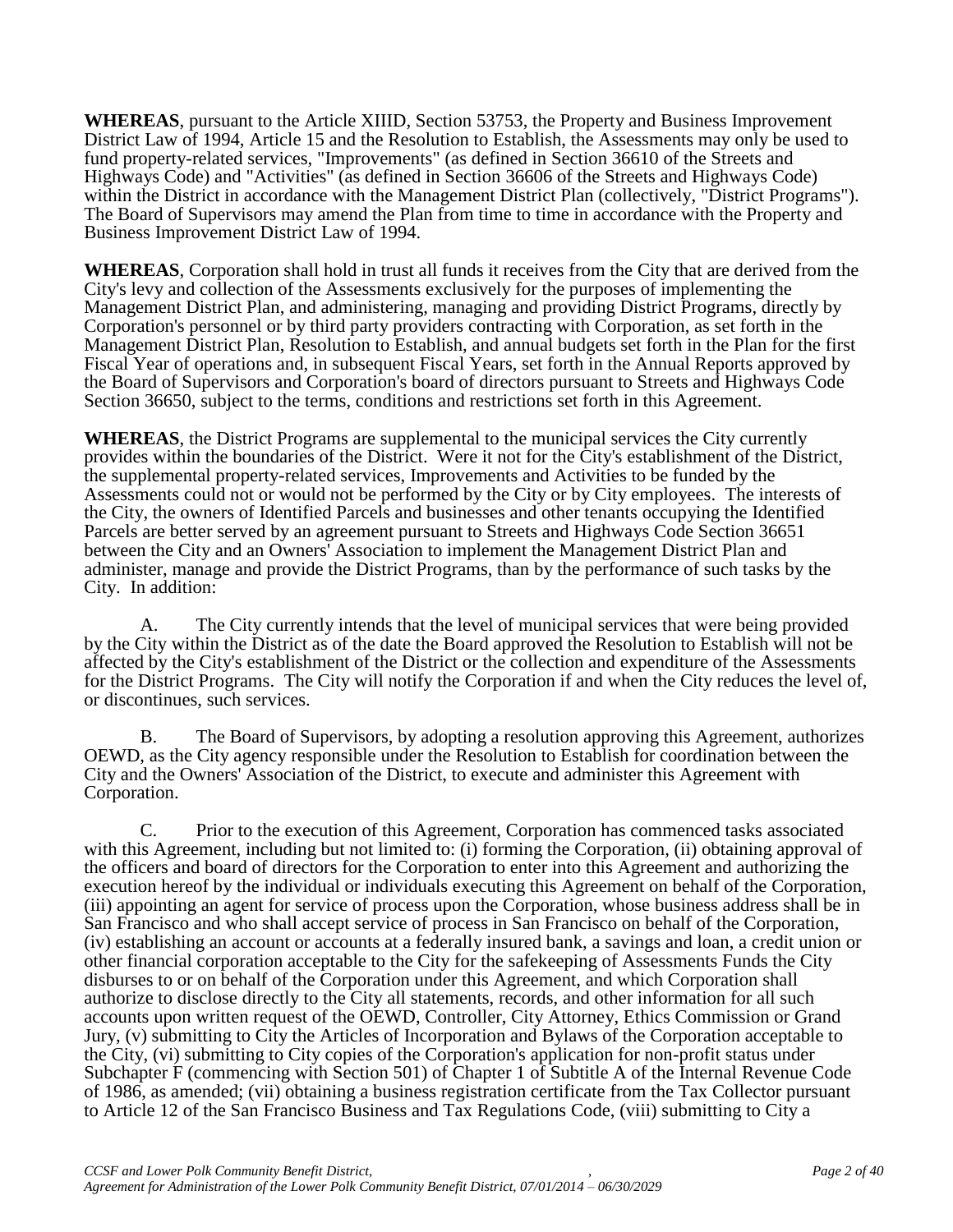**WHEREAS**, pursuant to the Article XIIID, Section 53753, the Property and Business Improvement District Law of 1994, Article 15 and the Resolution to Establish, the Assessments may only be used to fund property-related services, "Improvements" (as defined in Section 36610 of the Streets and Highways Code) and "Activities" (as defined in Section 36606 of the Streets and Highways Code) within the District in accordance with the Management District Plan (collectively, "District Programs"). The Board of Supervisors may amend the Plan from time to time in accordance with the Property and Business Improvement District Law of 1994.

**WHEREAS**, Corporation shall hold in trust all funds it receives from the City that are derived from the City's levy and collection of the Assessments exclusively for the purposes of implementing the Management District Plan, and administering, managing and providing District Programs, directly by Corporation's personnel or by third party providers contracting with Corporation, as set forth in the Management District Plan, Resolution to Establish, and annual budgets set forth in the Plan for the first Fiscal Year of operations and, in subsequent Fiscal Years, set forth in the Annual Reports approved by the Board of Supervisors and Corporation's board of directors pursuant to Streets and Highways Code Section 36650, subject to the terms, conditions and restrictions set forth in this Agreement.

**WHEREAS**, the District Programs are supplemental to the municipal services the City currently provides within the boundaries of the District. Were it not for the City's establishment of the District, the supplemental property-related services, Improvements and Activities to be funded by the Assessments could not or would not be performed by the City or by City employees. The interests of the City, the owners of Identified Parcels and businesses and other tenants occupying the Identified Parcels are better served by an agreement pursuant to Streets and Highways Code Section 36651 between the City and an Owners' Association to implement the Management District Plan and administer, manage and provide the District Programs, than by the performance of such tasks by the City. In addition:

A. The City currently intends that the level of municipal services that were being provided by the City within the District as of the date the Board approved the Resolution to Establish will not be affected by the City's establishment of the District or the collection and expenditure of the Assessments for the District Programs. The City will notify the Corporation if and when the City reduces the level of, or discontinues, such services.

B. The Board of Supervisors, by adopting a resolution approving this Agreement, authorizes OEWD, as the City agency responsible under the Resolution to Establish for coordination between the City and the Owners' Association of the District, to execute and administer this Agreement with Corporation.

C. Prior to the execution of this Agreement, Corporation has commenced tasks associated with this Agreement, including but not limited to: (i) forming the Corporation, (ii) obtaining approval of the officers and board of directors for the Corporation to enter into this Agreement and authorizing the execution hereof by the individual or individuals executing this Agreement on behalf of the Corporation, (iii) appointing an agent for service of process upon the Corporation, whose business address shall be in San Francisco and who shall accept service of process in San Francisco on behalf of the Corporation, (iv) establishing an account or accounts at a federally insured bank, a savings and loan, a credit union or other financial corporation acceptable to the City for the safekeeping of Assessments Funds the City disburses to or on behalf of the Corporation under this Agreement, and which Corporation shall authorize to disclose directly to the City all statements, records, and other information for all such accounts upon written request of the OEWD, Controller, City Attorney, Ethics Commission or Grand Jury, (v) submitting to City the Articles of Incorporation and Bylaws of the Corporation acceptable to the City, (vi) submitting to City copies of the Corporation's application for non-profit status under Subchapter F (commencing with Section 501) of Chapter 1 of Subtitle A of the Internal Revenue Code of 1986, as amended; (vii) obtaining a business registration certificate from the Tax Collector pursuant to Article 12 of the San Francisco Business and Tax Regulations Code, (viii) submitting to City a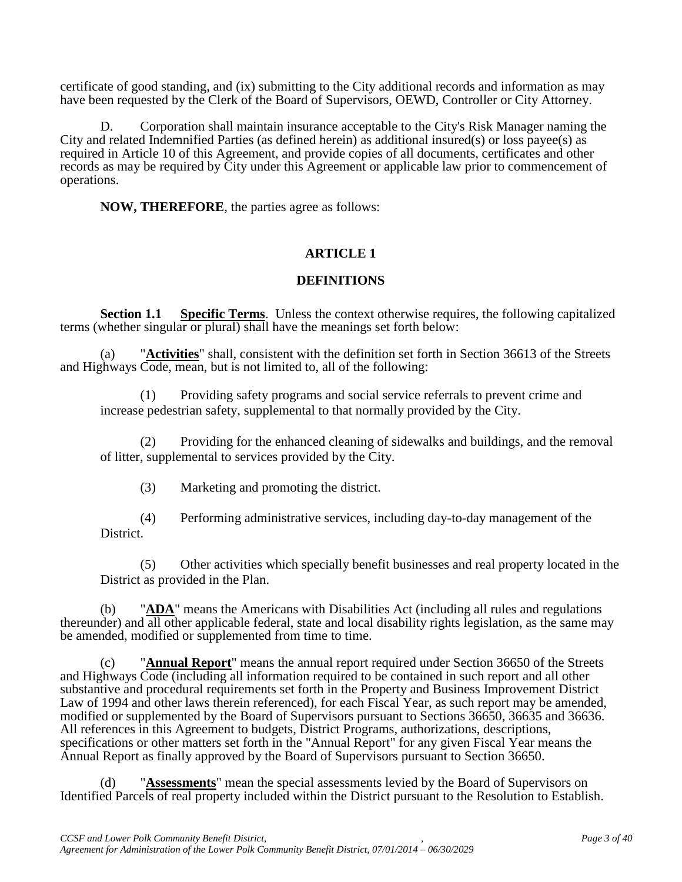certificate of good standing, and (ix) submitting to the City additional records and information as may have been requested by the Clerk of the Board of Supervisors, OEWD, Controller or City Attorney.

D. Corporation shall maintain insurance acceptable to the City's Risk Manager naming the City and related Indemnified Parties (as defined herein) as additional insured(s) or loss payee(s) as required in Article 10 of this Agreement, and provide copies of all documents, certificates and other records as may be required by City under this Agreement or applicable law prior to commencement of operations.

**NOW, THEREFORE**, the parties agree as follows:

## ARTICLE 1

## DEFINITIONS

**Section 1.1 Specific Terms**. Unless the context otherwise requires, the following capitalized terms (whether singular or plural) shall have the meanings set forth below:

(a) "**Activities**" shall, consistent with the definition set forth in Section 36613 of the Streets and Highways Code, mean, but is not limited to, all of the following:

(1) Providing safety programs and social service referrals to prevent crime and increase pedestrian safety, supplemental to that normally provided by the City.

(2) Providing for the enhanced cleaning of sidewalks and buildings, and the removal of litter, supplemental to services provided by the City.

(3) Marketing and promoting the district.

(4) Performing administrative services, including day-to-day management of the District.

(5) Other activities which specially benefit businesses and real property located in the District as provided in the Plan.

(b) "**ADA**" means the Americans with Disabilities Act (including all rules and regulations thereunder) and all other applicable federal, state and local disability rights legislation, as the same may be amended, modified or supplemented from time to time.

(c) "**Annual Report**" means the annual report required under Section 36650 of the Streets and Highways Code (including all information required to be contained in such report and all other substantive and procedural requirements set forth in the Property and Business Improvement District Law of 1994 and other laws therein referenced), for each Fiscal Year, as such report may be amended, modified or supplemented by the Board of Supervisors pursuant to Sections 36650, 36635 and 36636. All references in this Agreement to budgets, District Programs, authorizations, descriptions, specifications or other matters set forth in the "Annual Report" for any given Fiscal Year means the Annual Report as finally approved by the Board of Supervisors pursuant to Section 36650.

(d) "**Assessments**" mean the special assessments levied by the Board of Supervisors on Identified Parcels of real property included within the District pursuant to the Resolution to Establish.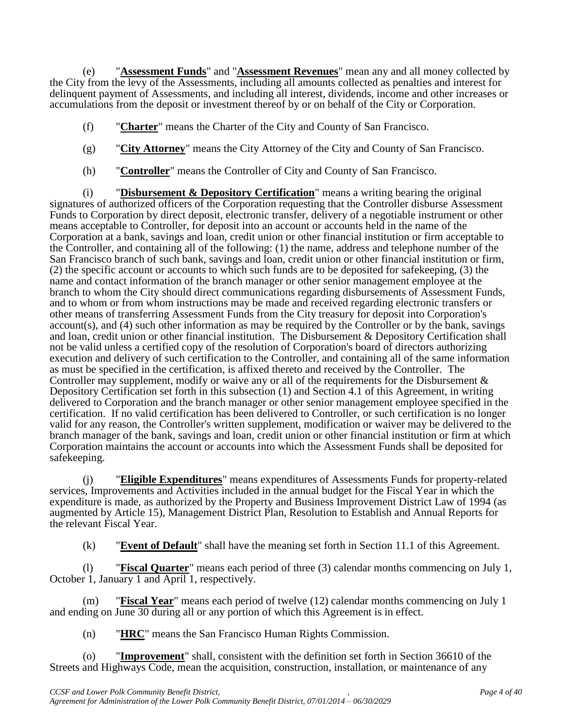(e) "**Assessment Funds**" and "**Assessment Revenues**" mean any and all money collected by the City from the levy of the Assessments, including all amounts collected as penalties and interest for delinquent payment of Assessments, and including all interest, dividends, income and other increases or accumulations from the deposit or investment thereof by or on behalf of the City or Corporation.

(f) "**Charter**" means the Charter of the City and County of San Francisco.

(g) "**City Attorney**" means the City Attorney of the City and County of San Francisco.

(h) "**Controller**" means the Controller of City and County of San Francisco.

(i) "**Disbursement & Depository Certification**" means a writing bearing the original signatures of authorized officers of the Corporation requesting that the Controller disburse Assessment Funds to Corporation by direct deposit, electronic transfer, delivery of a negotiable instrument or other means acceptable to Controller, for deposit into an account or accounts held in the name of the Corporation at a bank, savings and loan, credit union or other financial institution or firm acceptable to the Controller, and containing all of the following: (1) the name, address and telephone number of the San Francisco branch of such bank, savings and loan, credit union or other financial institution or firm, (2) the specific account or accounts to which such funds are to be deposited for safekeeping, (3) the name and contact information of the branch manager or other senior management employee at the branch to whom the City should direct communications regarding disbursements of Assessment Funds, and to whom or from whom instructions may be made and received regarding electronic transfers or other means of transferring Assessment Funds from the City treasury for deposit into Corporation's account(s), and (4) such other information as may be required by the Controller or by the bank, savings and loan, credit union or other financial institution. The Disbursement & Depository Certification shall not be valid unless a certified copy of the resolution of Corporation's board of directors authorizing execution and delivery of such certification to the Controller, and containing all of the same information as must be specified in the certification, is affixed thereto and received by the Controller. The Controller may supplement, modify or waive any or all of the requirements for the Disbursement & Depository Certification set forth in this subsection (1) and Section 4.1 of this Agreement, in writing delivered to Corporation and the branch manager or other senior management employee specified in the certification. If no valid certification has been delivered to Controller, or such certification is no longer valid for any reason, the Controller's written supplement, modification or waiver may be delivered to the branch manager of the bank, savings and loan, credit union or other financial institution or firm at which Corporation maintains the account or accounts into which the Assessment Funds shall be deposited for safekeeping.

(j) "**Eligible Expenditures**" means expenditures of Assessments Funds for property-related services, Improvements and Activities included in the annual budget for the Fiscal Year in which the expenditure is made, as authorized by the Property and Business Improvement District Law of 1994 (as augmented by Article 15), Management District Plan, Resolution to Establish and Annual Reports for the relevant Fiscal Year.

(k) "**Event of Default**" shall have the meaning set forth in Section 11.1 of this Agreement.

(l) "**Fiscal Quarter**" means each period of three (3) calendar months commencing on July 1, October 1, January 1 and April 1, respectively.

(m) "**Fiscal Year**" means each period of twelve (12) calendar months commencing on July 1 and ending on June 30 during all or any portion of which this Agreement is in effect.

(n) "**HRC**" means the San Francisco Human Rights Commission.

(o) "**Improvement**" shall, consistent with the definition set forth in Section 36610 of the Streets and Highways Code, mean the acquisition, construction, installation, or maintenance of any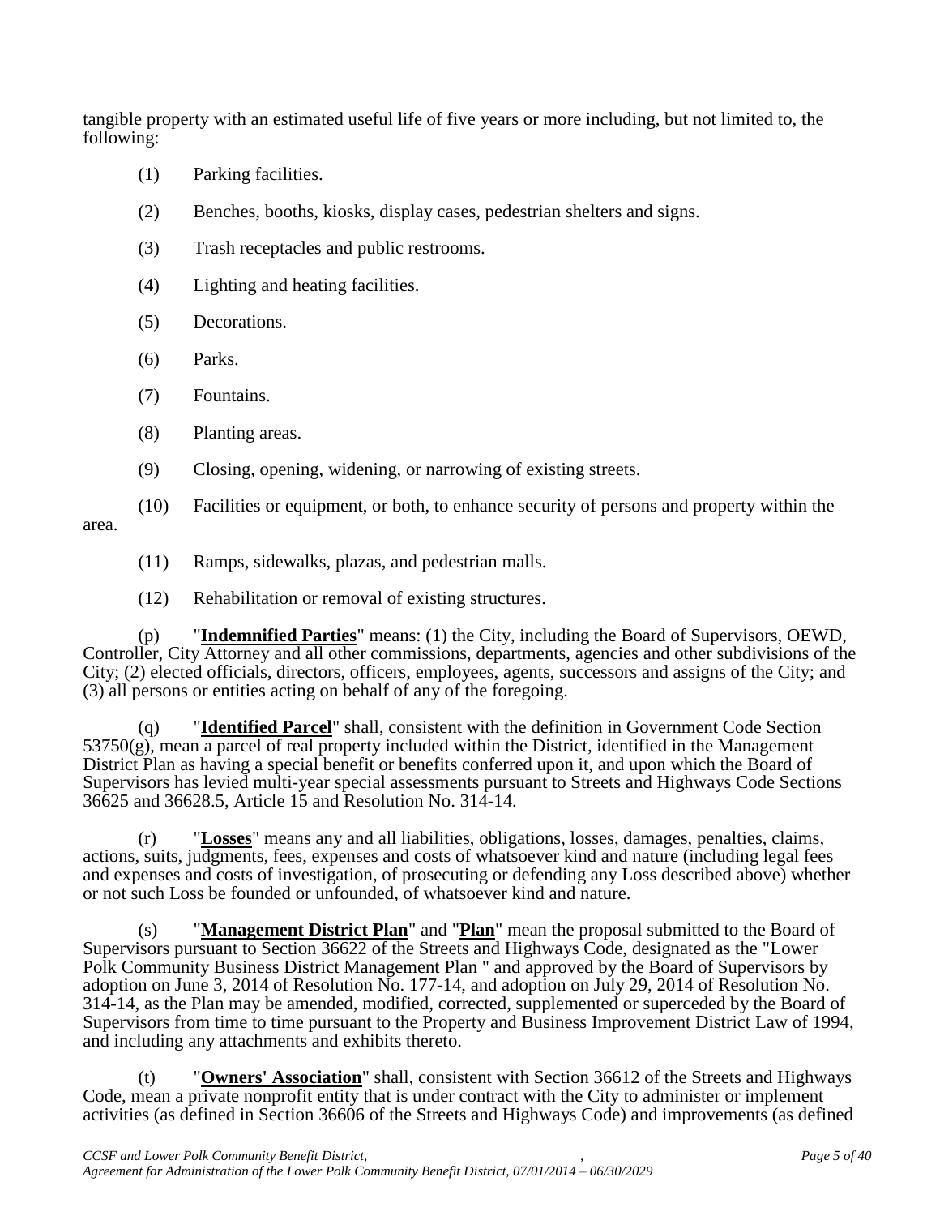tangible property with an estimated useful life of five years or more including, but not limited to, the following:

(1) Parking facilities.

(2) Benches, booths, kiosks, display cases, pedestrian shelters and signs.

(3) Trash receptacles and public restrooms.

(4) Lighting and heating facilities.

(5) Decorations.

(6) Parks.

(7) Fountains.

(8) Planting areas.

(9) Closing, opening, widening, or narrowing of existing streets.

(10) Facilities or equipment, or both, to enhance security of persons and property within the area.

(11) Ramps, sidewalks, plazas, and pedestrian malls.

(12) Rehabilitation or removal of existing structures.

(p) "**Indemnified Parties**" means: (1) the City, including the Board of Supervisors, OEWD, Controller, City Attorney and all other commissions, departments, agencies and other subdivisions of the City; (2) elected officials, directors, officers, employees, agents, successors and assigns of the City; and (3) all persons or entities acting on behalf of any of the foregoing.

(q) "**Identified Parcel**" shall, consistent with the definition in Government Code Section 53750(g), mean a parcel of real property included within the District, identified in the Management District Plan as having a special benefit or benefits conferred upon it, and upon which the Board of Supervisors has levied multi-year special assessments pursuant to Streets and Highways Code Sections 36625 and 36628.5, Article 15 and Resolution No. 314-14.

(r) "**Losses**" means any and all liabilities, obligations, losses, damages, penalties, claims, actions, suits, judgments, fees, expenses and costs of whatsoever kind and nature (including legal fees and expenses and costs of investigation, of prosecuting or defending any Loss described above) whether or not such Loss be founded or unfounded, of whatsoever kind and nature.

(s) "**Management District Plan**" and "**Plan**" mean the proposal submitted to the Board of Supervisors pursuant to Section 36622 of the Streets and Highways Code, designated as the "Lower Polk Community Business District Management Plan " and approved by the Board of Supervisors by adoption on June 3, 2014 of Resolution No. 177-14, and adoption on July 29, 2014 of Resolution No. 314-14, as the Plan may be amended, modified, corrected, supplemented or superceded by the Board of Supervisors from time to time pursuant to the Property and Business Improvement District Law of 1994, and including any attachments and exhibits thereto.

(t) "**Owners' Association**" shall, consistent with Section 36612 of the Streets and Highways Code, mean a private nonprofit entity that is under contract with the City to administer or implement activities (as defined in Section 36606 of the Streets and Highways Code) and improvements (as defined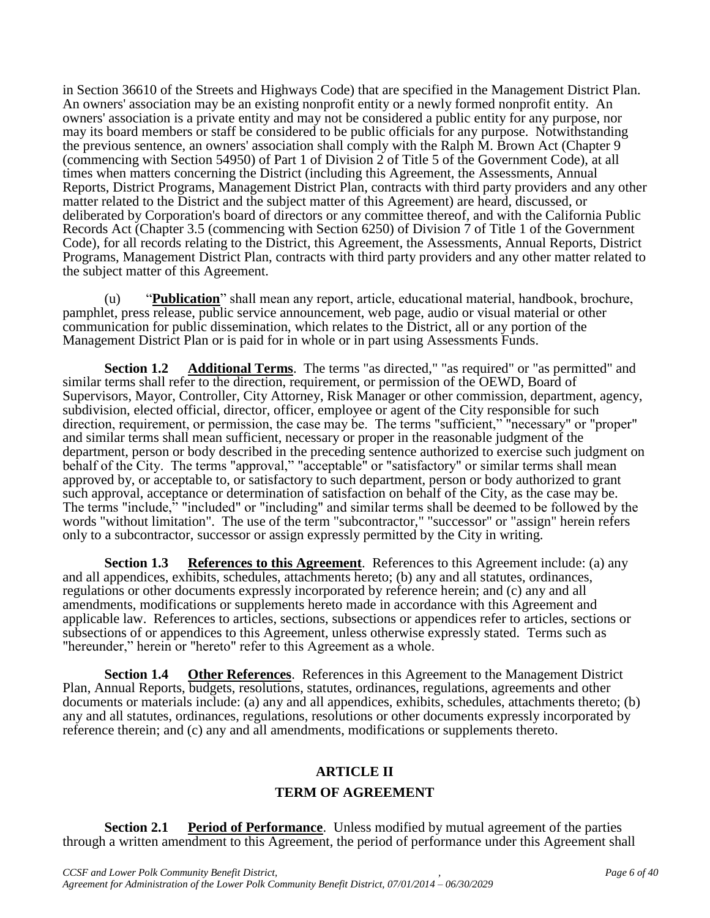in Section 36610 of the Streets and Highways Code) that are specified in the Management District Plan. An owners' association may be an existing nonprofit entity or a newly formed nonprofit entity. An owners' association is a private entity and may not be considered a public entity for any purpose, nor may its board members or staff be considered to be public officials for any purpose. Notwithstanding the previous sentence, an owners' association shall comply with the Ralph M. Brown Act (Chapter 9 (commencing with Section 54950) of Part 1 of Division 2 of Title 5 of the Government Code), at all times when matters concerning the District (including this Agreement, the Assessments, Annual Reports, District Programs, Management District Plan, contracts with third party providers and any other matter related to the District and the subject matter of this Agreement) are heard, discussed, or deliberated by Corporation's board of directors or any committee thereof, and with the California Public Records Act (Chapter 3.5 (commencing with Section 6250) of Division 7 of Title 1 of the Government Code), for all records relating to the District, this Agreement, the Assessments, Annual Reports, District Programs, Management District Plan, contracts with third party providers and any other matter related to the subject matter of this Agreement.

(u) "**Publication**" shall mean any report, article, educational material, handbook, brochure, pamphlet, press release, public service announcement, web page, audio or visual material or other communication for public dissemination, which relates to the District, all or any portion of the Management District Plan or is paid for in whole or in part using Assessments Funds.

**Section 1.2 Additional Terms**. The terms "as directed," "as required" or "as permitted" and similar terms shall refer to the direction, requirement, or permission of the OEWD, Board of Supervisors, Mayor, Controller, City Attorney, Risk Manager or other commission, department, agency, subdivision, elected official, director, officer, employee or agent of the City responsible for such direction, requirement, or permission, the case may be. The terms "sufficient," "necessary" or "proper" and similar terms shall mean sufficient, necessary or proper in the reasonable judgment of the department, person or body described in the preceding sentence authorized to exercise such judgment on behalf of the City. The terms "approval," "acceptable" or "satisfactory" or similar terms shall mean approved by, or acceptable to, or satisfactory to such department, person or body authorized to grant such approval, acceptance or determination of satisfaction on behalf of the City, as the case may be. The terms "include," "included" or "including" and similar terms shall be deemed to be followed by the words "without limitation". The use of the term "subcontractor," "successor" or "assign" herein refers only to a subcontractor, successor or assign expressly permitted by the City in writing.

**Section 1.3 References to this Agreement**. References to this Agreement include: (a) any and all appendices, exhibits, schedules, attachments hereto; (b) any and all statutes, ordinances, regulations or other documents expressly incorporated by reference herein; and (c) any and all amendments, modifications or supplements hereto made in accordance with this Agreement and applicable law. References to articles, sections, subsections or appendices refer to articles, sections or subsections of or appendices to this Agreement, unless otherwise expressly stated. Terms such as "hereunder," herein or "hereto" refer to this Agreement as a whole.

**Section 1.4 Other References**. References in this Agreement to the Management District Plan, Annual Reports, budgets, resolutions, statutes, ordinances, regulations, agreements and other documents or materials include: (a) any and all appendices, exhibits, schedules, attachments thereto; (b) any and all statutes, ordinances, regulations, resolutions or other documents expressly incorporated by reference therein; and (c) any and all amendments, modifications or supplements thereto.

## ARTICLE II

## TERM OF AGREEMENT

**Section 2.1 Period of Performance**. Unless modified by mutual agreement of the parties through a written amendment to this Agreement, the period of performance under this Agreement shall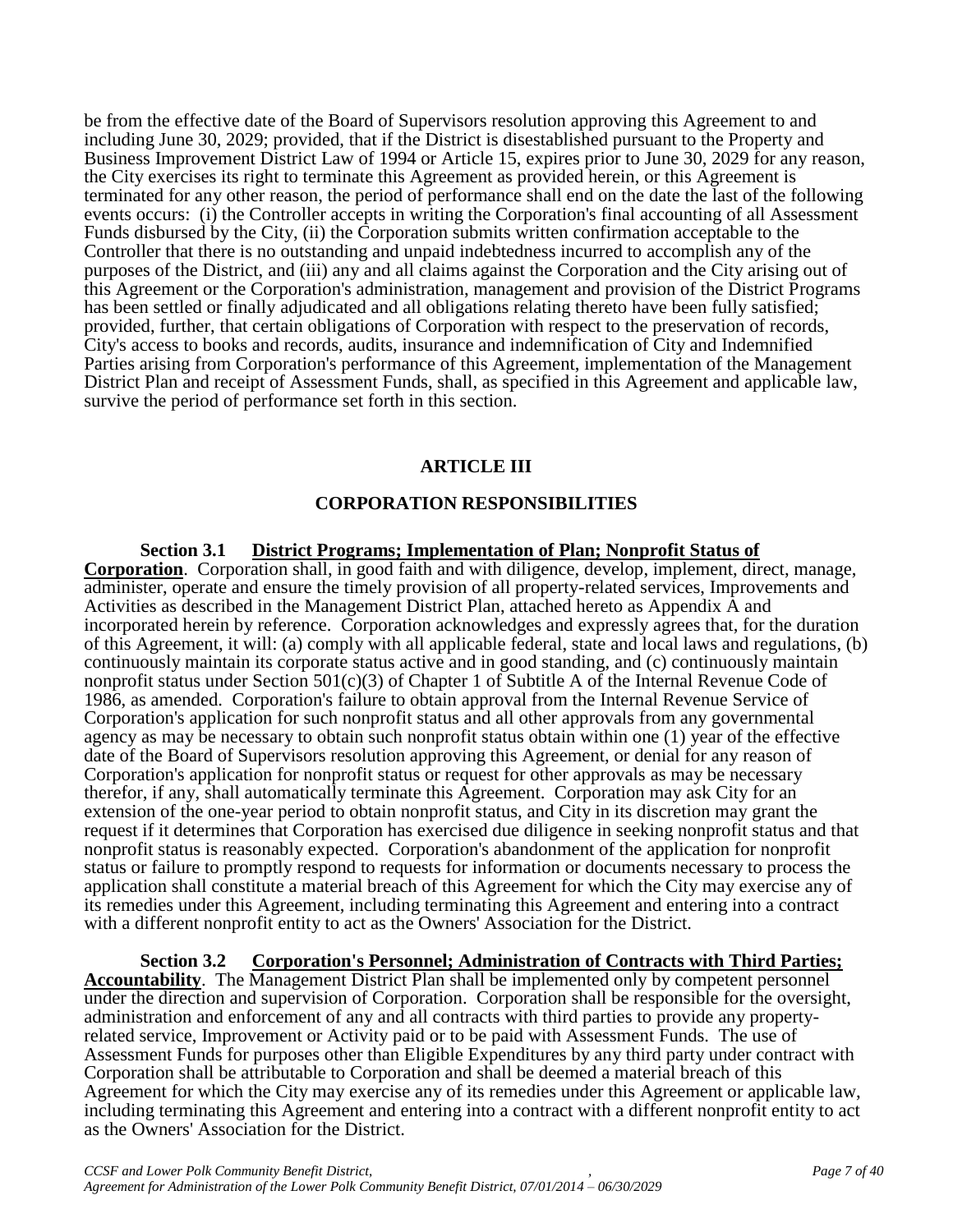be from the effective date of the Board of Supervisors resolution approving this Agreement to and including June 30, 2029; provided, that if the District is disestablished pursuant to the Property and Business Improvement District Law of 1994 or Article 15, expires prior to June 30, 2029 for any reason, the City exercises its right to terminate this Agreement as provided herein, or this Agreement is terminated for any other reason, the period of performance shall end on the date the last of the following events occurs: (i) the Controller accepts in writing the Corporation's final accounting of all Assessment Funds disbursed by the City, (ii) the Corporation submits written confirmation acceptable to the Controller that there is no outstanding and unpaid indebtedness incurred to accomplish any of the purposes of the District, and (iii) any and all claims against the Corporation and the City arising out of this Agreement or the Corporation's administration, management and provision of the District Programs has been settled or finally adjudicated and all obligations relating thereto have been fully satisfied; provided, further, that certain obligations of Corporation with respect to the preservation of records, City's access to books and records, audits, insurance and indemnification of City and Indemnified Parties arising from Corporation's performance of this Agreement, implementation of the Management District Plan and receipt of Assessment Funds, shall, as specified in this Agreement and applicable law, survive the period of performance set forth in this section.

## ARTICLE III

## CORPORATION RESPONSIBILITIES

**Section 3.1 <u>District Programs; Implementation of Plan; Nonprofit Status of Corporation</u>**. Corporation shall, in good faith and with diligence, develop, implement, direct, manage, administer, operate and ensure the timely provision of all property-related services, Improvements and Activities as described in the Management District Plan, attached hereto as Appendix A and incorporated herein by reference. Corporation acknowledges and expressly agrees that, for the duration of this Agreement, it will: (a) comply with all applicable federal, state and local laws and regulations, (b) continuously maintain its corporate status active and in good standing, and (c) continuously maintain nonprofit status under Section 501(c)(3) of Chapter 1 of Subtitle A of the Internal Revenue Code of 1986, as amended. Corporation's failure to obtain approval from the Internal Revenue Service of Corporation's application for such nonprofit status and all other approvals from any governmental agency as may be necessary to obtain such nonprofit status obtain within one (1) year of the effective date of the Board of Supervisors resolution approving this Agreement, or denial for any reason of Corporation's application for nonprofit status or request for other approvals as may be necessary therefor, if any, shall automatically terminate this Agreement. Corporation may ask City for an extension of the one-year period to obtain nonprofit status, and City in its discretion may grant the request if it determines that Corporation has exercised due diligence in seeking nonprofit status and that nonprofit status is reasonably expected. Corporation's abandonment of the application for nonprofit status or failure to promptly respond to requests for information or documents necessary to process the application shall constitute a material breach of this Agreement for which the City may exercise any of its remedies under this Agreement, including terminating this Agreement and entering into a contract with a different nonprofit entity to act as the Owners' Association for the District.

**Section 3.2 <u>Corporation's Personnel; Administration of Contracts with Third Parties; Accountability</u>**. The Management District Plan shall be implemented only by competent personnel under the direction and supervision of Corporation. Corporation shall be responsible for the oversight, administration and enforcement of any and all contracts with third parties to provide any property-related service, Improvement or Activity paid or to be paid with Assessment Funds. The use of Assessment Funds for purposes other than Eligible Expenditures by any third party under contract with Corporation shall be attributable to Corporation and shall be deemed a material breach of this Agreement for which the City may exercise any of its remedies under this Agreement or applicable law, including terminating this Agreement and entering into a contract with a different nonprofit entity to act as the Owners' Association for the District.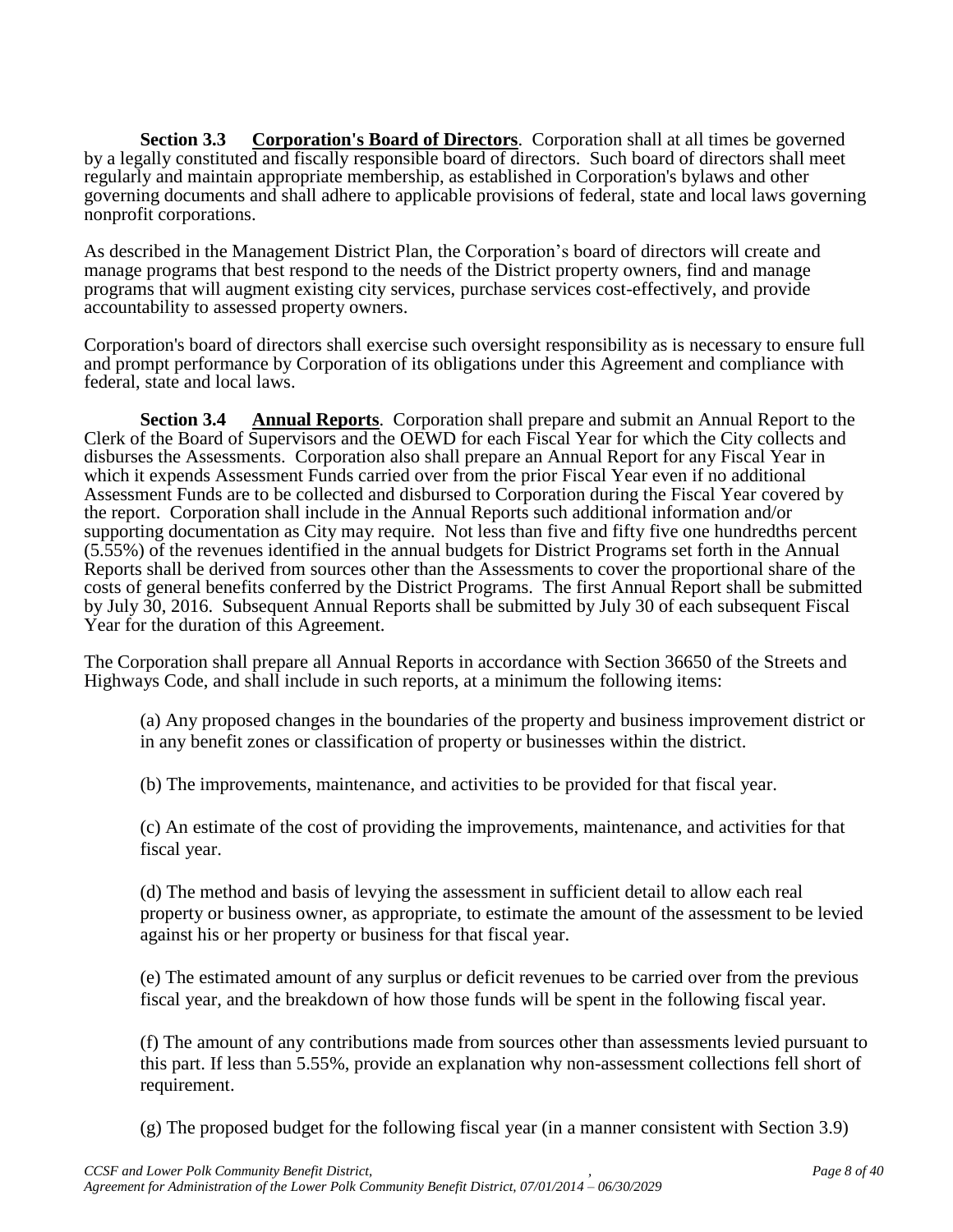**Section 3.3 <u>Corporation's Board of Directors</u>**. Corporation shall at all times be governed by a legally constituted and fiscally responsible board of directors. Such board of directors shall meet regularly and maintain appropriate membership, as established in Corporation's bylaws and other governing documents and shall adhere to applicable provisions of federal, state and local laws governing nonprofit corporations.

As described in the Management District Plan, the Corporation's board of directors will create and manage programs that best respond to the needs of the District property owners, find and manage programs that will augment existing city services, purchase services cost-effectively, and provide accountability to assessed property owners.

Corporation's board of directors shall exercise such oversight responsibility as is necessary to ensure full and prompt performance by Corporation of its obligations under this Agreement and compliance with federal, state and local laws.

**Section 3.4 <u>Annual Reports</u>**. Corporation shall prepare and submit an Annual Report to the Clerk of the Board of Supervisors and the OEWD for each Fiscal Year for which the City collects and disburses the Assessments. Corporation also shall prepare an Annual Report for any Fiscal Year in which it expends Assessment Funds carried over from the prior Fiscal Year even if no additional Assessment Funds are to be collected and disbursed to Corporation during the Fiscal Year covered by the report. Corporation shall include in the Annual Reports such additional information and/or supporting documentation as City may require. Not less than five and fifty five one hundredths percent (5.55%) of the revenues identified in the annual budgets for District Programs set forth in the Annual Reports shall be derived from sources other than the Assessments to cover the proportional share of the costs of general benefits conferred by the District Programs. The first Annual Report shall be submitted by July 30, 2016. Subsequent Annual Reports shall be submitted by July 30 of each subsequent Fiscal Year for the duration of this Agreement.

The Corporation shall prepare all Annual Reports in accordance with Section 36650 of the Streets and Highways Code, and shall include in such reports, at a minimum the following items:

(a) Any proposed changes in the boundaries of the property and business improvement district or in any benefit zones or classification of property or businesses within the district.

(b) The improvements, maintenance, and activities to be provided for that fiscal year.

(c) An estimate of the cost of providing the improvements, maintenance, and activities for that fiscal year.

(d) The method and basis of levying the assessment in sufficient detail to allow each real property or business owner, as appropriate, to estimate the amount of the assessment to be levied against his or her property or business for that fiscal year.

(e) The estimated amount of any surplus or deficit revenues to be carried over from the previous fiscal year, and the breakdown of how those funds will be spent in the following fiscal year.

(f) The amount of any contributions made from sources other than assessments levied pursuant to this part. If less than 5.55%, provide an explanation why non-assessment collections fell short of requirement.

(g) The proposed budget for the following fiscal year (in a manner consistent with Section 3.9)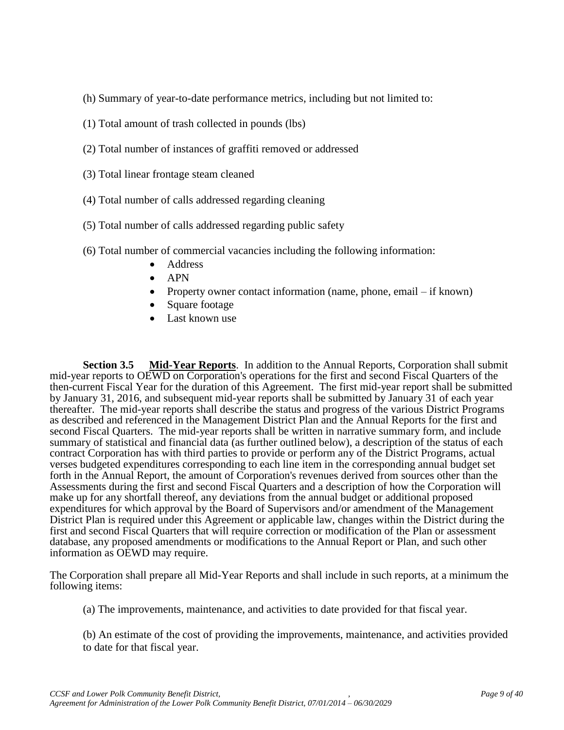(h) Summary of year-to-date performance metrics, including but not limited to:

(1) Total amount of trash collected in pounds (lbs)

(2) Total number of instances of graffiti removed or addressed

(3) Total linear frontage steam cleaned

(4) Total number of calls addressed regarding cleaning

(5) Total number of calls addressed regarding public safety

(6) Total number of commercial vacancies including the following information:

- Address
- APN
- Property owner contact information (name, phone, email – if known)
- Square footage
- Last known use

**Section 3.5 Mid-Year Reports**. In addition to the Annual Reports, Corporation shall submit mid-year reports to OEWD on Corporation's operations for the first and second Fiscal Quarters of the then-current Fiscal Year for the duration of this Agreement. The first mid-year report shall be submitted by January 31, 2016, and subsequent mid-year reports shall be submitted by January 31 of each year thereafter. The mid-year reports shall describe the status and progress of the various District Programs as described and referenced in the Management District Plan and the Annual Reports for the first and second Fiscal Quarters. The mid-year reports shall be written in narrative summary form, and include summary of statistical and financial data (as further outlined below), a description of the status of each contract Corporation has with third parties to provide or perform any of the District Programs, actual verses budgeted expenditures corresponding to each line item in the corresponding annual budget set forth in the Annual Report, the amount of Corporation's revenues derived from sources other than the Assessments during the first and second Fiscal Quarters and a description of how the Corporation will make up for any shortfall thereof, any deviations from the annual budget or additional proposed expenditures for which approval by the Board of Supervisors and/or amendment of the Management District Plan is required under this Agreement or applicable law, changes within the District during the first and second Fiscal Quarters that will require correction or modification of the Plan or assessment database, any proposed amendments or modifications to the Annual Report or Plan, and such other information as OEWD may require.

The Corporation shall prepare all Mid-Year Reports and shall include in such reports, at a minimum the following items:

(a) The improvements, maintenance, and activities to date provided for that fiscal year.

(b) An estimate of the cost of providing the improvements, maintenance, and activities provided to date for that fiscal year.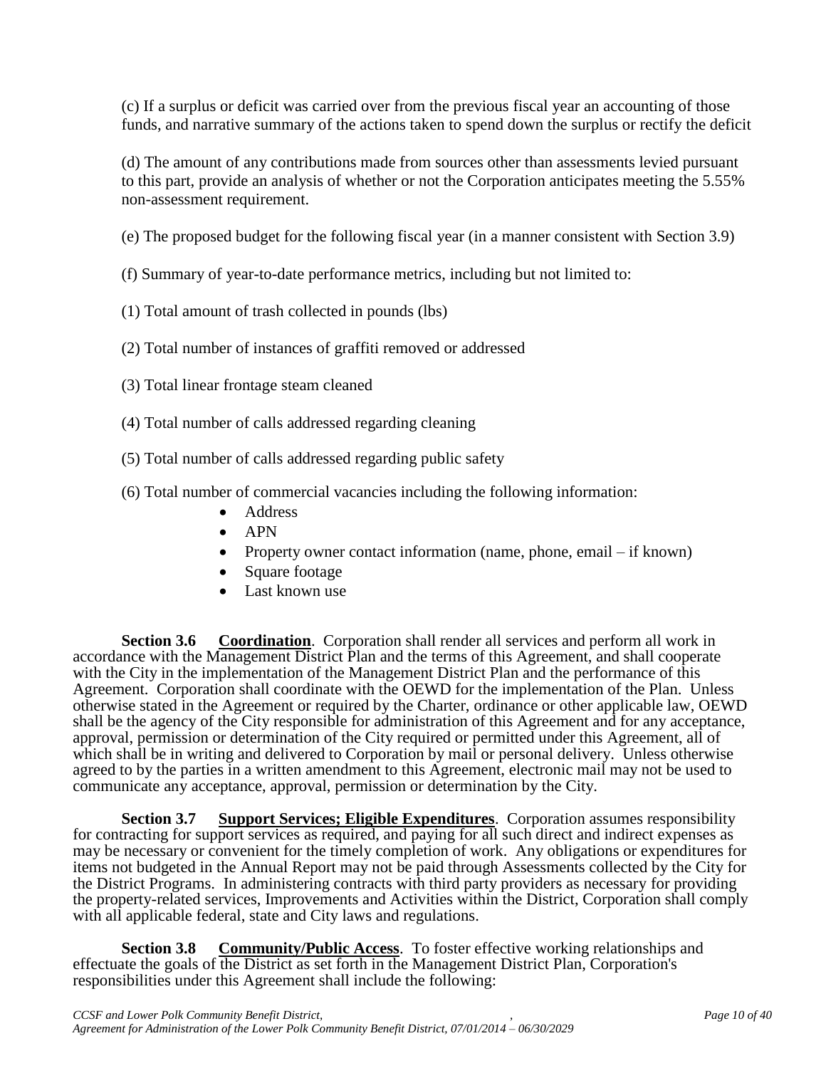(c) If a surplus or deficit was carried over from the previous fiscal year an accounting of those funds, and narrative summary of the actions taken to spend down the surplus or rectify the deficit

(d) The amount of any contributions made from sources other than assessments levied pursuant to this part, provide an analysis of whether or not the Corporation anticipates meeting the 5.55% non-assessment requirement.

(e) The proposed budget for the following fiscal year (in a manner consistent with Section 3.9)

(f) Summary of year-to-date performance metrics, including but not limited to:

(1) Total amount of trash collected in pounds (lbs)

(2) Total number of instances of graffiti removed or addressed

(3) Total linear frontage steam cleaned

(4) Total number of calls addressed regarding cleaning

(5) Total number of calls addressed regarding public safety

(6) Total number of commercial vacancies including the following information:

- Address
- APN
- Property owner contact information (name, phone, email – if known)
- Square footage
- Last known use

**Section 3.6 <u>Coordination</u>**. Corporation shall render all services and perform all work in accordance with the Management District Plan and the terms of this Agreement, and shall cooperate with the City in the implementation of the Management District Plan and the performance of this Agreement. Corporation shall coordinate with the OEWD for the implementation of the Plan. Unless otherwise stated in the Agreement or required by the Charter, ordinance or other applicable law, OEWD shall be the agency of the City responsible for administration of this Agreement and for any acceptance, approval, permission or determination of the City required or permitted under this Agreement, all of which shall be in writing and delivered to Corporation by mail or personal delivery. Unless otherwise agreed to by the parties in a written amendment to this Agreement, electronic mail may not be used to communicate any acceptance, approval, permission or determination by the City.

**Section 3.7 <u>Support Services; Eligible Expenditures</u>**. Corporation assumes responsibility for contracting for support services as required, and paying for all such direct and indirect expenses as may be necessary or convenient for the timely completion of work. Any obligations or expenditures for items not budgeted in the Annual Report may not be paid through Assessments collected by the City for the District Programs. In administering contracts with third party providers as necessary for providing the property-related services, Improvements and Activities within the District, Corporation shall comply with all applicable federal, state and City laws and regulations.

**Section 3.8 <u>Community/Public Access</u>**. To foster effective working relationships and effectuate the goals of the District as set forth in the Management District Plan, Corporation's responsibilities under this Agreement shall include the following: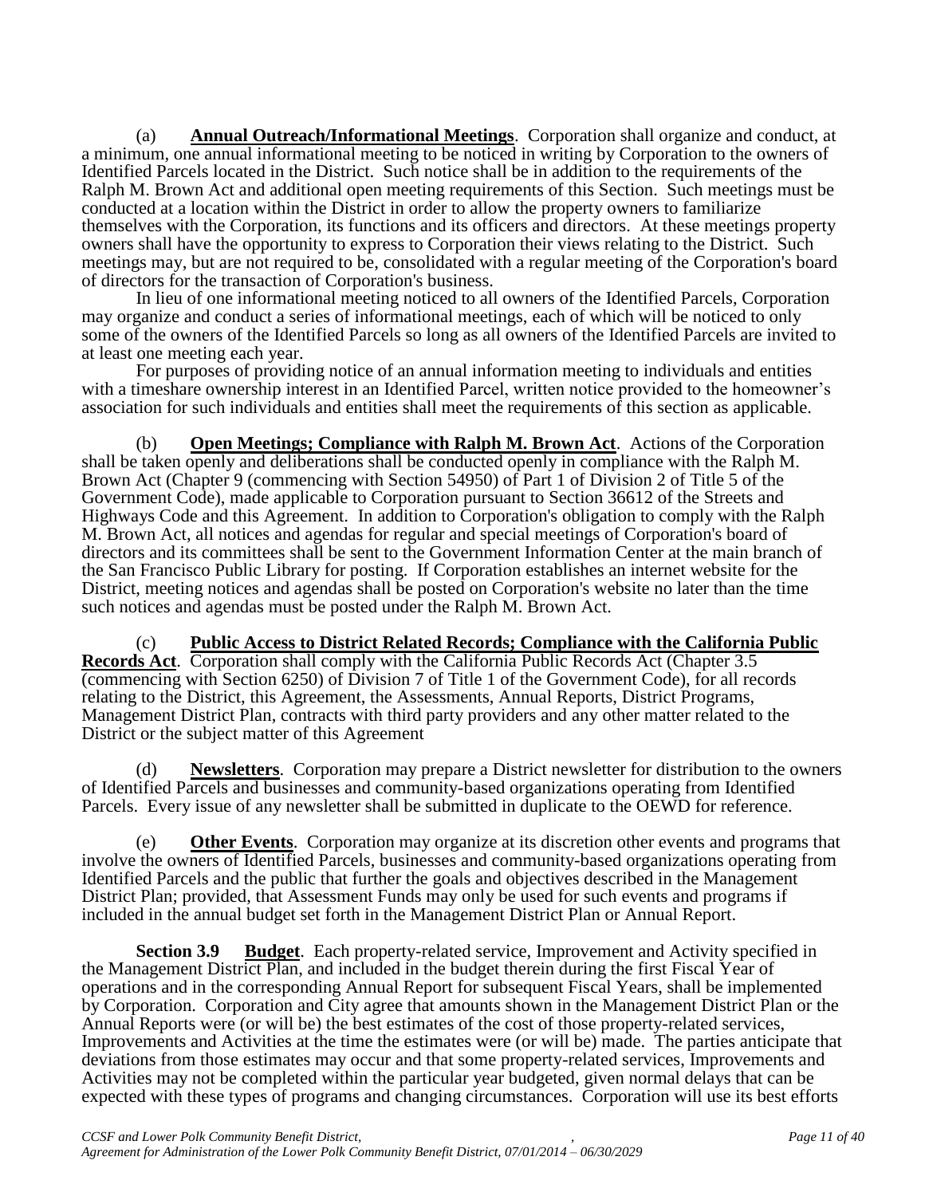(a) **Annual Outreach/Informational Meetings**. Corporation shall organize and conduct, at a minimum, one annual informational meeting to be noticed in writing by Corporation to the owners of Identified Parcels located in the District. Such notice shall be in addition to the requirements of the Ralph M. Brown Act and additional open meeting requirements of this Section. Such meetings must be conducted at a location within the District in order to allow the property owners to familiarize themselves with the Corporation, its functions and its officers and directors. At these meetings property owners shall have the opportunity to express to Corporation their views relating to the District. Such meetings may, but are not required to be, consolidated with a regular meeting of the Corporation's board of directors for the transaction of Corporation's business.

In lieu of one informational meeting noticed to all owners of the Identified Parcels, Corporation may organize and conduct a series of informational meetings, each of which will be noticed to only some of the owners of the Identified Parcels so long as all owners of the Identified Parcels are invited to at least one meeting each year.

For purposes of providing notice of an annual information meeting to individuals and entities with a timeshare ownership interest in an Identified Parcel, written notice provided to the homeowner's association for such individuals and entities shall meet the requirements of this section as applicable.

(b) **Open Meetings; Compliance with Ralph M. Brown Act**. Actions of the Corporation shall be taken openly and deliberations shall be conducted openly in compliance with the Ralph M. Brown Act (Chapter 9 (commencing with Section 54950) of Part 1 of Division 2 of Title 5 of the Government Code), made applicable to Corporation pursuant to Section 36612 of the Streets and Highways Code and this Agreement. In addition to Corporation's obligation to comply with the Ralph M. Brown Act, all notices and agendas for regular and special meetings of Corporation's board of directors and its committees shall be sent to the Government Information Center at the main branch of the San Francisco Public Library for posting. If Corporation establishes an internet website for the District, meeting notices and agendas shall be posted on Corporation's website no later than the time such notices and agendas must be posted under the Ralph M. Brown Act.

(c) **Public Access to District Related Records; Compliance with the California Public Records Act**. Corporation shall comply with the California Public Records Act (Chapter 3.5 (commencing with Section 6250) of Division 7 of Title 1 of the Government Code), for all records relating to the District, this Agreement, the Assessments, Annual Reports, District Programs, Management District Plan, contracts with third party providers and any other matter related to the District or the subject matter of this Agreement

(d) **Newsletters**. Corporation may prepare a District newsletter for distribution to the owners of Identified Parcels and businesses and community-based organizations operating from Identified Parcels. Every issue of any newsletter shall be submitted in duplicate to the OEWD for reference.

(e) **Other Events**. Corporation may organize at its discretion other events and programs that involve the owners of Identified Parcels, businesses and community-based organizations operating from Identified Parcels and the public that further the goals and objectives described in the Management District Plan; provided, that Assessment Funds may only be used for such events and programs if included in the annual budget set forth in the Management District Plan or Annual Report.

**Section 3.9 Budget**. Each property-related service, Improvement and Activity specified in the Management District Plan, and included in the budget therein during the first Fiscal Year of operations and in the corresponding Annual Report for subsequent Fiscal Years, shall be implemented by Corporation. Corporation and City agree that amounts shown in the Management District Plan or the Annual Reports were (or will be) the best estimates of the cost of those property-related services, Improvements and Activities at the time the estimates were (or will be) made. The parties anticipate that deviations from those estimates may occur and that some property-related services, Improvements and Activities may not be completed within the particular year budgeted, given normal delays that can be expected with these types of programs and changing circumstances. Corporation will use its best efforts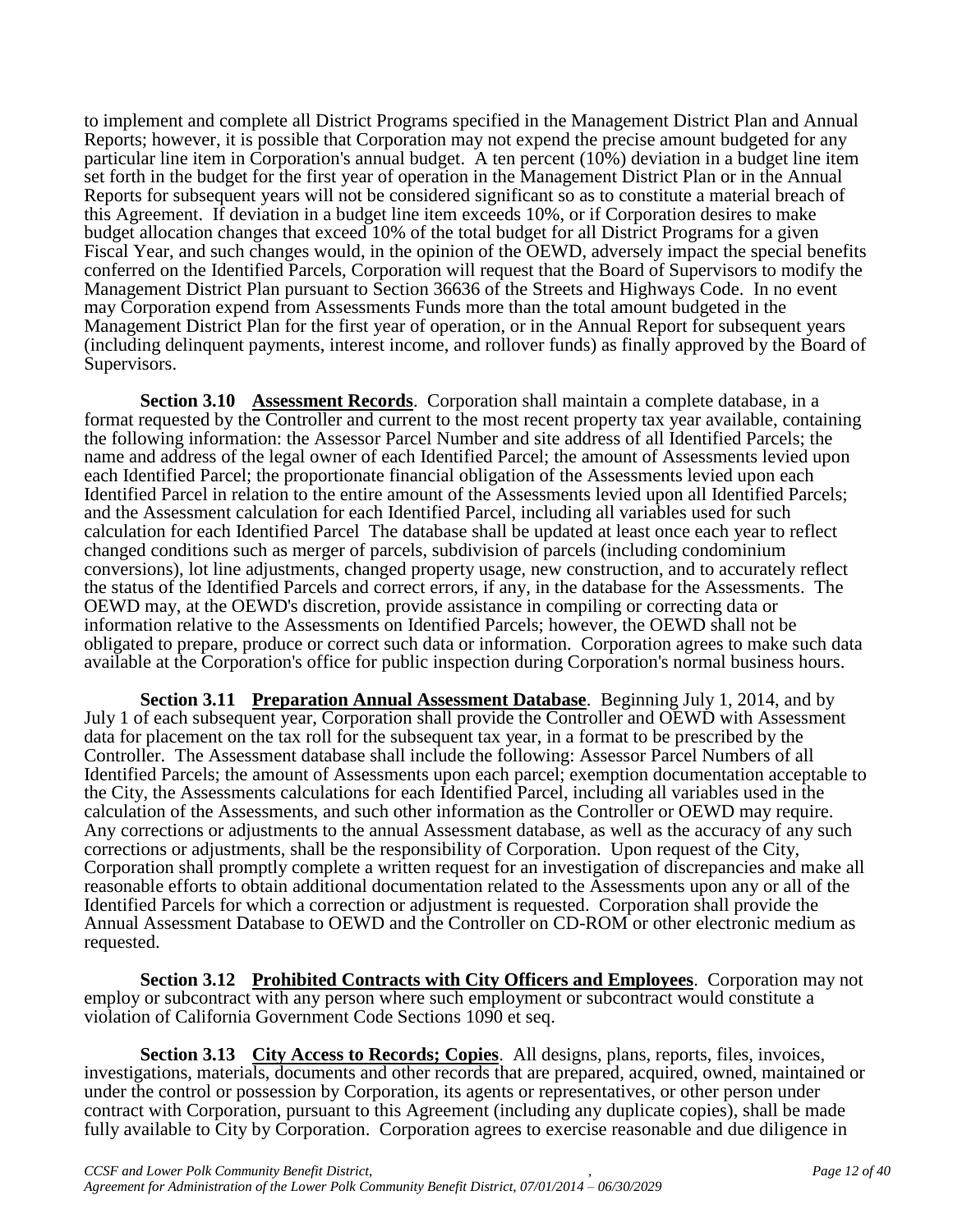to implement and complete all District Programs specified in the Management District Plan and Annual Reports; however, it is possible that Corporation may not expend the precise amount budgeted for any particular line item in Corporation's annual budget. A ten percent (10%) deviation in a budget line item set forth in the budget for the first year of operation in the Management District Plan or in the Annual Reports for subsequent years will not be considered significant so as to constitute a material breach of this Agreement. If deviation in a budget line item exceeds 10%, or if Corporation desires to make budget allocation changes that exceed 10% of the total budget for all District Programs for a given Fiscal Year, and such changes would, in the opinion of the OEWD, adversely impact the special benefits conferred on the Identified Parcels, Corporation will request that the Board of Supervisors to modify the Management District Plan pursuant to Section 36636 of the Streets and Highways Code. In no event may Corporation expend from Assessments Funds more than the total amount budgeted in the Management District Plan for the first year of operation, or in the Annual Report for subsequent years (including delinquent payments, interest income, and rollover funds) as finally approved by the Board of Supervisors.

**Section 3.10 Assessment Records**. Corporation shall maintain a complete database, in a format requested by the Controller and current to the most recent property tax year available, containing the following information: the Assessor Parcel Number and site address of all Identified Parcels; the name and address of the legal owner of each Identified Parcel; the amount of Assessments levied upon each Identified Parcel; the proportionate financial obligation of the Assessments levied upon each Identified Parcel in relation to the entire amount of the Assessments levied upon all Identified Parcels; and the Assessment calculation for each Identified Parcel, including all variables used for such calculation for each Identified Parcel The database shall be updated at least once each year to reflect changed conditions such as merger of parcels, subdivision of parcels (including condominium conversions), lot line adjustments, changed property usage, new construction, and to accurately reflect the status of the Identified Parcels and correct errors, if any, in the database for the Assessments. The OEWD may, at the OEWD's discretion, provide assistance in compiling or correcting data or information relative to the Assessments on Identified Parcels; however, the OEWD shall not be obligated to prepare, produce or correct such data or information. Corporation agrees to make such data available at the Corporation's office for public inspection during Corporation's normal business hours.

**Section 3.11 Preparation Annual Assessment Database**. Beginning July 1, 2014, and by July 1 of each subsequent year, Corporation shall provide the Controller and OEWD with Assessment data for placement on the tax roll for the subsequent tax year, in a format to be prescribed by the Controller. The Assessment database shall include the following: Assessor Parcel Numbers of all Identified Parcels; the amount of Assessments upon each parcel; exemption documentation acceptable to the City, the Assessments calculations for each Identified Parcel, including all variables used in the calculation of the Assessments, and such other information as the Controller or OEWD may require. Any corrections or adjustments to the annual Assessment database, as well as the accuracy of any such corrections or adjustments, shall be the responsibility of Corporation. Upon request of the City, Corporation shall promptly complete a written request for an investigation of discrepancies and make all reasonable efforts to obtain additional documentation related to the Assessments upon any or all of the Identified Parcels for which a correction or adjustment is requested. Corporation shall provide the Annual Assessment Database to OEWD and the Controller on CD-ROM or other electronic medium as requested.

**Section 3.12 Prohibited Contracts with City Officers and Employees**. Corporation may not employ or subcontract with any person where such employment or subcontract would constitute a violation of California Government Code Sections 1090 et seq.

**Section 3.13 City Access to Records; Copies**. All designs, plans, reports, files, invoices, investigations, materials, documents and other records that are prepared, acquired, owned, maintained or under the control or possession by Corporation, its agents or representatives, or other person under contract with Corporation, pursuant to this Agreement (including any duplicate copies), shall be made fully available to City by Corporation. Corporation agrees to exercise reasonable and due diligence in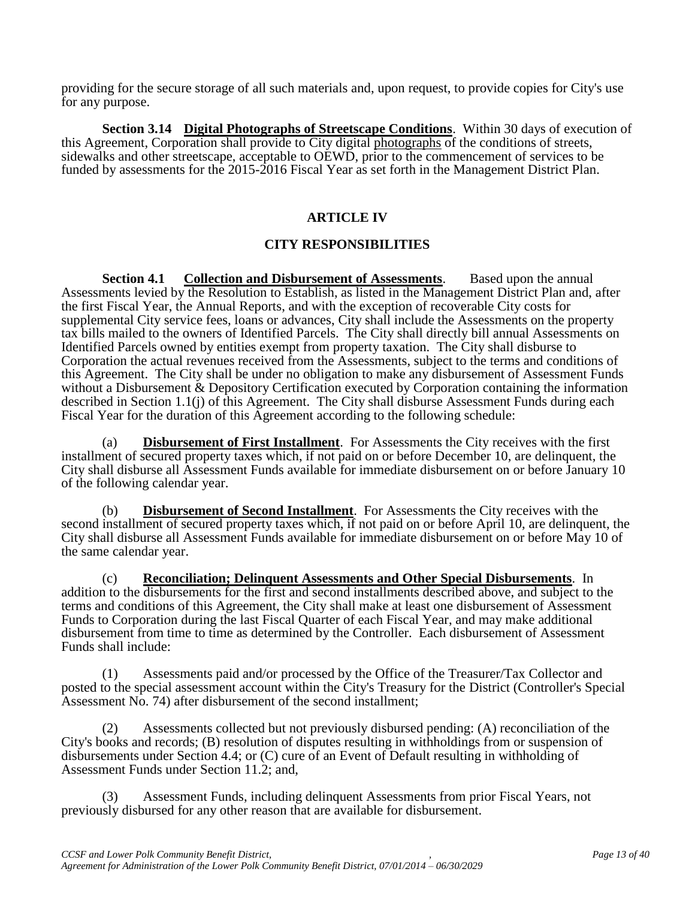providing for the secure storage of all such materials and, upon request, to provide copies for City's use for any purpose.

**Section 3.14 Digital Photographs of Streetscape Conditions**. Within 30 days of execution of this Agreement, Corporation shall provide to City digital photographs of the conditions of streets, sidewalks and other streetscape, acceptable to OEWD, prior to the commencement of services to be funded by assessments for the 2015-2016 Fiscal Year as set forth in the Management District Plan.

## ARTICLE IV

## CITY RESPONSIBILITIES

**Section 4.1 Collection and Disbursement of Assessments**. Based upon the annual Assessments levied by the Resolution to Establish, as listed in the Management District Plan and, after the first Fiscal Year, the Annual Reports, and with the exception of recoverable City costs for supplemental City service fees, loans or advances, City shall include the Assessments on the property tax bills mailed to the owners of Identified Parcels. The City shall directly bill annual Assessments on Identified Parcels owned by entities exempt from property taxation. The City shall disburse to Corporation the actual revenues received from the Assessments, subject to the terms and conditions of this Agreement. The City shall be under no obligation to make any disbursement of Assessment Funds without a Disbursement & Depository Certification executed by Corporation containing the information described in Section 1.1(j) of this Agreement. The City shall disburse Assessment Funds during each Fiscal Year for the duration of this Agreement according to the following schedule:

(a) **Disbursement of First Installment**. For Assessments the City receives with the first installment of secured property taxes which, if not paid on or before December 10, are delinquent, the City shall disburse all Assessment Funds available for immediate disbursement on or before January 10 of the following calendar year.

(b) **Disbursement of Second Installment**. For Assessments the City receives with the second installment of secured property taxes which, if not paid on or before April 10, are delinquent, the City shall disburse all Assessment Funds available for immediate disbursement on or before May 10 of the same calendar year.

(c) **Reconciliation; Delinquent Assessments and Other Special Disbursements**. In addition to the disbursements for the first and second installments described above, and subject to the terms and conditions of this Agreement, the City shall make at least one disbursement of Assessment Funds to Corporation during the last Fiscal Quarter of each Fiscal Year, and may make additional disbursement from time to time as determined by the Controller. Each disbursement of Assessment Funds shall include:

(1) Assessments paid and/or processed by the Office of the Treasurer/Tax Collector and posted to the special assessment account within the City's Treasury for the District (Controller's Special Assessment No. 74) after disbursement of the second installment;

(2) Assessments collected but not previously disbursed pending: (A) reconciliation of the City's books and records; (B) resolution of disputes resulting in withholdings from or suspension of disbursements under Section 4.4; or (C) cure of an Event of Default resulting in withholding of Assessment Funds under Section 11.2; and,

(3) Assessment Funds, including delinquent Assessments from prior Fiscal Years, not previously disbursed for any other reason that are available for disbursement.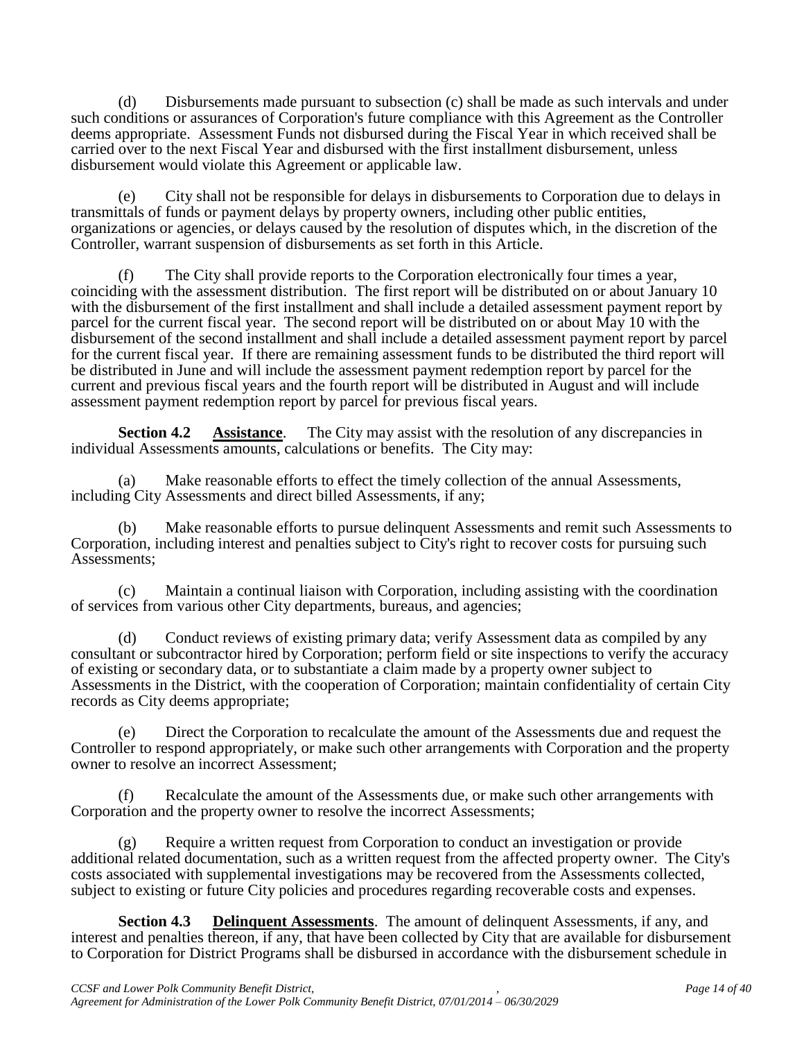(d) Disbursements made pursuant to subsection (c) shall be made as such intervals and under such conditions or assurances of Corporation's future compliance with this Agreement as the Controller deems appropriate. Assessment Funds not disbursed during the Fiscal Year in which received shall be carried over to the next Fiscal Year and disbursed with the first installment disbursement, unless disbursement would violate this Agreement or applicable law.

(e) City shall not be responsible for delays in disbursements to Corporation due to delays in transmittals of funds or payment delays by property owners, including other public entities, organizations or agencies, or delays caused by the resolution of disputes which, in the discretion of the Controller, warrant suspension of disbursements as set forth in this Article.

(f) The City shall provide reports to the Corporation electronically four times a year, coinciding with the assessment distribution. The first report will be distributed on or about January 10 with the disbursement of the first installment and shall include a detailed assessment payment report by parcel for the current fiscal year. The second report will be distributed on or about May 10 with the disbursement of the second installment and shall include a detailed assessment payment report by parcel for the current fiscal year. If there are remaining assessment funds to be distributed the third report will be distributed in June and will include the assessment payment redemption report by parcel for the current and previous fiscal years and the fourth report will be distributed in August and will include assessment payment redemption report by parcel for previous fiscal years.

**Section 4.2 Assistance**. The City may assist with the resolution of any discrepancies in individual Assessments amounts, calculations or benefits. The City may:

(a) Make reasonable efforts to effect the timely collection of the annual Assessments, including City Assessments and direct billed Assessments, if any;

(b) Make reasonable efforts to pursue delinquent Assessments and remit such Assessments to Corporation, including interest and penalties subject to City's right to recover costs for pursuing such Assessments;

(c) Maintain a continual liaison with Corporation, including assisting with the coordination of services from various other City departments, bureaus, and agencies;

(d) Conduct reviews of existing primary data; verify Assessment data as compiled by any consultant or subcontractor hired by Corporation; perform field or site inspections to verify the accuracy of existing or secondary data, or to substantiate a claim made by a property owner subject to Assessments in the District, with the cooperation of Corporation; maintain confidentiality of certain City records as City deems appropriate;

(e) Direct the Corporation to recalculate the amount of the Assessments due and request the Controller to respond appropriately, or make such other arrangements with Corporation and the property owner to resolve an incorrect Assessment;

(f) Recalculate the amount of the Assessments due, or make such other arrangements with Corporation and the property owner to resolve the incorrect Assessments;

(g) Require a written request from Corporation to conduct an investigation or provide additional related documentation, such as a written request from the affected property owner. The City's costs associated with supplemental investigations may be recovered from the Assessments collected, subject to existing or future City policies and procedures regarding recoverable costs and expenses.

**Section 4.3 Delinquent Assessments**. The amount of delinquent Assessments, if any, and interest and penalties thereon, if any, that have been collected by City that are available for disbursement to Corporation for District Programs shall be disbursed in accordance with the disbursement schedule in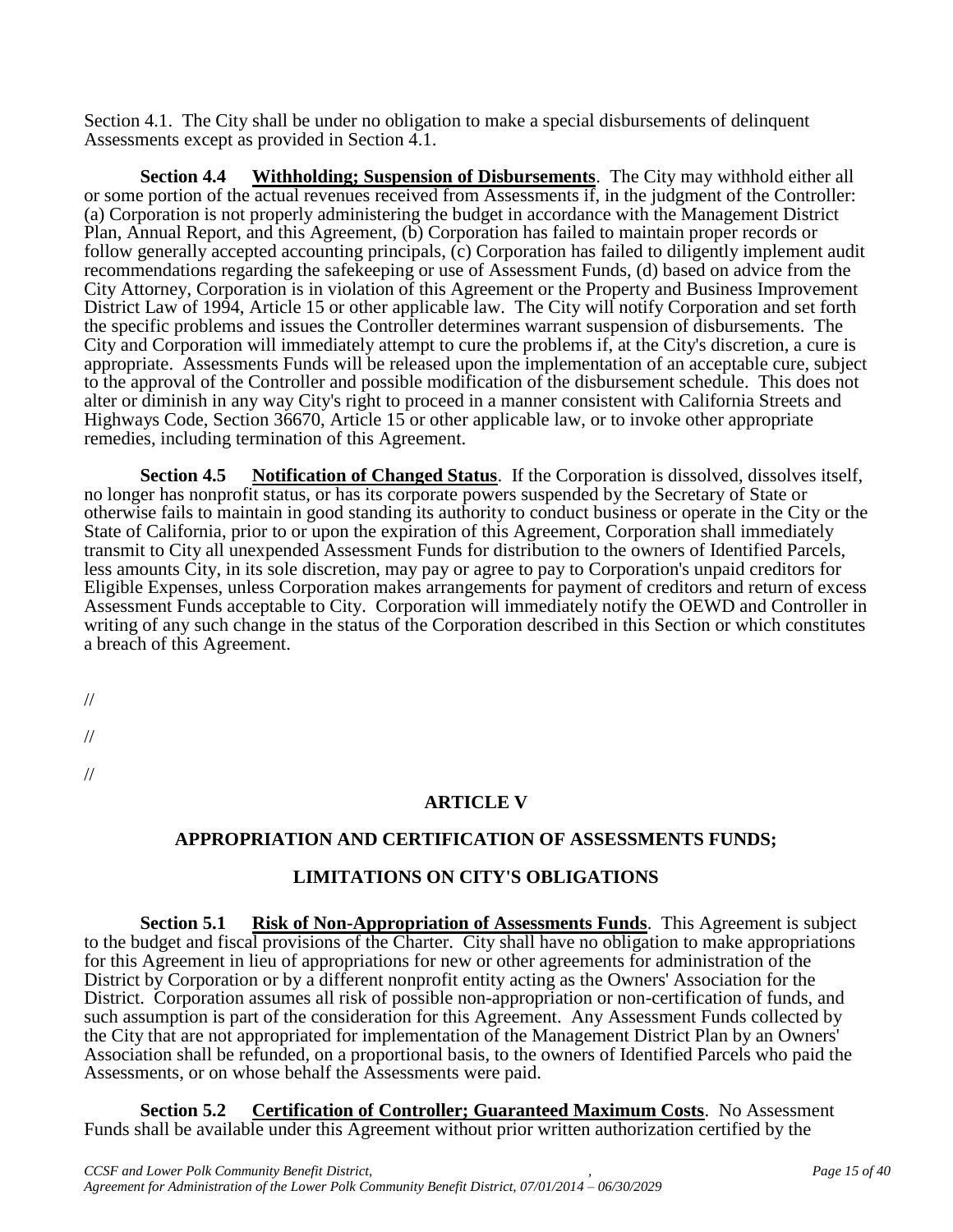Section 4.1. The City shall be under no obligation to make a special disbursements of delinquent Assessments except as provided in Section 4.1.

**Section 4.4 Withholding; Suspension of Disbursements**. The City may withhold either all or some portion of the actual revenues received from Assessments if, in the judgment of the Controller: (a) Corporation is not properly administering the budget in accordance with the Management District Plan, Annual Report, and this Agreement, (b) Corporation has failed to maintain proper records or follow generally accepted accounting principals, (c) Corporation has failed to diligently implement audit recommendations regarding the safekeeping or use of Assessment Funds, (d) based on advice from the City Attorney, Corporation is in violation of this Agreement or the Property and Business Improvement District Law of 1994, Article 15 or other applicable law. The City will notify Corporation and set forth the specific problems and issues the Controller determines warrant suspension of disbursements. The City and Corporation will immediately attempt to cure the problems if, at the City's discretion, a cure is appropriate. Assessments Funds will be released upon the implementation of an acceptable cure, subject to the approval of the Controller and possible modification of the disbursement schedule. This does not alter or diminish in any way City's right to proceed in a manner consistent with California Streets and Highways Code, Section 36670, Article 15 or other applicable law, or to invoke other appropriate remedies, including termination of this Agreement.

**Section 4.5 Notification of Changed Status**. If the Corporation is dissolved, dissolves itself, no longer has nonprofit status, or has its corporate powers suspended by the Secretary of State or otherwise fails to maintain in good standing its authority to conduct business or operate in the City or the State of California, prior to or upon the expiration of this Agreement, Corporation shall immediately transmit to City all unexpended Assessment Funds for distribution to the owners of Identified Parcels, less amounts City, in its sole discretion, may pay or agree to pay to Corporation's unpaid creditors for Eligible Expenses, unless Corporation makes arrangements for payment of creditors and return of excess Assessment Funds acceptable to City. Corporation will immediately notify the OEWD and Controller in writing of any such change in the status of the Corporation described in this Section or which constitutes a breach of this Agreement.

//

//

//

## ARTICLE V

## APPROPRIATION AND CERTIFICATION OF ASSESSMENTS FUNDS;

## LIMITATIONS ON CITY'S OBLIGATIONS

**Section 5.1 Risk of Non-Appropriation of Assessments Funds**. This Agreement is subject to the budget and fiscal provisions of the Charter. City shall have no obligation to make appropriations for this Agreement in lieu of appropriations for new or other agreements for administration of the District by Corporation or by a different nonprofit entity acting as the Owners' Association for the District. Corporation assumes all risk of possible non-appropriation or non-certification of funds, and such assumption is part of the consideration for this Agreement. Any Assessment Funds collected by the City that are not appropriated for implementation of the Management District Plan by an Owners' Association shall be refunded, on a proportional basis, to the owners of Identified Parcels who paid the Assessments, or on whose behalf the Assessments were paid.

**Section 5.2 Certification of Controller; Guaranteed Maximum Costs**. No Assessment Funds shall be available under this Agreement without prior written authorization certified by the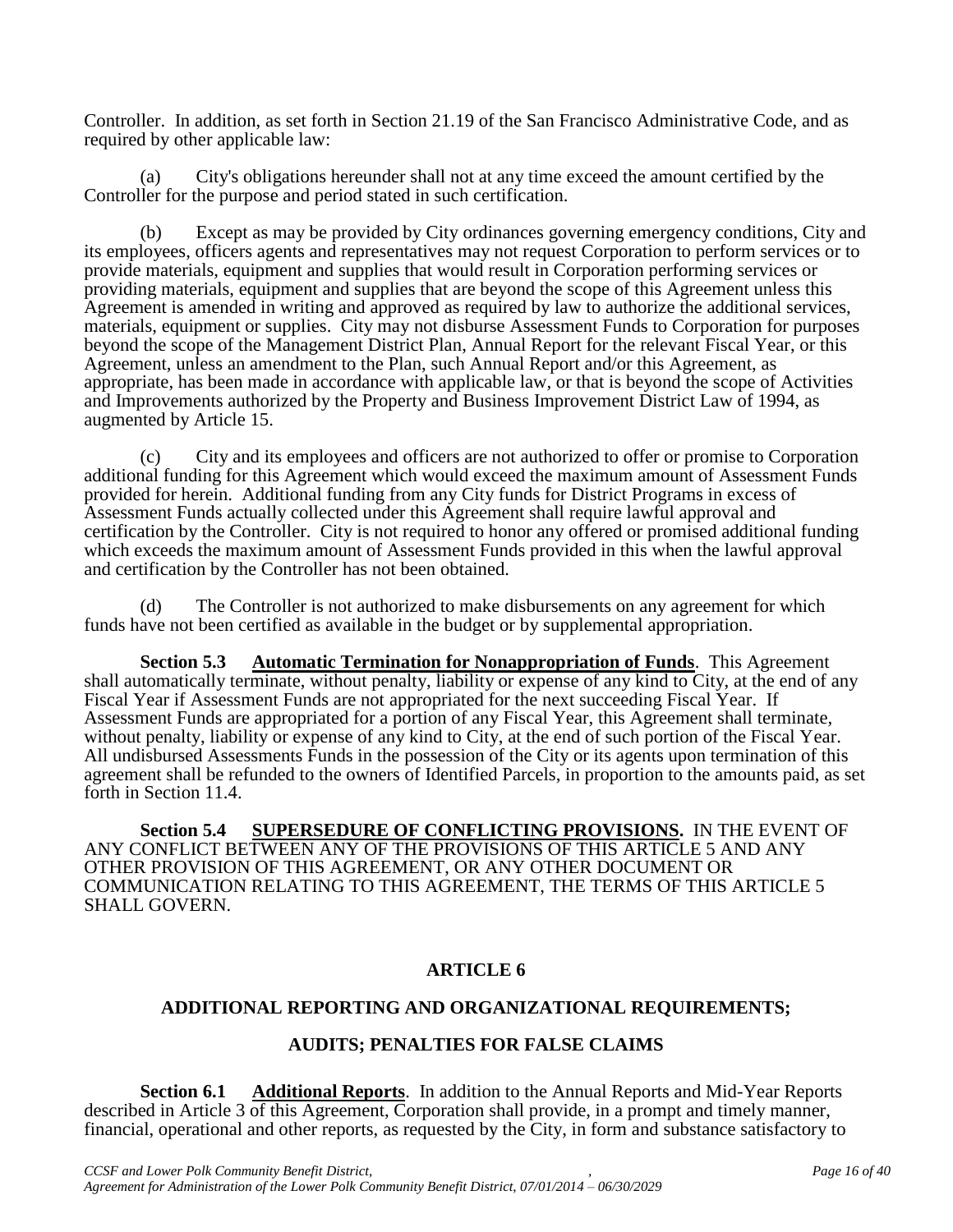Controller. In addition, as set forth in Section 21.19 of the San Francisco Administrative Code, and as required by other applicable law:

(a) City's obligations hereunder shall not at any time exceed the amount certified by the Controller for the purpose and period stated in such certification.

(b) Except as may be provided by City ordinances governing emergency conditions, City and its employees, officers agents and representatives may not request Corporation to perform services or to provide materials, equipment and supplies that would result in Corporation performing services or providing materials, equipment and supplies that are beyond the scope of this Agreement unless this Agreement is amended in writing and approved as required by law to authorize the additional services, materials, equipment or supplies. City may not disburse Assessment Funds to Corporation for purposes beyond the scope of the Management District Plan, Annual Report for the relevant Fiscal Year, or this Agreement, unless an amendment to the Plan, such Annual Report and/or this Agreement, as appropriate, has been made in accordance with applicable law, or that is beyond the scope of Activities and Improvements authorized by the Property and Business Improvement District Law of 1994, as augmented by Article 15.

(c) City and its employees and officers are not authorized to offer or promise to Corporation additional funding for this Agreement which would exceed the maximum amount of Assessment Funds provided for herein. Additional funding from any City funds for District Programs in excess of Assessment Funds actually collected under this Agreement shall require lawful approval and certification by the Controller. City is not required to honor any offered or promised additional funding which exceeds the maximum amount of Assessment Funds provided in this when the lawful approval and certification by the Controller has not been obtained.

(d) The Controller is not authorized to make disbursements on any agreement for which funds have not been certified as available in the budget or by supplemental appropriation.

**Section 5.3 <u>Automatic Termination for Nonappropriation of Funds</u>**. This Agreement shall automatically terminate, without penalty, liability or expense of any kind to City, at the end of any Fiscal Year if Assessment Funds are not appropriated for the next succeeding Fiscal Year. If Assessment Funds are appropriated for a portion of any Fiscal Year, this Agreement shall terminate, without penalty, liability or expense of any kind to City, at the end of such portion of the Fiscal Year. All undisbursed Assessments Funds in the possession of the City or its agents upon termination of this agreement shall be refunded to the owners of Identified Parcels, in proportion to the amounts paid, as set forth in Section 11.4.

**Section 5.4 <u>SUPERSEDURE OF CONFLICTING PROVISIONS</u>.** IN THE EVENT OF ANY CONFLICT BETWEEN ANY OF THE PROVISIONS OF THIS ARTICLE 5 AND ANY OTHER PROVISION OF THIS AGREEMENT, OR ANY OTHER DOCUMENT OR COMMUNICATION RELATING TO THIS AGREEMENT, THE TERMS OF THIS ARTICLE 5 SHALL GOVERN.

## ARTICLE 6

## ADDITIONAL REPORTING AND ORGANIZATIONAL REQUIREMENTS; AUDITS; PENALTIES FOR FALSE CLAIMS

**Section 6.1 <u>Additional Reports</u>**. In addition to the Annual Reports and Mid-Year Reports described in Article 3 of this Agreement, Corporation shall provide, in a prompt and timely manner, financial, operational and other reports, as requested by the City, in form and substance satisfactory to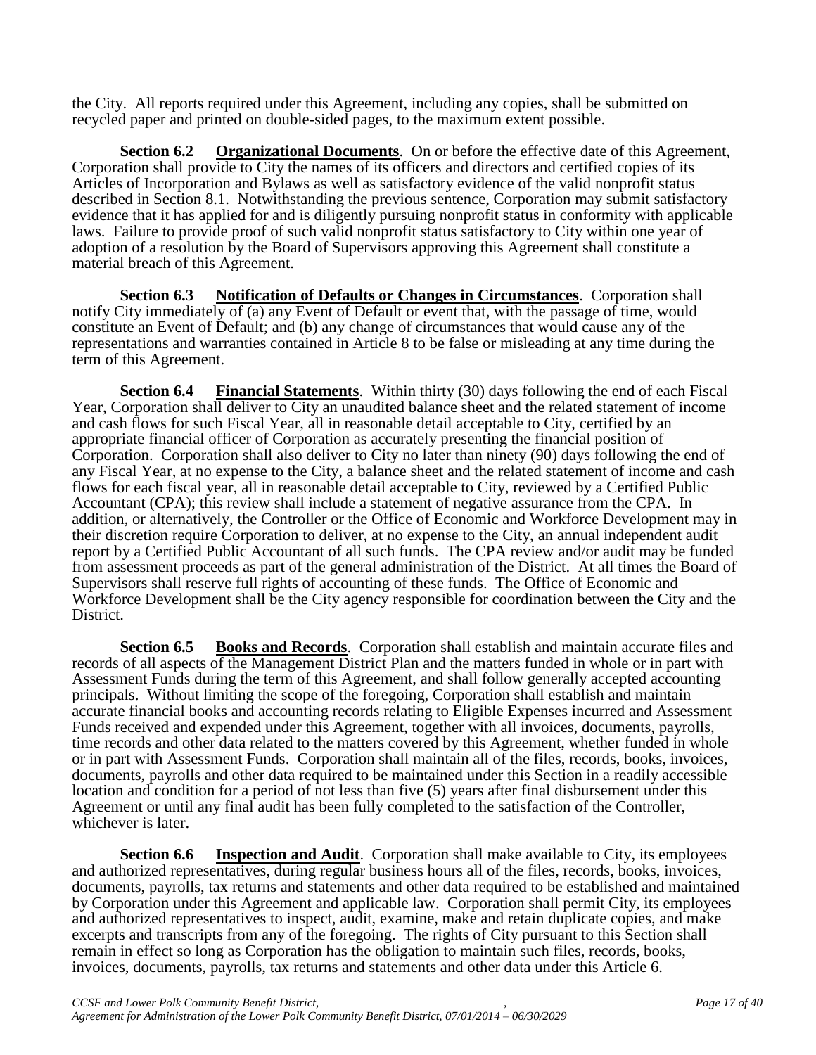the City. All reports required under this Agreement, including any copies, shall be submitted on recycled paper and printed on double-sided pages, to the maximum extent possible.

**Section 6.2 Organizational Documents**. On or before the effective date of this Agreement, Corporation shall provide to City the names of its officers and directors and certified copies of its Articles of Incorporation and Bylaws as well as satisfactory evidence of the valid nonprofit status described in Section 8.1. Notwithstanding the previous sentence, Corporation may submit satisfactory evidence that it has applied for and is diligently pursuing nonprofit status in conformity with applicable laws. Failure to provide proof of such valid nonprofit status satisfactory to City within one year of adoption of a resolution by the Board of Supervisors approving this Agreement shall constitute a material breach of this Agreement.

**Section 6.3 Notification of Defaults or Changes in Circumstances**. Corporation shall notify City immediately of (a) any Event of Default or event that, with the passage of time, would constitute an Event of Default; and (b) any change of circumstances that would cause any of the representations and warranties contained in Article 8 to be false or misleading at any time during the term of this Agreement.

**Section 6.4 Financial Statements**. Within thirty (30) days following the end of each Fiscal Year, Corporation shall deliver to City an unaudited balance sheet and the related statement of income and cash flows for such Fiscal Year, all in reasonable detail acceptable to City, certified by an appropriate financial officer of Corporation as accurately presenting the financial position of Corporation. Corporation shall also deliver to City no later than ninety (90) days following the end of any Fiscal Year, at no expense to the City, a balance sheet and the related statement of income and cash flows for each fiscal year, all in reasonable detail acceptable to City, reviewed by a Certified Public Accountant (CPA); this review shall include a statement of negative assurance from the CPA. In addition, or alternatively, the Controller or the Office of Economic and Workforce Development may in their discretion require Corporation to deliver, at no expense to the City, an annual independent audit report by a Certified Public Accountant of all such funds. The CPA review and/or audit may be funded from assessment proceeds as part of the general administration of the District. At all times the Board of Supervisors shall reserve full rights of accounting of these funds. The Office of Economic and Workforce Development shall be the City agency responsible for coordination between the City and the District.

**Section 6.5 Books and Records**. Corporation shall establish and maintain accurate files and records of all aspects of the Management District Plan and the matters funded in whole or in part with Assessment Funds during the term of this Agreement, and shall follow generally accepted accounting principals. Without limiting the scope of the foregoing, Corporation shall establish and maintain accurate financial books and accounting records relating to Eligible Expenses incurred and Assessment Funds received and expended under this Agreement, together with all invoices, documents, payrolls, time records and other data related to the matters covered by this Agreement, whether funded in whole or in part with Assessment Funds. Corporation shall maintain all of the files, records, books, invoices, documents, payrolls and other data required to be maintained under this Section in a readily accessible location and condition for a period of not less than five (5) years after final disbursement under this Agreement or until any final audit has been fully completed to the satisfaction of the Controller, whichever is later.

**Section 6.6 Inspection and Audit**. Corporation shall make available to City, its employees and authorized representatives, during regular business hours all of the files, records, books, invoices, documents, payrolls, tax returns and statements and other data required to be established and maintained by Corporation under this Agreement and applicable law. Corporation shall permit City, its employees and authorized representatives to inspect, audit, examine, make and retain duplicate copies, and make excerpts and transcripts from any of the foregoing. The rights of City pursuant to this Section shall remain in effect so long as Corporation has the obligation to maintain such files, records, books, invoices, documents, payrolls, tax returns and statements and other data under this Article 6.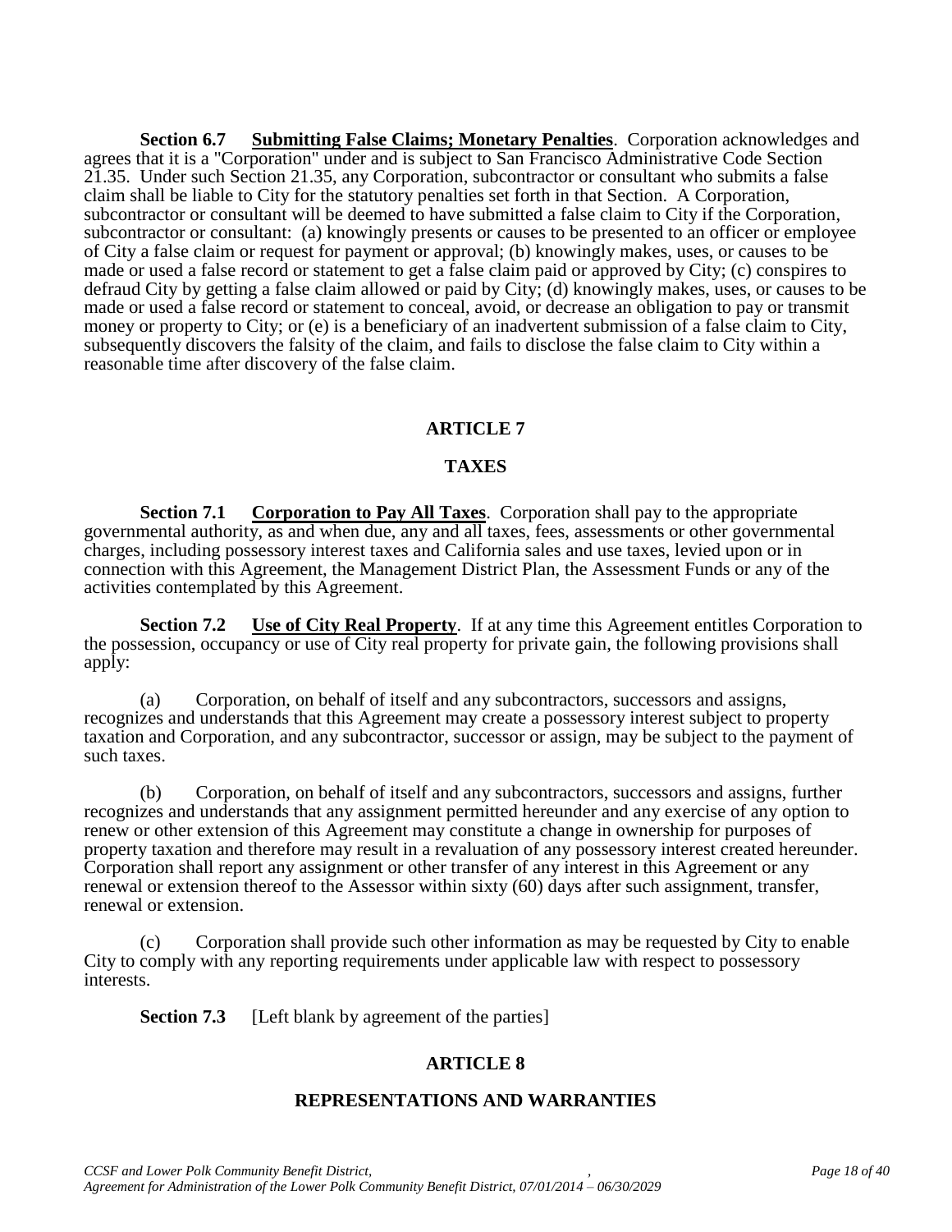**Section 6.7 Submitting False Claims; Monetary Penalties**. Corporation acknowledges and agrees that it is a "Corporation" under and is subject to San Francisco Administrative Code Section 21.35. Under such Section 21.35, any Corporation, subcontractor or consultant who submits a false claim shall be liable to City for the statutory penalties set forth in that Section. A Corporation, subcontractor or consultant will be deemed to have submitted a false claim to City if the Corporation, subcontractor or consultant: (a) knowingly presents or causes to be presented to an officer or employee of City a false claim or request for payment or approval; (b) knowingly makes, uses, or causes to be made or used a false record or statement to get a false claim paid or approved by City; (c) conspires to defraud City by getting a false claim allowed or paid by City; (d) knowingly makes, uses, or causes to be made or used a false record or statement to conceal, avoid, or decrease an obligation to pay or transmit money or property to City; or (e) is a beneficiary of an inadvertent submission of a false claim to City, subsequently discovers the falsity of the claim, and fails to disclose the false claim to City within a reasonable time after discovery of the false claim.

## ARTICLE 7

## TAXES

**Section 7.1 Corporation to Pay All Taxes**. Corporation shall pay to the appropriate governmental authority, as and when due, any and all taxes, fees, assessments or other governmental charges, including possessory interest taxes and California sales and use taxes, levied upon or in connection with this Agreement, the Management District Plan, the Assessment Funds or any of the activities contemplated by this Agreement.

**Section 7.2 Use of City Real Property**. If at any time this Agreement entitles Corporation to the possession, occupancy or use of City real property for private gain, the following provisions shall apply:

(a) Corporation, on behalf of itself and any subcontractors, successors and assigns, recognizes and understands that this Agreement may create a possessory interest subject to property taxation and Corporation, and any subcontractor, successor or assign, may be subject to the payment of such taxes.

(b) Corporation, on behalf of itself and any subcontractors, successors and assigns, further recognizes and understands that any assignment permitted hereunder and any exercise of any option to renew or other extension of this Agreement may constitute a change in ownership for purposes of property taxation and therefore may result in a revaluation of any possessory interest created hereunder. Corporation shall report any assignment or other transfer of any interest in this Agreement or any renewal or extension thereof to the Assessor within sixty (60) days after such assignment, transfer, renewal or extension.

(c) Corporation shall provide such other information as may be requested by City to enable City to comply with any reporting requirements under applicable law with respect to possessory interests.

**Section 7.3** [Left blank by agreement of the parties]

## ARTICLE 8

## REPRESENTATIONS AND WARRANTIES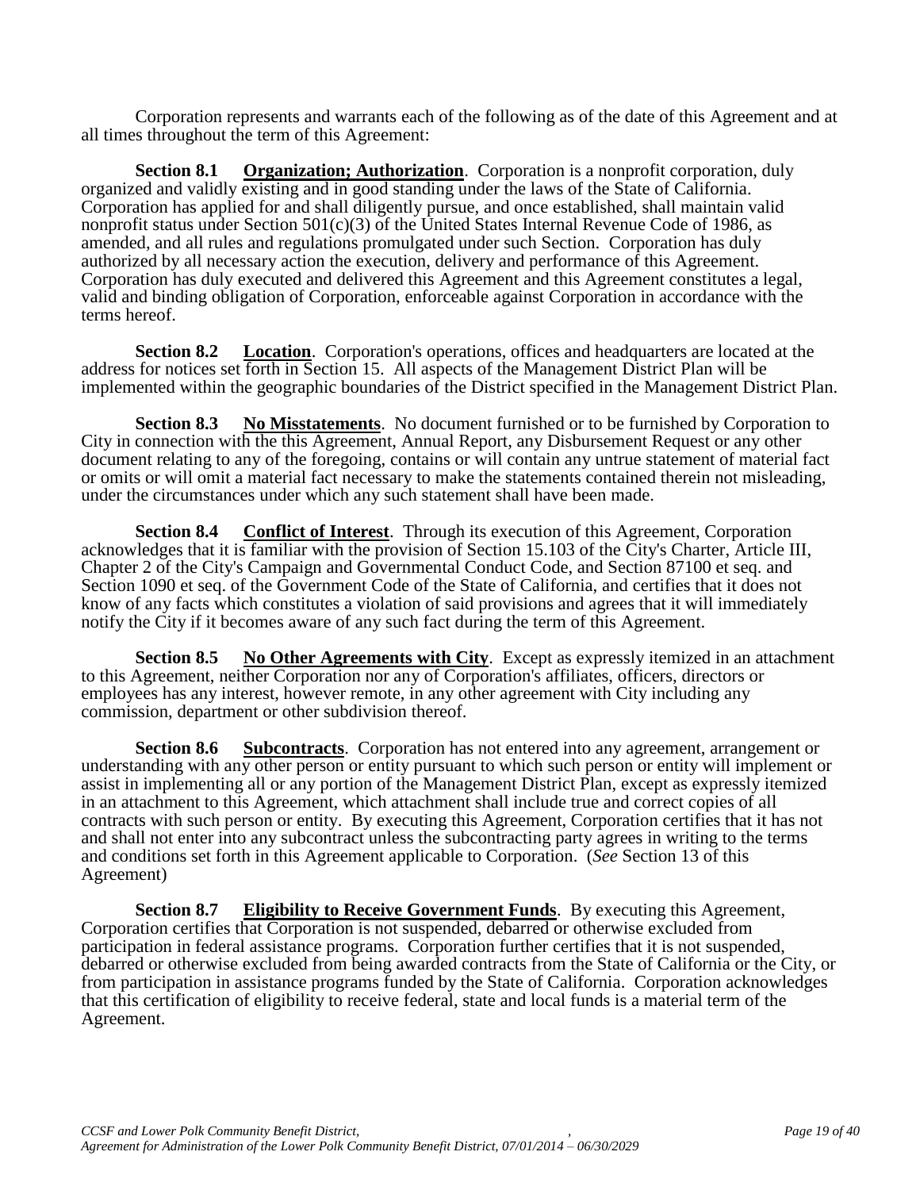Corporation represents and warrants each of the following as of the date of this Agreement and at all times throughout the term of this Agreement:

**Section 8.1** **<u>Organization; Authorization</u>**. Corporation is a nonprofit corporation, duly organized and validly existing and in good standing under the laws of the State of California. Corporation has applied for and shall diligently pursue, and once established, shall maintain valid nonprofit status under Section 501(c)(3) of the United States Internal Revenue Code of 1986, as amended, and all rules and regulations promulgated under such Section. Corporation has duly authorized by all necessary action the execution, delivery and performance of this Agreement. Corporation has duly executed and delivered this Agreement and this Agreement constitutes a legal, valid and binding obligation of Corporation, enforceable against Corporation in accordance with the terms hereof.

**Section 8.2** **<u>Location</u>**. Corporation's operations, offices and headquarters are located at the address for notices set forth in Section 15. All aspects of the Management District Plan will be implemented within the geographic boundaries of the District specified in the Management District Plan.

**Section 8.3** **<u>No Misstatements</u>**. No document furnished or to be furnished by Corporation to City in connection with the this Agreement, Annual Report, any Disbursement Request or any other document relating to any of the foregoing, contains or will contain any untrue statement of material fact or omits or will omit a material fact necessary to make the statements contained therein not misleading, under the circumstances under which any such statement shall have been made.

**Section 8.4** **<u>Conflict of Interest</u>**. Through its execution of this Agreement, Corporation acknowledges that it is familiar with the provision of Section 15.103 of the City's Charter, Article III, Chapter 2 of the City's Campaign and Governmental Conduct Code, and Section 87100 et seq. and Section 1090 et seq. of the Government Code of the State of California, and certifies that it does not know of any facts which constitutes a violation of said provisions and agrees that it will immediately notify the City if it becomes aware of any such fact during the term of this Agreement.

**Section 8.5** **<u>No Other Agreements with City</u>**. Except as expressly itemized in an attachment to this Agreement, neither Corporation nor any of Corporation's affiliates, officers, directors or employees has any interest, however remote, in any other agreement with City including any commission, department or other subdivision thereof.

**Section 8.6** **<u>Subcontracts</u>**. Corporation has not entered into any agreement, arrangement or understanding with any other person or entity pursuant to which such person or entity will implement or assist in implementing all or any portion of the Management District Plan, except as expressly itemized in an attachment to this Agreement, which attachment shall include true and correct copies of all contracts with such person or entity. By executing this Agreement, Corporation certifies that it has not and shall not enter into any subcontract unless the subcontracting party agrees in writing to the terms and conditions set forth in this Agreement applicable to Corporation. (*See* Section 13 of this Agreement)

**Section 8.7** **<u>Eligibility to Receive Government Funds</u>**. By executing this Agreement, Corporation certifies that Corporation is not suspended, debarred or otherwise excluded from participation in federal assistance programs. Corporation further certifies that it is not suspended, debarred or otherwise excluded from being awarded contracts from the State of California or the City, or from participation in assistance programs funded by the State of California. Corporation acknowledges that this certification of eligibility to receive federal, state and local funds is a material term of the Agreement.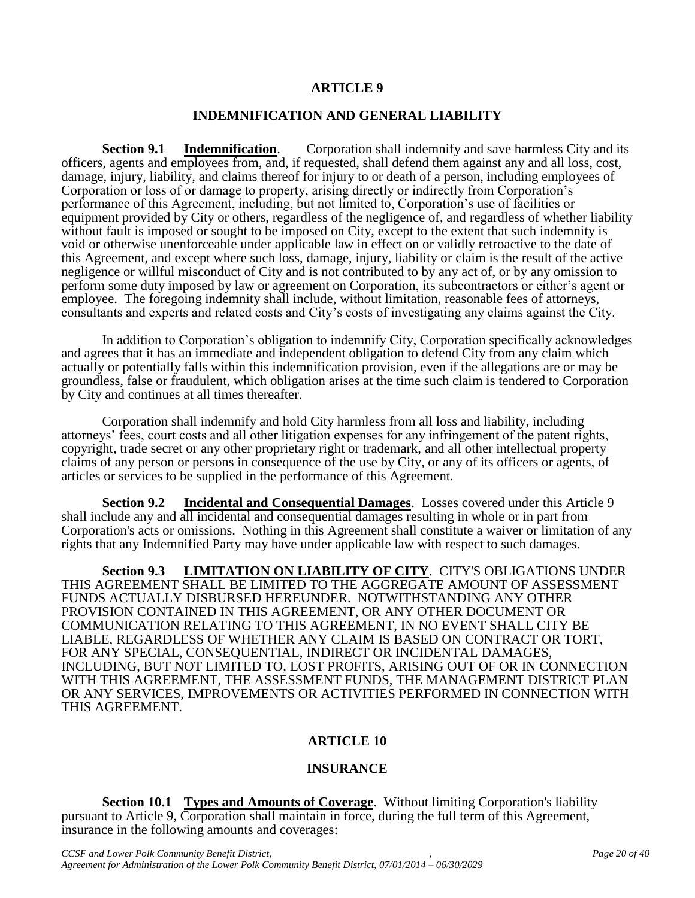## ARTICLE 9

## INDEMNIFICATION AND GENERAL LIABILITY

**Section 9.1 Indemnification**. Corporation shall indemnify and save harmless City and its officers, agents and employees from, and, if requested, shall defend them against any and all loss, cost, damage, injury, liability, and claims thereof for injury to or death of a person, including employees of Corporation or loss of or damage to property, arising directly or indirectly from Corporation's performance of this Agreement, including, but not limited to, Corporation's use of facilities or equipment provided by City or others, regardless of the negligence of, and regardless of whether liability without fault is imposed or sought to be imposed on City, except to the extent that such indemnity is void or otherwise unenforceable under applicable law in effect on or validly retroactive to the date of this Agreement, and except where such loss, damage, injury, liability or claim is the result of the active negligence or willful misconduct of City and is not contributed to by any act of, or by any omission to perform some duty imposed by law or agreement on Corporation, its subcontractors or either's agent or employee. The foregoing indemnity shall include, without limitation, reasonable fees of attorneys, consultants and experts and related costs and City's costs of investigating any claims against the City.

In addition to Corporation's obligation to indemnify City, Corporation specifically acknowledges and agrees that it has an immediate and independent obligation to defend City from any claim which actually or potentially falls within this indemnification provision, even if the allegations are or may be groundless, false or fraudulent, which obligation arises at the time such claim is tendered to Corporation by City and continues at all times thereafter.

Corporation shall indemnify and hold City harmless from all loss and liability, including attorneys' fees, court costs and all other litigation expenses for any infringement of the patent rights, copyright, trade secret or any other proprietary right or trademark, and all other intellectual property claims of any person or persons in consequence of the use by City, or any of its officers or agents, of articles or services to be supplied in the performance of this Agreement.

**Section 9.2 Incidental and Consequential Damages**. Losses covered under this Article 9 shall include any and all incidental and consequential damages resulting in whole or in part from Corporation's acts or omissions. Nothing in this Agreement shall constitute a waiver or limitation of any rights that any Indemnified Party may have under applicable law with respect to such damages.

**Section 9.3 LIMITATION ON LIABILITY OF CITY**. CITY'S OBLIGATIONS UNDER THIS AGREEMENT SHALL BE LIMITED TO THE AGGREGATE AMOUNT OF ASSESSMENT FUNDS ACTUALLY DISBURSED HEREUNDER. NOTWITHSTANDING ANY OTHER PROVISION CONTAINED IN THIS AGREEMENT, OR ANY OTHER DOCUMENT OR COMMUNICATION RELATING TO THIS AGREEMENT, IN NO EVENT SHALL CITY BE LIABLE, REGARDLESS OF WHETHER ANY CLAIM IS BASED ON CONTRACT OR TORT, FOR ANY SPECIAL, CONSEQUENTIAL, INDIRECT OR INCIDENTAL DAMAGES, INCLUDING, BUT NOT LIMITED TO, LOST PROFITS, ARISING OUT OF OR IN CONNECTION WITH THIS AGREEMENT, THE ASSESSMENT FUNDS, THE MANAGEMENT DISTRICT PLAN OR ANY SERVICES, IMPROVEMENTS OR ACTIVITIES PERFORMED IN CONNECTION WITH THIS AGREEMENT.

## ARTICLE 10

## INSURANCE

**Section 10.1 Types and Amounts of Coverage**. Without limiting Corporation's liability pursuant to Article 9, Corporation shall maintain in force, during the full term of this Agreement, insurance in the following amounts and coverages: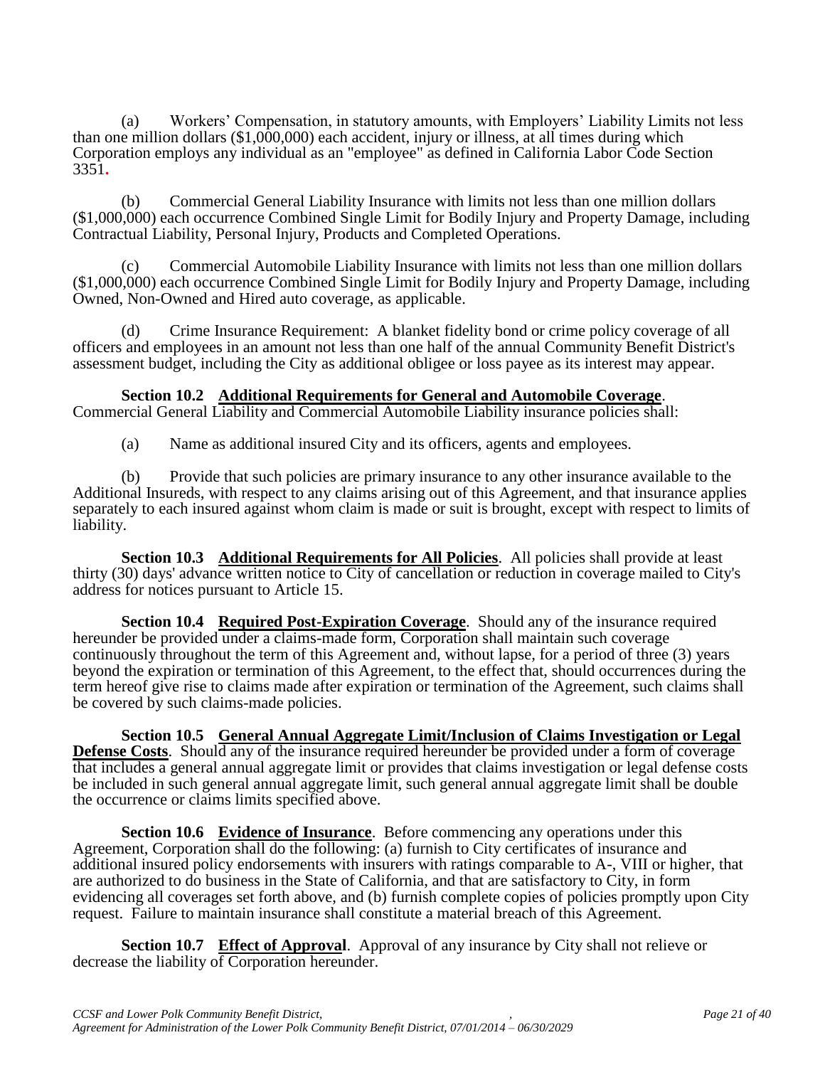(a) Workers' Compensation, in statutory amounts, with Employers' Liability Limits not less than one million dollars ($1,000,000) each accident, injury or illness, at all times during which Corporation employs any individual as an "employee" as defined in California Labor Code Section 3351.

(b) Commercial General Liability Insurance with limits not less than one million dollars ($1,000,000) each occurrence Combined Single Limit for Bodily Injury and Property Damage, including Contractual Liability, Personal Injury, Products and Completed Operations.

(c) Commercial Automobile Liability Insurance with limits not less than one million dollars ($1,000,000) each occurrence Combined Single Limit for Bodily Injury and Property Damage, including Owned, Non-Owned and Hired auto coverage, as applicable.

(d) Crime Insurance Requirement: A blanket fidelity bond or crime policy coverage of all officers and employees in an amount not less than one half of the annual Community Benefit District's assessment budget, including the City as additional obligee or loss payee as its interest may appear.

**Section 10.2 Additional Requirements for General and Automobile Coverage**. Commercial General Liability and Commercial Automobile Liability insurance policies shall:

(a) Name as additional insured City and its officers, agents and employees.

(b) Provide that such policies are primary insurance to any other insurance available to the Additional Insureds, with respect to any claims arising out of this Agreement, and that insurance applies separately to each insured against whom claim is made or suit is brought, except with respect to limits of liability.

**Section 10.3 Additional Requirements for All Policies**. All policies shall provide at least thirty (30) days' advance written notice to City of cancellation or reduction in coverage mailed to City's address for notices pursuant to Article 15.

**Section 10.4 Required Post-Expiration Coverage**. Should any of the insurance required hereunder be provided under a claims-made form, Corporation shall maintain such coverage continuously throughout the term of this Agreement and, without lapse, for a period of three (3) years beyond the expiration or termination of this Agreement, to the effect that, should occurrences during the term hereof give rise to claims made after expiration or termination of the Agreement, such claims shall be covered by such claims-made policies.

**Section 10.5 General Annual Aggregate Limit/Inclusion of Claims Investigation or Legal Defense Costs**. Should any of the insurance required hereunder be provided under a form of coverage that includes a general annual aggregate limit or provides that claims investigation or legal defense costs be included in such general annual aggregate limit, such general annual aggregate limit shall be double the occurrence or claims limits specified above.

**Section 10.6 Evidence of Insurance**. Before commencing any operations under this Agreement, Corporation shall do the following: (a) furnish to City certificates of insurance and additional insured policy endorsements with insurers with ratings comparable to A-, VIII or higher, that are authorized to do business in the State of California, and that are satisfactory to City, in form evidencing all coverages set forth above, and (b) furnish complete copies of policies promptly upon City request. Failure to maintain insurance shall constitute a material breach of this Agreement.

**Section 10.7 Effect of Approval**. Approval of any insurance by City shall not relieve or decrease the liability of Corporation hereunder.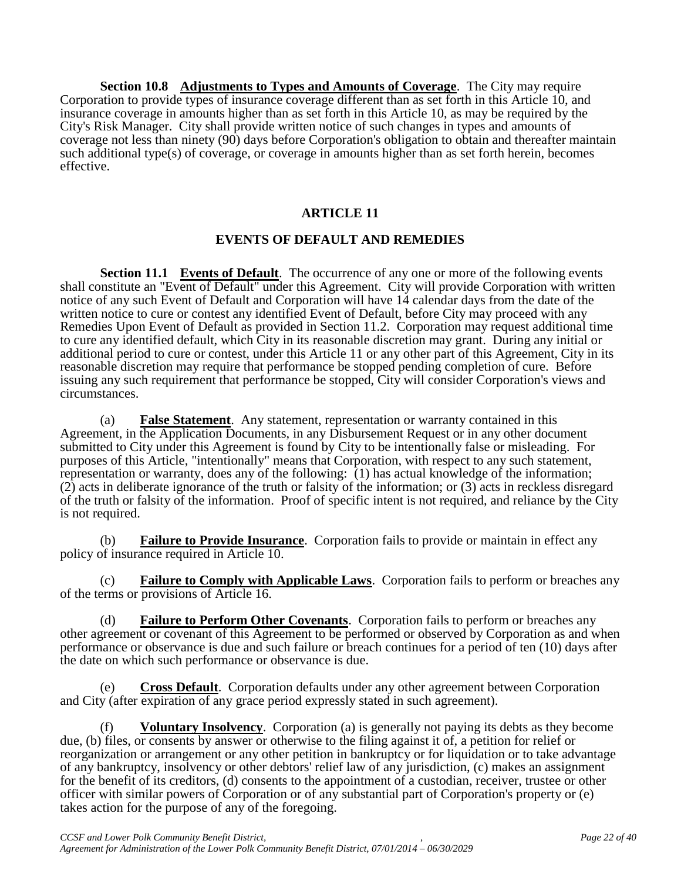**Section 10.8 Adjustments to Types and Amounts of Coverage**. The City may require Corporation to provide types of insurance coverage different than as set forth in this Article 10, and insurance coverage in amounts higher than as set forth in this Article 10, as may be required by the City's Risk Manager. City shall provide written notice of such changes in types and amounts of coverage not less than ninety (90) days before Corporation's obligation to obtain and thereafter maintain such additional type(s) of coverage, or coverage in amounts higher than as set forth herein, becomes effective.

## ARTICLE 11

## EVENTS OF DEFAULT AND REMEDIES

**Section 11.1 Events of Default**. The occurrence of any one or more of the following events shall constitute an "Event of Default" under this Agreement. City will provide Corporation with written notice of any such Event of Default and Corporation will have 14 calendar days from the date of the written notice to cure or contest any identified Event of Default, before City may proceed with any Remedies Upon Event of Default as provided in Section 11.2. Corporation may request additional time to cure any identified default, which City in its reasonable discretion may grant. During any initial or additional period to cure or contest, under this Article 11 or any other part of this Agreement, City in its reasonable discretion may require that performance be stopped pending completion of cure. Before issuing any such requirement that performance be stopped, City will consider Corporation's views and circumstances.

(a) **False Statement**. Any statement, representation or warranty contained in this Agreement, in the Application Documents, in any Disbursement Request or in any other document submitted to City under this Agreement is found by City to be intentionally false or misleading. For purposes of this Article, "intentionally" means that Corporation, with respect to any such statement, representation or warranty, does any of the following: (1) has actual knowledge of the information; (2) acts in deliberate ignorance of the truth or falsity of the information; or (3) acts in reckless disregard of the truth or falsity of the information. Proof of specific intent is not required, and reliance by the City is not required.

(b) **Failure to Provide Insurance**. Corporation fails to provide or maintain in effect any policy of insurance required in Article 10.

(c) **Failure to Comply with Applicable Laws**. Corporation fails to perform or breaches any of the terms or provisions of Article 16.

(d) **Failure to Perform Other Covenants**. Corporation fails to perform or breaches any other agreement or covenant of this Agreement to be performed or observed by Corporation as and when performance or observance is due and such failure or breach continues for a period of ten (10) days after the date on which such performance or observance is due.

(e) **Cross Default**. Corporation defaults under any other agreement between Corporation and City (after expiration of any grace period expressly stated in such agreement).

(f) **Voluntary Insolvency**. Corporation (a) is generally not paying its debts as they become due, (b) files, or consents by answer or otherwise to the filing against it of, a petition for relief or reorganization or arrangement or any other petition in bankruptcy or for liquidation or to take advantage of any bankruptcy, insolvency or other debtors' relief law of any jurisdiction, (c) makes an assignment for the benefit of its creditors, (d) consents to the appointment of a custodian, receiver, trustee or other officer with similar powers of Corporation or of any substantial part of Corporation's property or (e) takes action for the purpose of any of the foregoing.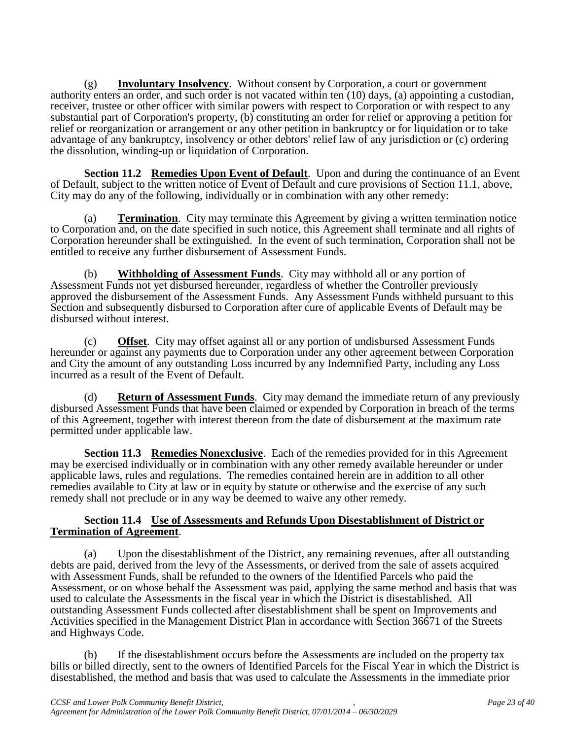(g) **Involuntary Insolvency**. Without consent by Corporation, a court or government authority enters an order, and such order is not vacated within ten (10) days, (a) appointing a custodian, receiver, trustee or other officer with similar powers with respect to Corporation or with respect to any substantial part of Corporation's property, (b) constituting an order for relief or approving a petition for relief or reorganization or arrangement or any other petition in bankruptcy or for liquidation or to take advantage of any bankruptcy, insolvency or other debtors' relief law of any jurisdiction or (c) ordering the dissolution, winding-up or liquidation of Corporation.

**Section 11.2 Remedies Upon Event of Default**. Upon and during the continuance of an Event of Default, subject to the written notice of Event of Default and cure provisions of Section 11.1, above, City may do any of the following, individually or in combination with any other remedy:

(a) **Termination**. City may terminate this Agreement by giving a written termination notice to Corporation and, on the date specified in such notice, this Agreement shall terminate and all rights of Corporation hereunder shall be extinguished. In the event of such termination, Corporation shall not be entitled to receive any further disbursement of Assessment Funds.

(b) **Withholding of Assessment Funds**. City may withhold all or any portion of Assessment Funds not yet disbursed hereunder, regardless of whether the Controller previously approved the disbursement of the Assessment Funds. Any Assessment Funds withheld pursuant to this Section and subsequently disbursed to Corporation after cure of applicable Events of Default may be disbursed without interest.

(c) **Offset**. City may offset against all or any portion of undisbursed Assessment Funds hereunder or against any payments due to Corporation under any other agreement between Corporation and City the amount of any outstanding Loss incurred by any Indemnified Party, including any Loss incurred as a result of the Event of Default.

(d) **Return of Assessment Funds**. City may demand the immediate return of any previously disbursed Assessment Funds that have been claimed or expended by Corporation in breach of the terms of this Agreement, together with interest thereon from the date of disbursement at the maximum rate permitted under applicable law.

**Section 11.3 Remedies Nonexclusive**. Each of the remedies provided for in this Agreement may be exercised individually or in combination with any other remedy available hereunder or under applicable laws, rules and regulations. The remedies contained herein are in addition to all other remedies available to City at law or in equity by statute or otherwise and the exercise of any such remedy shall not preclude or in any way be deemed to waive any other remedy.

**Section 11.4 Use of Assessments and Refunds Upon Disestablishment of District or Termination of Agreement**.

(a) Upon the disestablishment of the District, any remaining revenues, after all outstanding debts are paid, derived from the levy of the Assessments, or derived from the sale of assets acquired with Assessment Funds, shall be refunded to the owners of the Identified Parcels who paid the Assessment, or on whose behalf the Assessment was paid, applying the same method and basis that was used to calculate the Assessments in the fiscal year in which the District is disestablished. All outstanding Assessment Funds collected after disestablishment shall be spent on Improvements and Activities specified in the Management District Plan in accordance with Section 36671 of the Streets and Highways Code.

(b) If the disestablishment occurs before the Assessments are included on the property tax bills or billed directly, sent to the owners of Identified Parcels for the Fiscal Year in which the District is disestablished, the method and basis that was used to calculate the Assessments in the immediate prior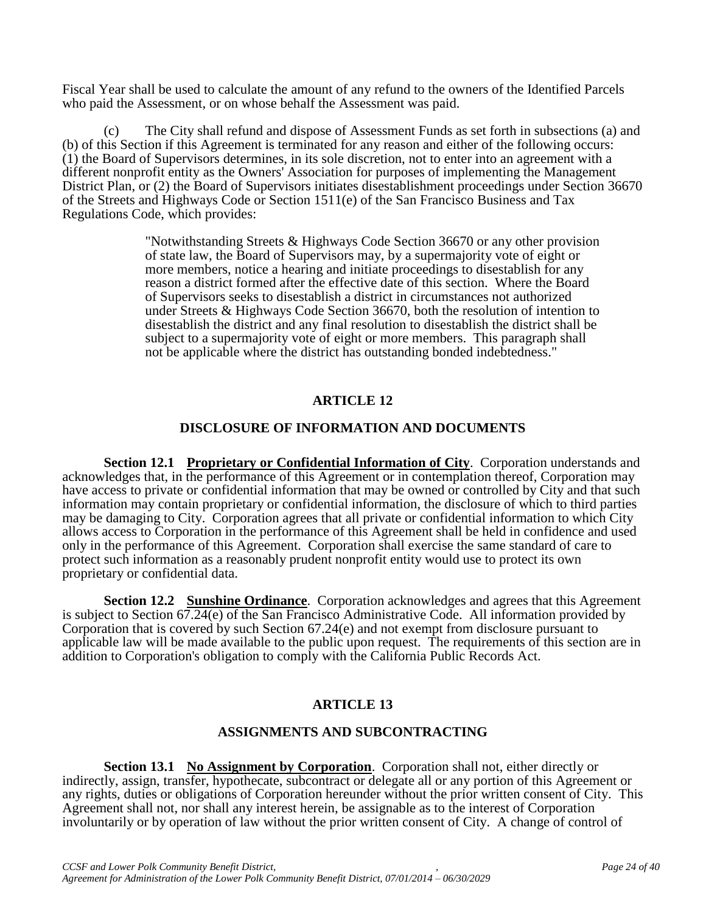Fiscal Year shall be used to calculate the amount of any refund to the owners of the Identified Parcels who paid the Assessment, or on whose behalf the Assessment was paid.

(c) The City shall refund and dispose of Assessment Funds as set forth in subsections (a) and (b) of this Section if this Agreement is terminated for any reason and either of the following occurs: (1) the Board of Supervisors determines, in its sole discretion, not to enter into an agreement with a different nonprofit entity as the Owners' Association for purposes of implementing the Management District Plan, or (2) the Board of Supervisors initiates disestablishment proceedings under Section 36670 of the Streets and Highways Code or Section 1511(e) of the San Francisco Business and Tax Regulations Code, which provides:

> "Notwithstanding Streets & Highways Code Section 36670 or any other provision of state law, the Board of Supervisors may, by a supermajority vote of eight or more members, notice a hearing and initiate proceedings to disestablish for any reason a district formed after the effective date of this section. Where the Board of Supervisors seeks to disestablish a district in circumstances not authorized under Streets & Highways Code Section 36670, both the resolution of intention to disestablish the district and any final resolution to disestablish the district shall be subject to a supermajority vote of eight or more members. This paragraph shall not be applicable where the district has outstanding bonded indebtedness."

## ARTICLE 12

## DISCLOSURE OF INFORMATION AND DOCUMENTS

**Section 12.1 Proprietary or Confidential Information of City**. Corporation understands and acknowledges that, in the performance of this Agreement or in contemplation thereof, Corporation may have access to private or confidential information that may be owned or controlled by City and that such information may contain proprietary or confidential information, the disclosure of which to third parties may be damaging to City. Corporation agrees that all private or confidential information to which City allows access to Corporation in the performance of this Agreement shall be held in confidence and used only in the performance of this Agreement. Corporation shall exercise the same standard of care to protect such information as a reasonably prudent nonprofit entity would use to protect its own proprietary or confidential data.

**Section 12.2 Sunshine Ordinance**. Corporation acknowledges and agrees that this Agreement is subject to Section 67.24(e) of the San Francisco Administrative Code. All information provided by Corporation that is covered by such Section 67.24(e) and not exempt from disclosure pursuant to applicable law will be made available to the public upon request. The requirements of this section are in addition to Corporation's obligation to comply with the California Public Records Act.

## ARTICLE 13

## ASSIGNMENTS AND SUBCONTRACTING

**Section 13.1 No Assignment by Corporation**. Corporation shall not, either directly or indirectly, assign, transfer, hypothecate, subcontract or delegate all or any portion of this Agreement or any rights, duties or obligations of Corporation hereunder without the prior written consent of City. This Agreement shall not, nor shall any interest herein, be assignable as to the interest of Corporation involuntarily or by operation of law without the prior written consent of City. A change of control of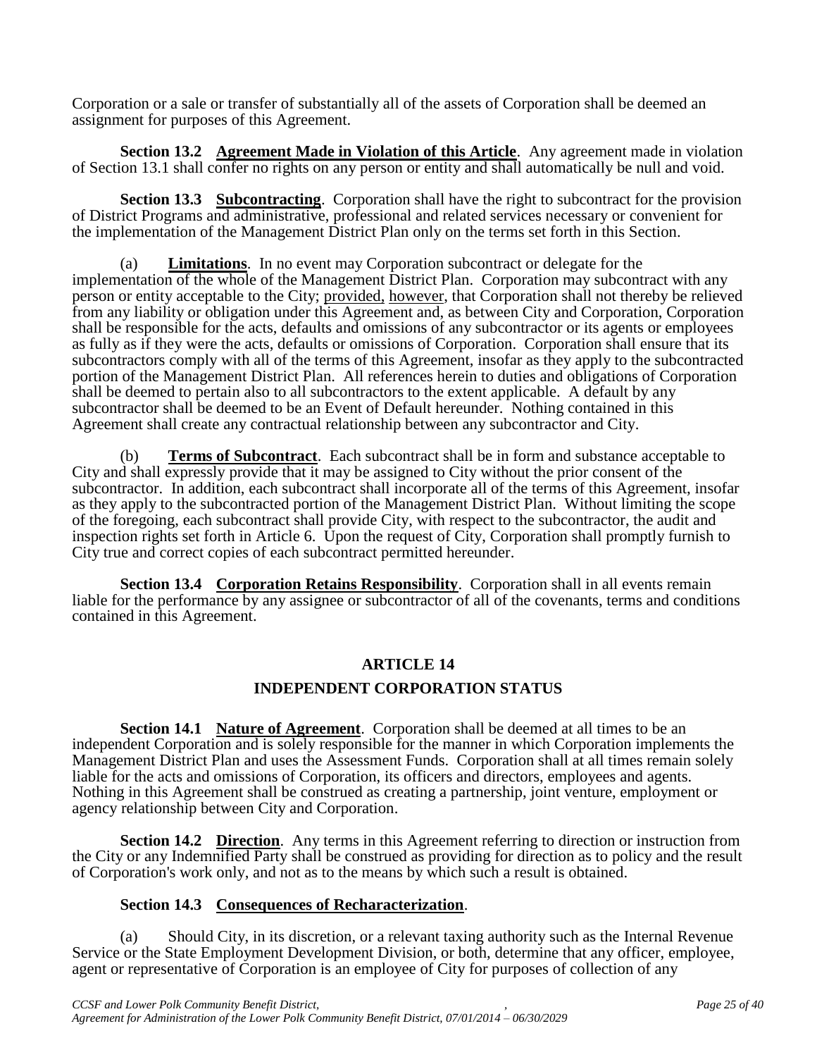Corporation or a sale or transfer of substantially all of the assets of Corporation shall be deemed an assignment for purposes of this Agreement.

**Section 13.2 Agreement Made in Violation of this Article**. Any agreement made in violation of Section 13.1 shall confer no rights on any person or entity and shall automatically be null and void.

**Section 13.3 Subcontracting**. Corporation shall have the right to subcontract for the provision of District Programs and administrative, professional and related services necessary or convenient for the implementation of the Management District Plan only on the terms set forth in this Section.

(a) **Limitations**. In no event may Corporation subcontract or delegate for the implementation of the whole of the Management District Plan. Corporation may subcontract with any person or entity acceptable to the City; provided, however, that Corporation shall not thereby be relieved from any liability or obligation under this Agreement and, as between City and Corporation, Corporation shall be responsible for the acts, defaults and omissions of any subcontractor or its agents or employees as fully as if they were the acts, defaults or omissions of Corporation. Corporation shall ensure that its subcontractors comply with all of the terms of this Agreement, insofar as they apply to the subcontracted portion of the Management District Plan. All references herein to duties and obligations of Corporation shall be deemed to pertain also to all subcontractors to the extent applicable. A default by any subcontractor shall be deemed to be an Event of Default hereunder. Nothing contained in this Agreement shall create any contractual relationship between any subcontractor and City.

(b) **Terms of Subcontract**. Each subcontract shall be in form and substance acceptable to City and shall expressly provide that it may be assigned to City without the prior consent of the subcontractor. In addition, each subcontract shall incorporate all of the terms of this Agreement, insofar as they apply to the subcontracted portion of the Management District Plan. Without limiting the scope of the foregoing, each subcontract shall provide City, with respect to the subcontractor, the audit and inspection rights set forth in Article 6. Upon the request of City, Corporation shall promptly furnish to City true and correct copies of each subcontract permitted hereunder.

**Section 13.4 Corporation Retains Responsibility**. Corporation shall in all events remain liable for the performance by any assignee or subcontractor of all of the covenants, terms and conditions contained in this Agreement.

## ARTICLE 14

## INDEPENDENT CORPORATION STATUS

**Section 14.1 Nature of Agreement**. Corporation shall be deemed at all times to be an independent Corporation and is solely responsible for the manner in which Corporation implements the Management District Plan and uses the Assessment Funds. Corporation shall at all times remain solely liable for the acts and omissions of Corporation, its officers and directors, employees and agents. Nothing in this Agreement shall be construed as creating a partnership, joint venture, employment or agency relationship between City and Corporation.

**Section 14.2 Direction**. Any terms in this Agreement referring to direction or instruction from the City or any Indemnified Party shall be construed as providing for direction as to policy and the result of Corporation's work only, and not as to the means by which such a result is obtained.

**Section 14.3 Consequences of Recharacterization**.

(a) Should City, in its discretion, or a relevant taxing authority such as the Internal Revenue Service or the State Employment Development Division, or both, determine that any officer, employee, agent or representative of Corporation is an employee of City for purposes of collection of any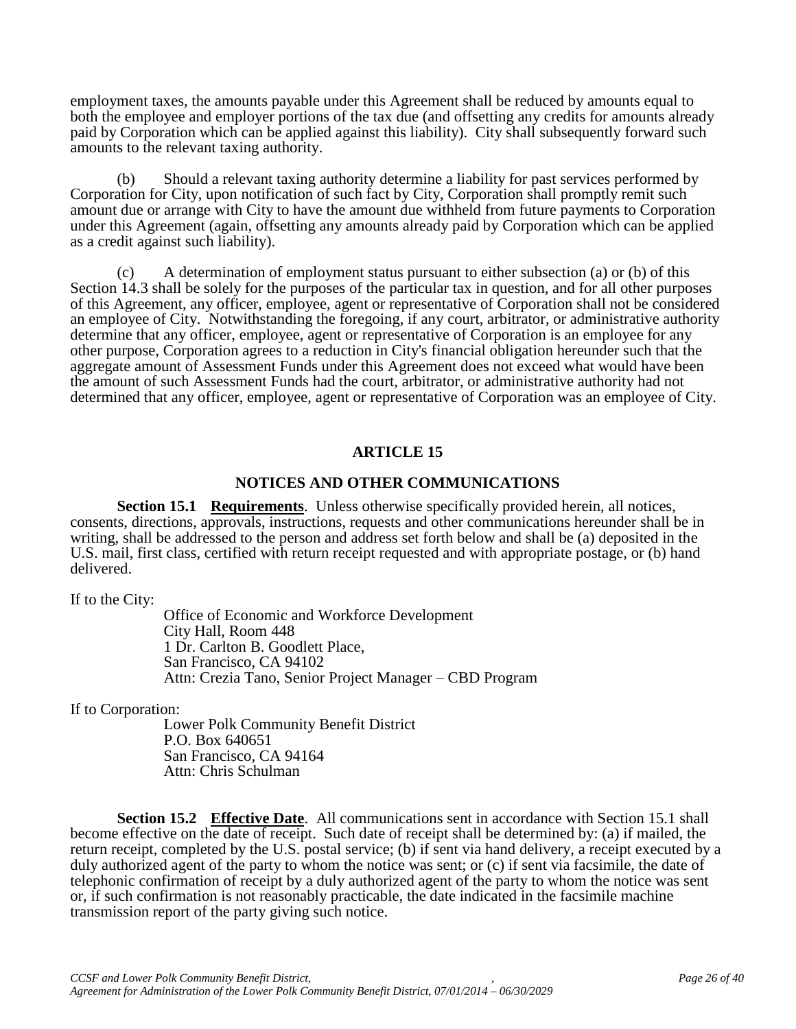employment taxes, the amounts payable under this Agreement shall be reduced by amounts equal to both the employee and employer portions of the tax due (and offsetting any credits for amounts already paid by Corporation which can be applied against this liability). City shall subsequently forward such amounts to the relevant taxing authority.

(b) Should a relevant taxing authority determine a liability for past services performed by Corporation for City, upon notification of such fact by City, Corporation shall promptly remit such amount due or arrange with City to have the amount due withheld from future payments to Corporation under this Agreement (again, offsetting any amounts already paid by Corporation which can be applied as a credit against such liability).

(c) A determination of employment status pursuant to either subsection (a) or (b) of this Section 14.3 shall be solely for the purposes of the particular tax in question, and for all other purposes of this Agreement, any officer, employee, agent or representative of Corporation shall not be considered an employee of City. Notwithstanding the foregoing, if any court, arbitrator, or administrative authority determine that any officer, employee, agent or representative of Corporation is an employee for any other purpose, Corporation agrees to a reduction in City's financial obligation hereunder such that the aggregate amount of Assessment Funds under this Agreement does not exceed what would have been the amount of such Assessment Funds had the court, arbitrator, or administrative authority had not determined that any officer, employee, agent or representative of Corporation was an employee of City.

## ARTICLE 15

## NOTICES AND OTHER COMMUNICATIONS

**Section 15.1 Requirements**. Unless otherwise specifically provided herein, all notices, consents, directions, approvals, instructions, requests and other communications hereunder shall be in writing, shall be addressed to the person and address set forth below and shall be (a) deposited in the U.S. mail, first class, certified with return receipt requested and with appropriate postage, or (b) hand delivered.

If to the City:

Office of Economic and Workforce Development
City Hall, Room 448
1 Dr. Carlton B. Goodlett Place,
San Francisco, CA 94102
Attn: Crezia Tano, Senior Project Manager – CBD Program

If to Corporation:

Lower Polk Community Benefit District
P.O. Box 640651
San Francisco, CA 94164
Attn: Chris Schulman

**Section 15.2 Effective Date**. All communications sent in accordance with Section 15.1 shall become effective on the date of receipt. Such date of receipt shall be determined by: (a) if mailed, the return receipt, completed by the U.S. postal service; (b) if sent via hand delivery, a receipt executed by a duly authorized agent of the party to whom the notice was sent; or (c) if sent via facsimile, the date of telephonic confirmation of receipt by a duly authorized agent of the party to whom the notice was sent or, if such confirmation is not reasonably practicable, the date indicated in the facsimile machine transmission report of the party giving such notice.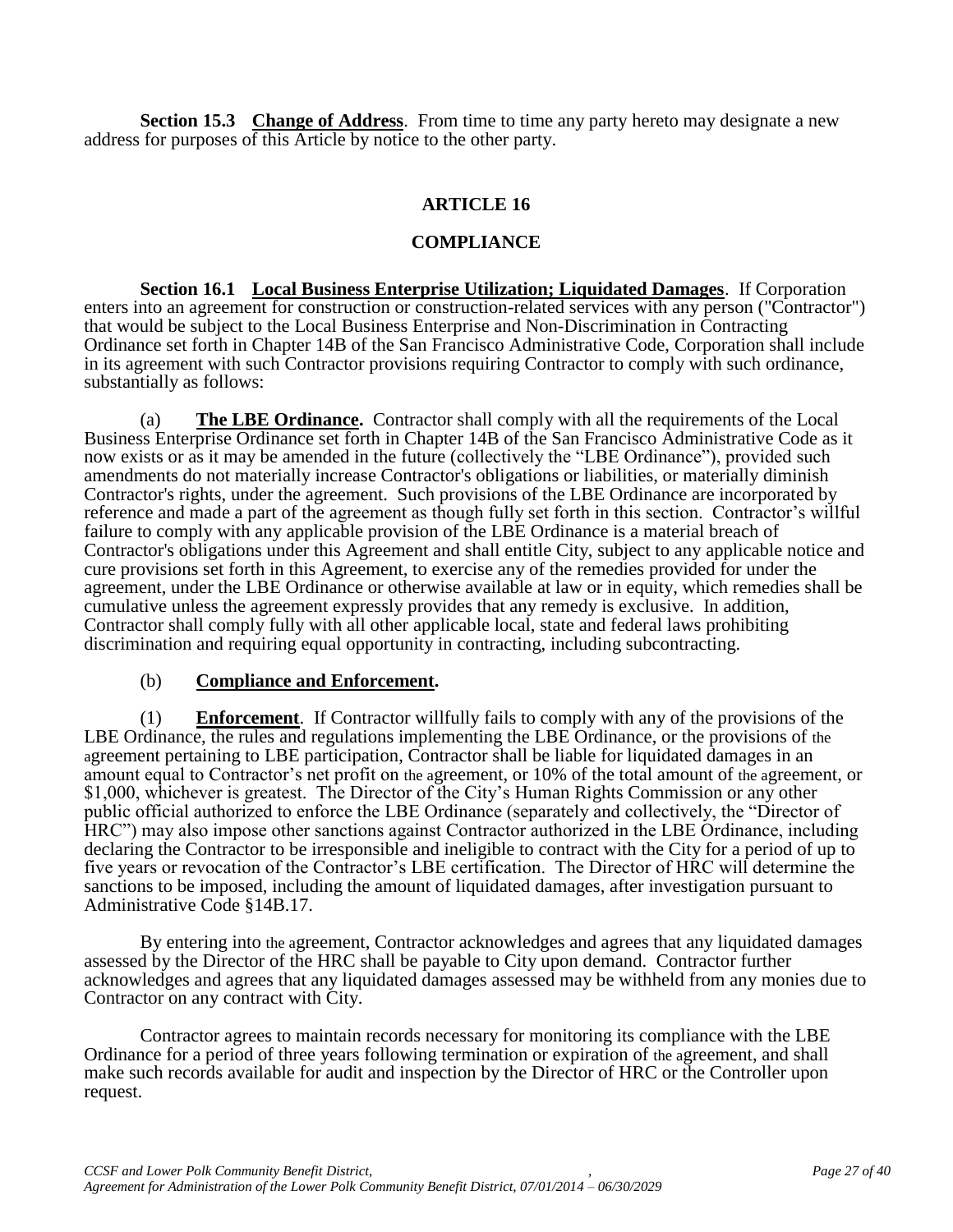**Section 15.3 Change of Address**. From time to time any party hereto may designate a new address for purposes of this Article by notice to the other party.

## ARTICLE 16

## COMPLIANCE

**Section 16.1 Local Business Enterprise Utilization; Liquidated Damages**. If Corporation enters into an agreement for construction or construction-related services with any person ("Contractor") that would be subject to the Local Business Enterprise and Non-Discrimination in Contracting Ordinance set forth in Chapter 14B of the San Francisco Administrative Code, Corporation shall include in its agreement with such Contractor provisions requiring Contractor to comply with such ordinance, substantially as follows:

(a) **The LBE Ordinance.** Contractor shall comply with all the requirements of the Local Business Enterprise Ordinance set forth in Chapter 14B of the San Francisco Administrative Code as it now exists or as it may be amended in the future (collectively the "LBE Ordinance"), provided such amendments do not materially increase Contractor's obligations or liabilities, or materially diminish Contractor's rights, under the agreement. Such provisions of the LBE Ordinance are incorporated by reference and made a part of the agreement as though fully set forth in this section. Contractor's willful failure to comply with any applicable provision of the LBE Ordinance is a material breach of Contractor's obligations under this Agreement and shall entitle City, subject to any applicable notice and cure provisions set forth in this Agreement, to exercise any of the remedies provided for under the agreement, under the LBE Ordinance or otherwise available at law or in equity, which remedies shall be cumulative unless the agreement expressly provides that any remedy is exclusive. In addition, Contractor shall comply fully with all other applicable local, state and federal laws prohibiting discrimination and requiring equal opportunity in contracting, including subcontracting.

(b) **Compliance and Enforcement.**

(1) **Enforcement**. If Contractor willfully fails to comply with any of the provisions of the LBE Ordinance, the rules and regulations implementing the LBE Ordinance, or the provisions of the agreement pertaining to LBE participation, Contractor shall be liable for liquidated damages in an amount equal to Contractor's net profit on the agreement, or 10% of the total amount of the agreement, or \$1,000, whichever is greatest. The Director of the City's Human Rights Commission or any other public official authorized to enforce the LBE Ordinance (separately and collectively, the "Director of HRC") may also impose other sanctions against Contractor authorized in the LBE Ordinance, including declaring the Contractor to be irresponsible and ineligible to contract with the City for a period of up to five years or revocation of the Contractor's LBE certification. The Director of HRC will determine the sanctions to be imposed, including the amount of liquidated damages, after investigation pursuant to Administrative Code §14B.17.

By entering into the agreement, Contractor acknowledges and agrees that any liquidated damages assessed by the Director of the HRC shall be payable to City upon demand. Contractor further acknowledges and agrees that any liquidated damages assessed may be withheld from any monies due to Contractor on any contract with City.

Contractor agrees to maintain records necessary for monitoring its compliance with the LBE Ordinance for a period of three years following termination or expiration of the agreement, and shall make such records available for audit and inspection by the Director of HRC or the Controller upon request.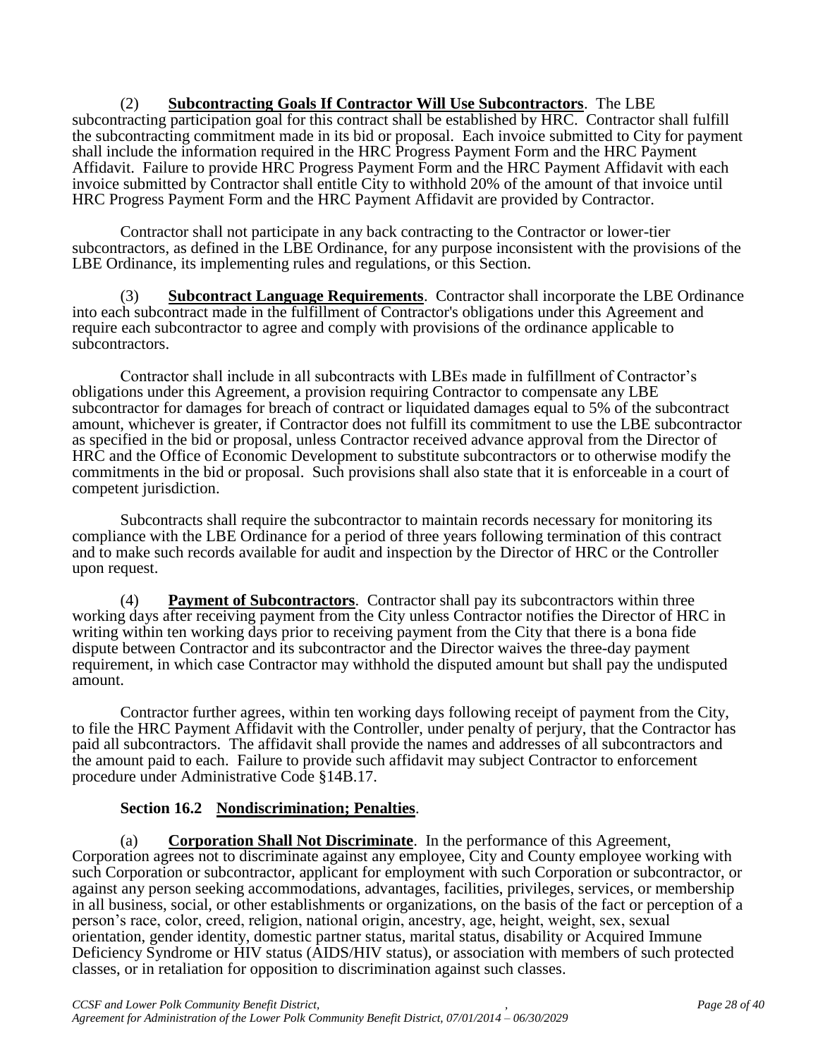(2) **Subcontracting Goals If Contractor Will Use Subcontractors**. The LBE subcontracting participation goal for this contract shall be established by HRC. Contractor shall fulfill the subcontracting commitment made in its bid or proposal. Each invoice submitted to City for payment shall include the information required in the HRC Progress Payment Form and the HRC Payment Affidavit. Failure to provide HRC Progress Payment Form and the HRC Payment Affidavit with each invoice submitted by Contractor shall entitle City to withhold 20% of the amount of that invoice until HRC Progress Payment Form and the HRC Payment Affidavit are provided by Contractor.

Contractor shall not participate in any back contracting to the Contractor or lower-tier subcontractors, as defined in the LBE Ordinance, for any purpose inconsistent with the provisions of the LBE Ordinance, its implementing rules and regulations, or this Section.

(3) **Subcontract Language Requirements**. Contractor shall incorporate the LBE Ordinance into each subcontract made in the fulfillment of Contractor's obligations under this Agreement and require each subcontractor to agree and comply with provisions of the ordinance applicable to subcontractors.

Contractor shall include in all subcontracts with LBEs made in fulfillment of Contractor's obligations under this Agreement, a provision requiring Contractor to compensate any LBE subcontractor for damages for breach of contract or liquidated damages equal to 5% of the subcontract amount, whichever is greater, if Contractor does not fulfill its commitment to use the LBE subcontractor as specified in the bid or proposal, unless Contractor received advance approval from the Director of HRC and the Office of Economic Development to substitute subcontractors or to otherwise modify the commitments in the bid or proposal. Such provisions shall also state that it is enforceable in a court of competent jurisdiction.

Subcontracts shall require the subcontractor to maintain records necessary for monitoring its compliance with the LBE Ordinance for a period of three years following termination of this contract and to make such records available for audit and inspection by the Director of HRC or the Controller upon request.

(4) **Payment of Subcontractors**. Contractor shall pay its subcontractors within three working days after receiving payment from the City unless Contractor notifies the Director of HRC in writing within ten working days prior to receiving payment from the City that there is a bona fide dispute between Contractor and its subcontractor and the Director waives the three-day payment requirement, in which case Contractor may withhold the disputed amount but shall pay the undisputed amount.

Contractor further agrees, within ten working days following receipt of payment from the City, to file the HRC Payment Affidavit with the Controller, under penalty of perjury, that the Contractor has paid all subcontractors. The affidavit shall provide the names and addresses of all subcontractors and the amount paid to each. Failure to provide such affidavit may subject Contractor to enforcement procedure under Administrative Code §14B.17.

**Section 16.2 Nondiscrimination; Penalties**.

(a) **Corporation Shall Not Discriminate**. In the performance of this Agreement, Corporation agrees not to discriminate against any employee, City and County employee working with such Corporation or subcontractor, applicant for employment with such Corporation or subcontractor, or against any person seeking accommodations, advantages, facilities, privileges, services, or membership in all business, social, or other establishments or organizations, on the basis of the fact or perception of a person's race, color, creed, religion, national origin, ancestry, age, height, weight, sex, sexual orientation, gender identity, domestic partner status, marital status, disability or Acquired Immune Deficiency Syndrome or HIV status (AIDS/HIV status), or association with members of such protected classes, or in retaliation for opposition to discrimination against such classes.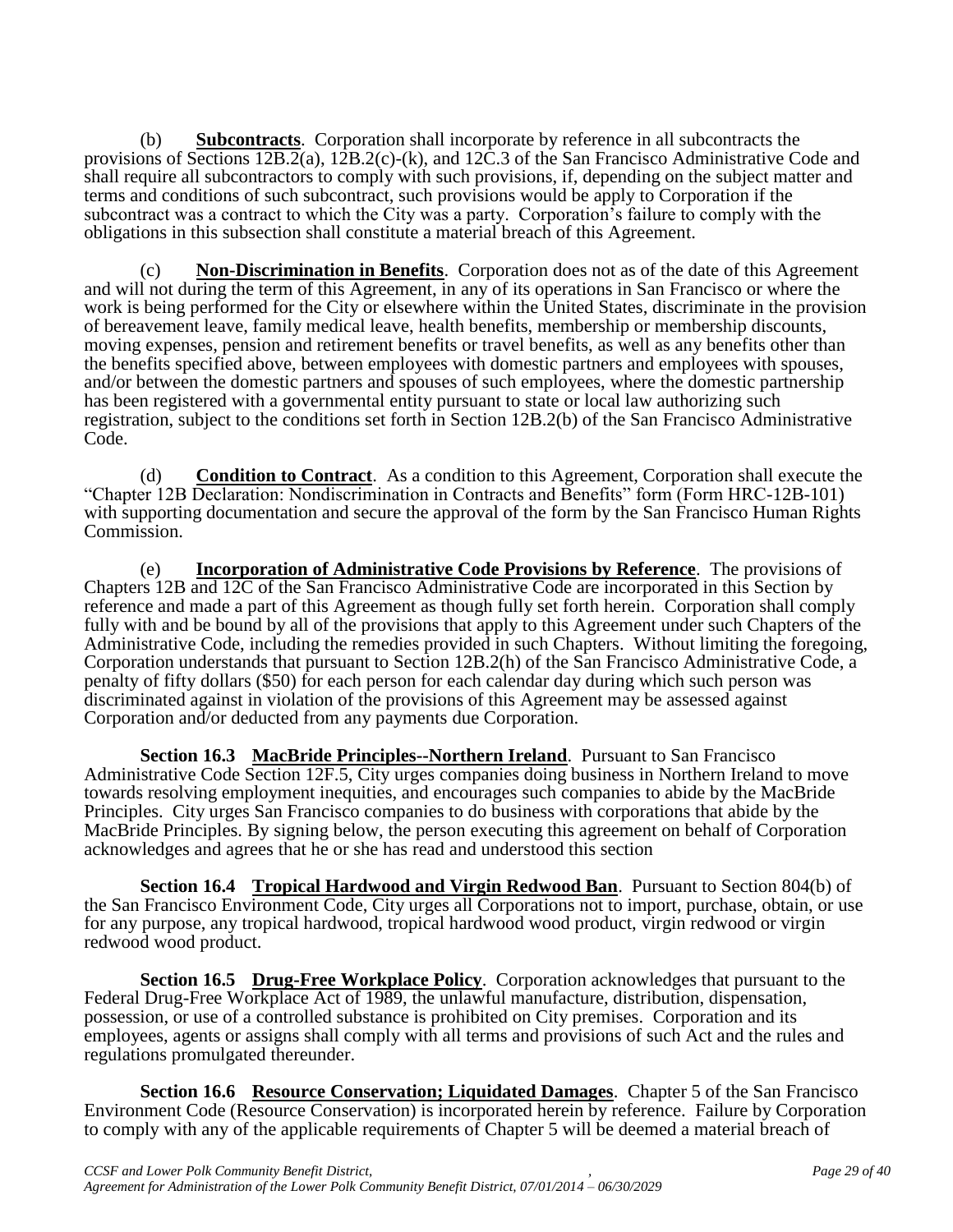(b) **Subcontracts**. Corporation shall incorporate by reference in all subcontracts the provisions of Sections 12B.2(a), 12B.2(c)-(k), and 12C.3 of the San Francisco Administrative Code and shall require all subcontractors to comply with such provisions, if, depending on the subject matter and terms and conditions of such subcontract, such provisions would be apply to Corporation if the subcontract was a contract to which the City was a party. Corporation's failure to comply with the obligations in this subsection shall constitute a material breach of this Agreement.

(c) **Non-Discrimination in Benefits**. Corporation does not as of the date of this Agreement and will not during the term of this Agreement, in any of its operations in San Francisco or where the work is being performed for the City or elsewhere within the United States, discriminate in the provision of bereavement leave, family medical leave, health benefits, membership or membership discounts, moving expenses, pension and retirement benefits or travel benefits, as well as any benefits other than the benefits specified above, between employees with domestic partners and employees with spouses, and/or between the domestic partners and spouses of such employees, where the domestic partnership has been registered with a governmental entity pursuant to state or local law authorizing such registration, subject to the conditions set forth in Section 12B.2(b) of the San Francisco Administrative Code.

(d) **Condition to Contract**. As a condition to this Agreement, Corporation shall execute the "Chapter 12B Declaration: Nondiscrimination in Contracts and Benefits" form (Form HRC-12B-101) with supporting documentation and secure the approval of the form by the San Francisco Human Rights Commission.

(e) **Incorporation of Administrative Code Provisions by Reference**. The provisions of Chapters 12B and 12C of the San Francisco Administrative Code are incorporated in this Section by reference and made a part of this Agreement as though fully set forth herein. Corporation shall comply fully with and be bound by all of the provisions that apply to this Agreement under such Chapters of the Administrative Code, including the remedies provided in such Chapters. Without limiting the foregoing, Corporation understands that pursuant to Section 12B.2(h) of the San Francisco Administrative Code, a penalty of fifty dollars ($50) for each person for each calendar day during which such person was discriminated against in violation of the provisions of this Agreement may be assessed against Corporation and/or deducted from any payments due Corporation.

**Section 16.3 MacBride Principles--Northern Ireland**. Pursuant to San Francisco Administrative Code Section 12F.5, City urges companies doing business in Northern Ireland to move towards resolving employment inequities, and encourages such companies to abide by the MacBride Principles. City urges San Francisco companies to do business with corporations that abide by the MacBride Principles. By signing below, the person executing this agreement on behalf of Corporation acknowledges and agrees that he or she has read and understood this section

**Section 16.4 Tropical Hardwood and Virgin Redwood Ban**. Pursuant to Section 804(b) of the San Francisco Environment Code, City urges all Corporations not to import, purchase, obtain, or use for any purpose, any tropical hardwood, tropical hardwood wood product, virgin redwood or virgin redwood wood product.

**Section 16.5 Drug-Free Workplace Policy**. Corporation acknowledges that pursuant to the Federal Drug-Free Workplace Act of 1989, the unlawful manufacture, distribution, dispensation, possession, or use of a controlled substance is prohibited on City premises. Corporation and its employees, agents or assigns shall comply with all terms and provisions of such Act and the rules and regulations promulgated thereunder.

**Section 16.6 Resource Conservation; Liquidated Damages**. Chapter 5 of the San Francisco Environment Code (Resource Conservation) is incorporated herein by reference. Failure by Corporation to comply with any of the applicable requirements of Chapter 5 will be deemed a material breach of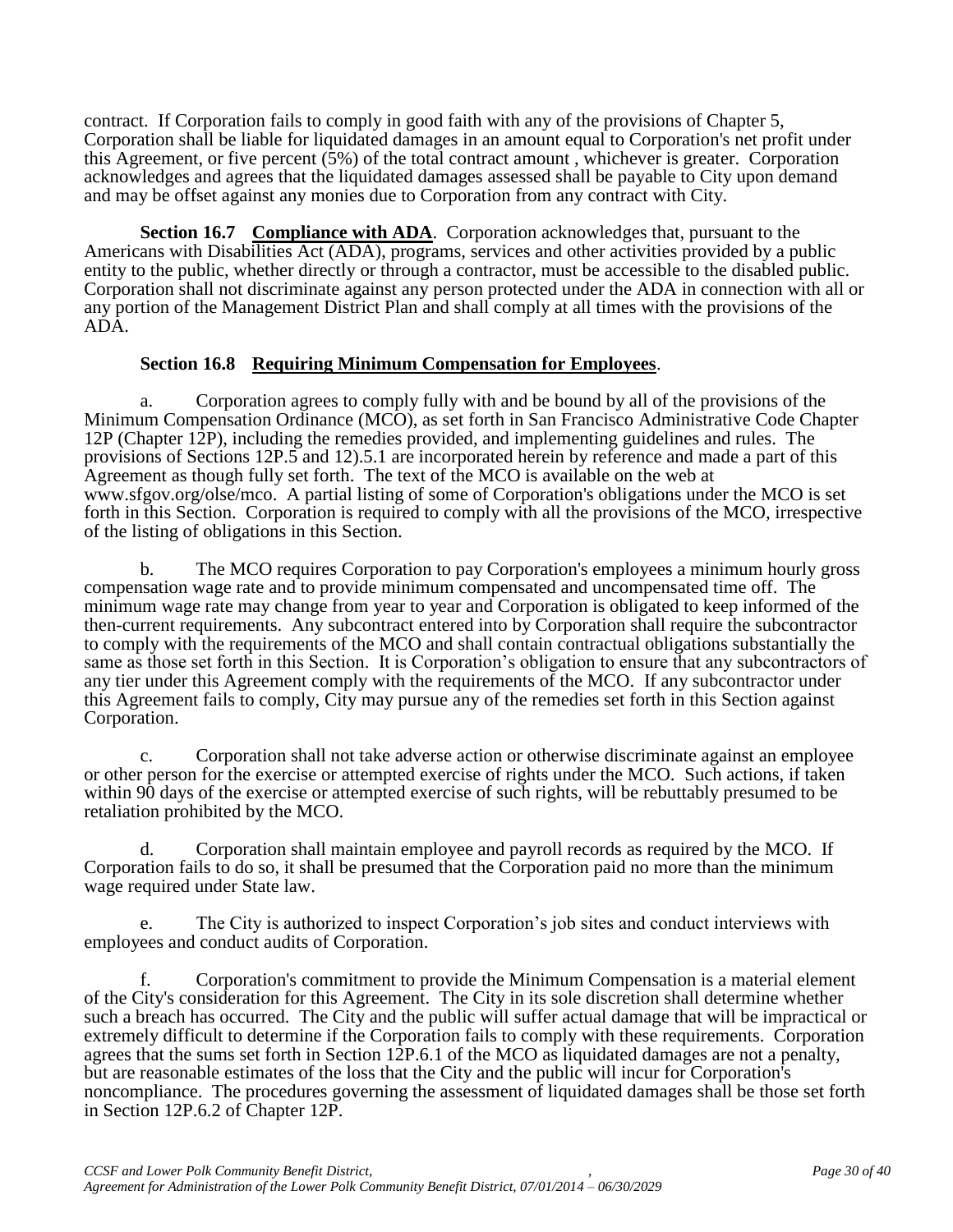contract. If Corporation fails to comply in good faith with any of the provisions of Chapter 5, Corporation shall be liable for liquidated damages in an amount equal to Corporation's net profit under this Agreement, or five percent (5%) of the total contract amount , whichever is greater. Corporation acknowledges and agrees that the liquidated damages assessed shall be payable to City upon demand and may be offset against any monies due to Corporation from any contract with City.

**Section 16.7 Compliance with ADA**. Corporation acknowledges that, pursuant to the Americans with Disabilities Act (ADA), programs, services and other activities provided by a public entity to the public, whether directly or through a contractor, must be accessible to the disabled public. Corporation shall not discriminate against any person protected under the ADA in connection with all or any portion of the Management District Plan and shall comply at all times with the provisions of the ADA.

**Section 16.8 Requiring Minimum Compensation for Employees**.

a. Corporation agrees to comply fully with and be bound by all of the provisions of the Minimum Compensation Ordinance (MCO), as set forth in San Francisco Administrative Code Chapter 12P (Chapter 12P), including the remedies provided, and implementing guidelines and rules. The provisions of Sections 12P.5 and 12).5.1 are incorporated herein by reference and made a part of this Agreement as though fully set forth. The text of the MCO is available on the web at www.sfgov.org/olse/mco. A partial listing of some of Corporation's obligations under the MCO is set forth in this Section. Corporation is required to comply with all the provisions of the MCO, irrespective of the listing of obligations in this Section.

b. The MCO requires Corporation to pay Corporation's employees a minimum hourly gross compensation wage rate and to provide minimum compensated and uncompensated time off. The minimum wage rate may change from year to year and Corporation is obligated to keep informed of the then-current requirements. Any subcontract entered into by Corporation shall require the subcontractor to comply with the requirements of the MCO and shall contain contractual obligations substantially the same as those set forth in this Section. It is Corporation's obligation to ensure that any subcontractors of any tier under this Agreement comply with the requirements of the MCO. If any subcontractor under this Agreement fails to comply, City may pursue any of the remedies set forth in this Section against Corporation.

c. Corporation shall not take adverse action or otherwise discriminate against an employee or other person for the exercise or attempted exercise of rights under the MCO. Such actions, if taken within 90 days of the exercise or attempted exercise of such rights, will be rebuttably presumed to be retaliation prohibited by the MCO.

d. Corporation shall maintain employee and payroll records as required by the MCO. If Corporation fails to do so, it shall be presumed that the Corporation paid no more than the minimum wage required under State law.

e. The City is authorized to inspect Corporation's job sites and conduct interviews with employees and conduct audits of Corporation.

f. Corporation's commitment to provide the Minimum Compensation is a material element of the City's consideration for this Agreement. The City in its sole discretion shall determine whether such a breach has occurred. The City and the public will suffer actual damage that will be impractical or extremely difficult to determine if the Corporation fails to comply with these requirements. Corporation agrees that the sums set forth in Section 12P.6.1 of the MCO as liquidated damages are not a penalty, but are reasonable estimates of the loss that the City and the public will incur for Corporation's noncompliance. The procedures governing the assessment of liquidated damages shall be those set forth in Section 12P.6.2 of Chapter 12P.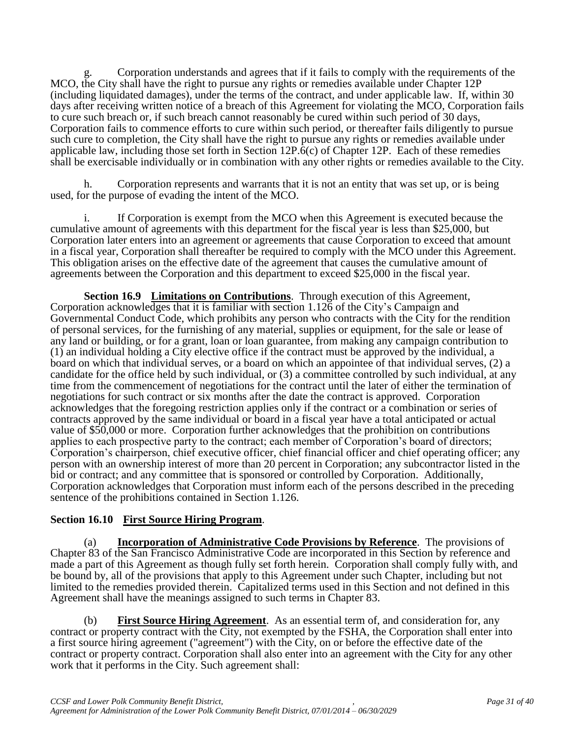g. Corporation understands and agrees that if it fails to comply with the requirements of the MCO, the City shall have the right to pursue any rights or remedies available under Chapter 12P (including liquidated damages), under the terms of the contract, and under applicable law. If, within 30 days after receiving written notice of a breach of this Agreement for violating the MCO, Corporation fails to cure such breach or, if such breach cannot reasonably be cured within such period of 30 days, Corporation fails to commence efforts to cure within such period, or thereafter fails diligently to pursue such cure to completion, the City shall have the right to pursue any rights or remedies available under applicable law, including those set forth in Section 12P.6(c) of Chapter 12P. Each of these remedies shall be exercisable individually or in combination with any other rights or remedies available to the City.

h. Corporation represents and warrants that it is not an entity that was set up, or is being used, for the purpose of evading the intent of the MCO.

i. If Corporation is exempt from the MCO when this Agreement is executed because the cumulative amount of agreements with this department for the fiscal year is less than $25,000, but Corporation later enters into an agreement or agreements that cause Corporation to exceed that amount in a fiscal year, Corporation shall thereafter be required to comply with the MCO under this Agreement. This obligation arises on the effective date of the agreement that causes the cumulative amount of agreements between the Corporation and this department to exceed $25,000 in the fiscal year.

**Section 16.9 Limitations on Contributions**. Through execution of this Agreement, Corporation acknowledges that it is familiar with section 1.126 of the City's Campaign and Governmental Conduct Code, which prohibits any person who contracts with the City for the rendition of personal services, for the furnishing of any material, supplies or equipment, for the sale or lease of any land or building, or for a grant, loan or loan guarantee, from making any campaign contribution to (1) an individual holding a City elective office if the contract must be approved by the individual, a board on which that individual serves, or a board on which an appointee of that individual serves, (2) a candidate for the office held by such individual, or (3) a committee controlled by such individual, at any time from the commencement of negotiations for the contract until the later of either the termination of negotiations for such contract or six months after the date the contract is approved. Corporation acknowledges that the foregoing restriction applies only if the contract or a combination or series of contracts approved by the same individual or board in a fiscal year have a total anticipated or actual value of $50,000 or more. Corporation further acknowledges that the prohibition on contributions applies to each prospective party to the contract; each member of Corporation's board of directors; Corporation's chairperson, chief executive officer, chief financial officer and chief operating officer; any person with an ownership interest of more than 20 percent in Corporation; any subcontractor listed in the bid or contract; and any committee that is sponsored or controlled by Corporation. Additionally, Corporation acknowledges that Corporation must inform each of the persons described in the preceding sentence of the prohibitions contained in Section 1.126.

**Section 16.10 First Source Hiring Program**.

(a) **Incorporation of Administrative Code Provisions by Reference**. The provisions of Chapter 83 of the San Francisco Administrative Code are incorporated in this Section by reference and made a part of this Agreement as though fully set forth herein. Corporation shall comply fully with, and be bound by, all of the provisions that apply to this Agreement under such Chapter, including but not limited to the remedies provided therein. Capitalized terms used in this Section and not defined in this Agreement shall have the meanings assigned to such terms in Chapter 83.

(b) **First Source Hiring Agreement**. As an essential term of, and consideration for, any contract or property contract with the City, not exempted by the FSHA, the Corporation shall enter into a first source hiring agreement ("agreement") with the City, on or before the effective date of the contract or property contract. Corporation shall also enter into an agreement with the City for any other work that it performs in the City. Such agreement shall: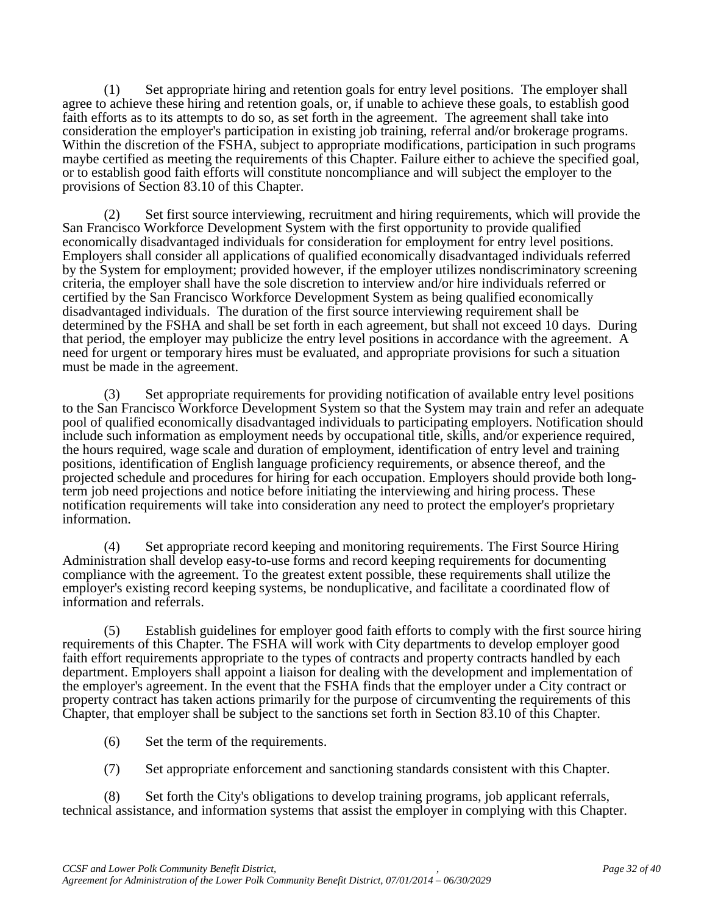(1) Set appropriate hiring and retention goals for entry level positions. The employer shall agree to achieve these hiring and retention goals, or, if unable to achieve these goals, to establish good faith efforts as to its attempts to do so, as set forth in the agreement. The agreement shall take into consideration the employer's participation in existing job training, referral and/or brokerage programs. Within the discretion of the FSHA, subject to appropriate modifications, participation in such programs maybe certified as meeting the requirements of this Chapter. Failure either to achieve the specified goal, or to establish good faith efforts will constitute noncompliance and will subject the employer to the provisions of Section 83.10 of this Chapter.

(2) Set first source interviewing, recruitment and hiring requirements, which will provide the San Francisco Workforce Development System with the first opportunity to provide qualified economically disadvantaged individuals for consideration for employment for entry level positions. Employers shall consider all applications of qualified economically disadvantaged individuals referred by the System for employment; provided however, if the employer utilizes nondiscriminatory screening criteria, the employer shall have the sole discretion to interview and/or hire individuals referred or certified by the San Francisco Workforce Development System as being qualified economically disadvantaged individuals. The duration of the first source interviewing requirement shall be determined by the FSHA and shall be set forth in each agreement, but shall not exceed 10 days. During that period, the employer may publicize the entry level positions in accordance with the agreement. A need for urgent or temporary hires must be evaluated, and appropriate provisions for such a situation must be made in the agreement.

(3) Set appropriate requirements for providing notification of available entry level positions to the San Francisco Workforce Development System so that the System may train and refer an adequate pool of qualified economically disadvantaged individuals to participating employers. Notification should include such information as employment needs by occupational title, skills, and/or experience required, the hours required, wage scale and duration of employment, identification of entry level and training positions, identification of English language proficiency requirements, or absence thereof, and the projected schedule and procedures for hiring for each occupation. Employers should provide both long-term job need projections and notice before initiating the interviewing and hiring process. These notification requirements will take into consideration any need to protect the employer's proprietary information.

(4) Set appropriate record keeping and monitoring requirements. The First Source Hiring Administration shall develop easy-to-use forms and record keeping requirements for documenting compliance with the agreement. To the greatest extent possible, these requirements shall utilize the employer's existing record keeping systems, be nonduplicative, and facilitate a coordinated flow of information and referrals.

(5) Establish guidelines for employer good faith efforts to comply with the first source hiring requirements of this Chapter. The FSHA will work with City departments to develop employer good faith effort requirements appropriate to the types of contracts and property contracts handled by each department. Employers shall appoint a liaison for dealing with the development and implementation of the employer's agreement. In the event that the FSHA finds that the employer under a City contract or property contract has taken actions primarily for the purpose of circumventing the requirements of this Chapter, that employer shall be subject to the sanctions set forth in Section 83.10 of this Chapter.

(6) Set the term of the requirements.

(7) Set appropriate enforcement and sanctioning standards consistent with this Chapter.

(8) Set forth the City's obligations to develop training programs, job applicant referrals, technical assistance, and information systems that assist the employer in complying with this Chapter.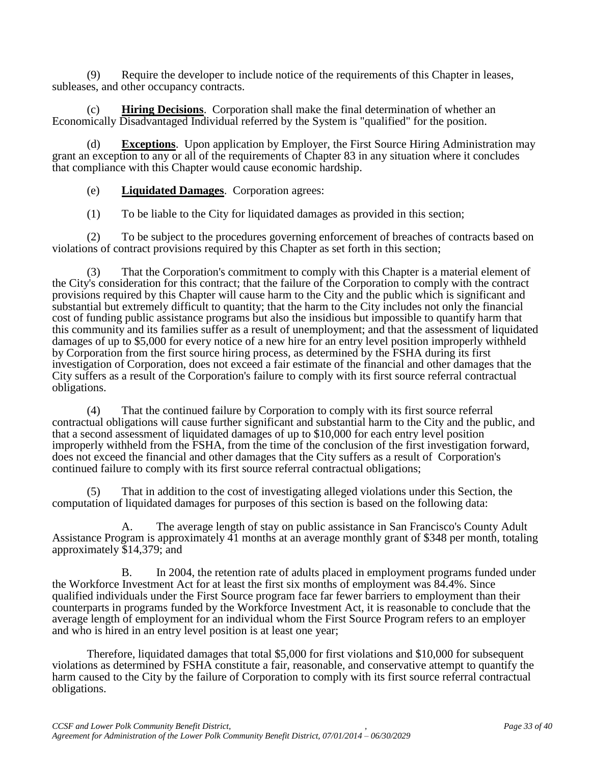(9) Require the developer to include notice of the requirements of this Chapter in leases, subleases, and other occupancy contracts.

(c) **Hiring Decisions**. Corporation shall make the final determination of whether an Economically Disadvantaged Individual referred by the System is "qualified" for the position.

(d) **Exceptions**. Upon application by Employer, the First Source Hiring Administration may grant an exception to any or all of the requirements of Chapter 83 in any situation where it concludes that compliance with this Chapter would cause economic hardship.

(e) **Liquidated Damages**. Corporation agrees:

(1) To be liable to the City for liquidated damages as provided in this section;

(2) To be subject to the procedures governing enforcement of breaches of contracts based on violations of contract provisions required by this Chapter as set forth in this section;

(3) That the Corporation's commitment to comply with this Chapter is a material element of the City's consideration for this contract; that the failure of the Corporation to comply with the contract provisions required by this Chapter will cause harm to the City and the public which is significant and substantial but extremely difficult to quantity; that the harm to the City includes not only the financial cost of funding public assistance programs but also the insidious but impossible to quantify harm that this community and its families suffer as a result of unemployment; and that the assessment of liquidated damages of up to $5,000 for every notice of a new hire for an entry level position improperly withheld by Corporation from the first source hiring process, as determined by the FSHA during its first investigation of Corporation, does not exceed a fair estimate of the financial and other damages that the City suffers as a result of the Corporation's failure to comply with its first source referral contractual obligations.

(4) That the continued failure by Corporation to comply with its first source referral contractual obligations will cause further significant and substantial harm to the City and the public, and that a second assessment of liquidated damages of up to $10,000 for each entry level position improperly withheld from the FSHA, from the time of the conclusion of the first investigation forward, does not exceed the financial and other damages that the City suffers as a result of Corporation's continued failure to comply with its first source referral contractual obligations;

(5) That in addition to the cost of investigating alleged violations under this Section, the computation of liquidated damages for purposes of this section is based on the following data:

A. The average length of stay on public assistance in San Francisco's County Adult Assistance Program is approximately 41 months at an average monthly grant of $348 per month, totaling approximately $14,379; and

B. In 2004, the retention rate of adults placed in employment programs funded under the Workforce Investment Act for at least the first six months of employment was 84.4%. Since qualified individuals under the First Source program face far fewer barriers to employment than their counterparts in programs funded by the Workforce Investment Act, it is reasonable to conclude that the average length of employment for an individual whom the First Source Program refers to an employer and who is hired in an entry level position is at least one year;

Therefore, liquidated damages that total $5,000 for first violations and $10,000 for subsequent violations as determined by FSHA constitute a fair, reasonable, and conservative attempt to quantify the harm caused to the City by the failure of Corporation to comply with its first source referral contractual obligations.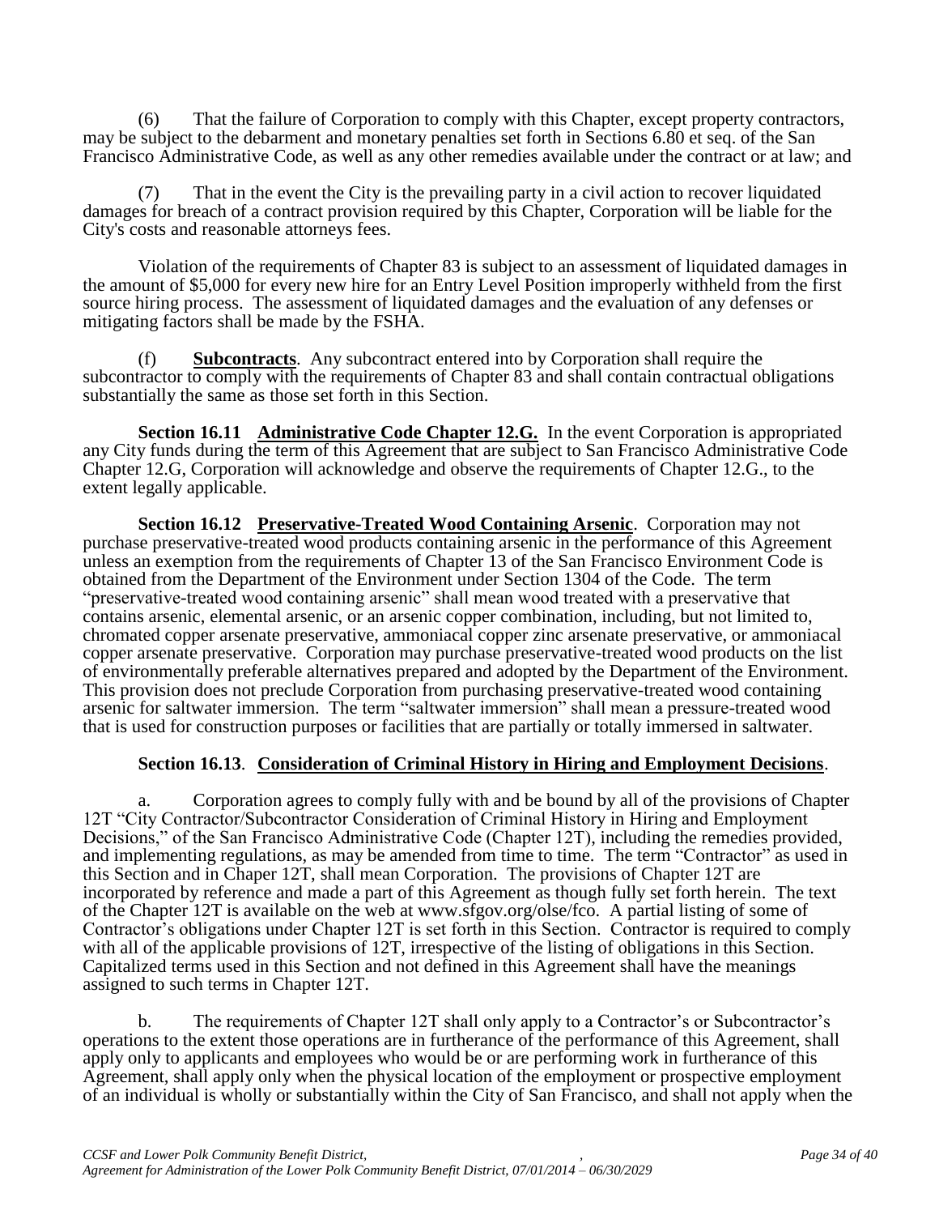(6) That the failure of Corporation to comply with this Chapter, except property contractors, may be subject to the debarment and monetary penalties set forth in Sections 6.80 et seq. of the San Francisco Administrative Code, as well as any other remedies available under the contract or at law; and

(7) That in the event the City is the prevailing party in a civil action to recover liquidated damages for breach of a contract provision required by this Chapter, Corporation will be liable for the City's costs and reasonable attorneys fees.

Violation of the requirements of Chapter 83 is subject to an assessment of liquidated damages in the amount of $5,000 for every new hire for an Entry Level Position improperly withheld from the first source hiring process. The assessment of liquidated damages and the evaluation of any defenses or mitigating factors shall be made by the FSHA.

(f) **Subcontracts**. Any subcontract entered into by Corporation shall require the subcontractor to comply with the requirements of Chapter 83 and shall contain contractual obligations substantially the same as those set forth in this Section.

**Section 16.11 Administrative Code Chapter 12.G.** In the event Corporation is appropriated any City funds during the term of this Agreement that are subject to San Francisco Administrative Code Chapter 12.G, Corporation will acknowledge and observe the requirements of Chapter 12.G., to the extent legally applicable.

**Section 16.12 Preservative-Treated Wood Containing Arsenic**. Corporation may not purchase preservative-treated wood products containing arsenic in the performance of this Agreement unless an exemption from the requirements of Chapter 13 of the San Francisco Environment Code is obtained from the Department of the Environment under Section 1304 of the Code. The term "preservative-treated wood containing arsenic" shall mean wood treated with a preservative that contains arsenic, elemental arsenic, or an arsenic copper combination, including, but not limited to, chromated copper arsenate preservative, ammoniacal copper zinc arsenate preservative, or ammoniacal copper arsenate preservative. Corporation may purchase preservative-treated wood products on the list of environmentally preferable alternatives prepared and adopted by the Department of the Environment. This provision does not preclude Corporation from purchasing preservative-treated wood containing arsenic for saltwater immersion. The term "saltwater immersion" shall mean a pressure-treated wood that is used for construction purposes or facilities that are partially or totally immersed in saltwater.

**Section 16.13. Consideration of Criminal History in Hiring and Employment Decisions**.

a. Corporation agrees to comply fully with and be bound by all of the provisions of Chapter 12T "City Contractor/Subcontractor Consideration of Criminal History in Hiring and Employment Decisions," of the San Francisco Administrative Code (Chapter 12T), including the remedies provided, and implementing regulations, as may be amended from time to time. The term "Contractor" as used in this Section and in Chaper 12T, shall mean Corporation. The provisions of Chapter 12T are incorporated by reference and made a part of this Agreement as though fully set forth herein. The text of the Chapter 12T is available on the web at www.sfgov.org/olse/fco. A partial listing of some of Contractor's obligations under Chapter 12T is set forth in this Section. Contractor is required to comply with all of the applicable provisions of 12T, irrespective of the listing of obligations in this Section. Capitalized terms used in this Section and not defined in this Agreement shall have the meanings assigned to such terms in Chapter 12T.

b. The requirements of Chapter 12T shall only apply to a Contractor's or Subcontractor's operations to the extent those operations are in furtherance of the performance of this Agreement, shall apply only to applicants and employees who would be or are performing work in furtherance of this Agreement, shall apply only when the physical location of the employment or prospective employment of an individual is wholly or substantially within the City of San Francisco, and shall not apply when the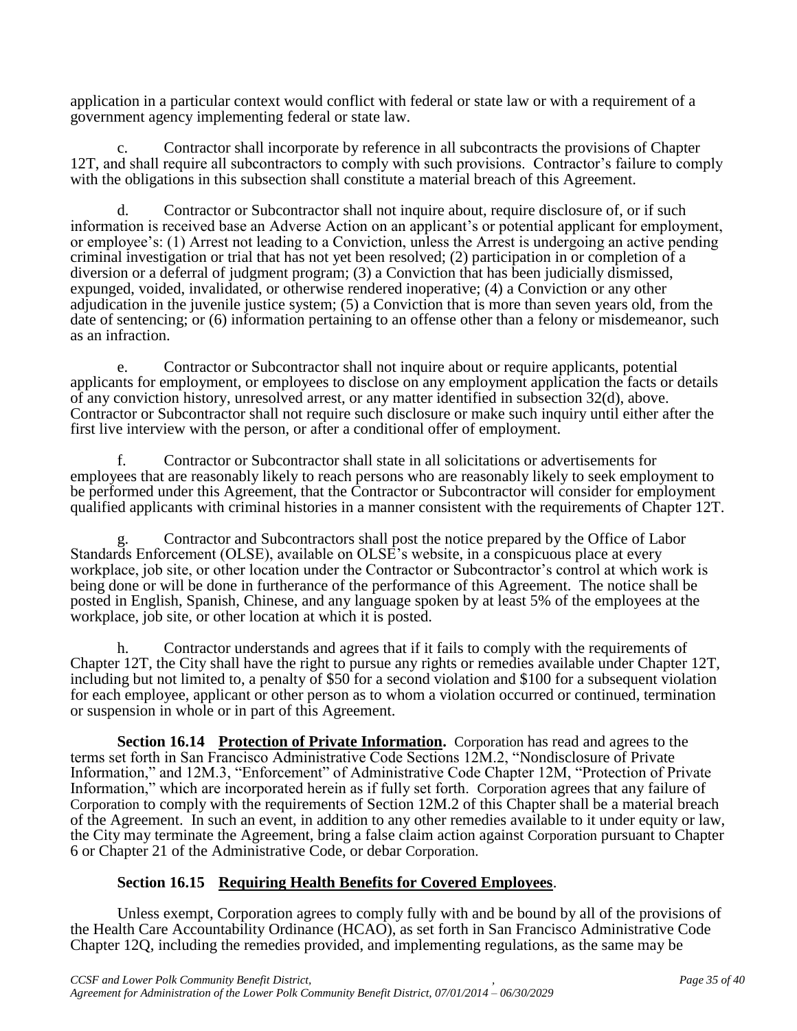application in a particular context would conflict with federal or state law or with a requirement of a government agency implementing federal or state law.

c. Contractor shall incorporate by reference in all subcontracts the provisions of Chapter 12T, and shall require all subcontractors to comply with such provisions. Contractor's failure to comply with the obligations in this subsection shall constitute a material breach of this Agreement.

d. Contractor or Subcontractor shall not inquire about, require disclosure of, or if such information is received base an Adverse Action on an applicant's or potential applicant for employment, or employee's: (1) Arrest not leading to a Conviction, unless the Arrest is undergoing an active pending criminal investigation or trial that has not yet been resolved; (2) participation in or completion of a diversion or a deferral of judgment program; (3) a Conviction that has been judicially dismissed, expunged, voided, invalidated, or otherwise rendered inoperative; (4) a Conviction or any other adjudication in the juvenile justice system; (5) a Conviction that is more than seven years old, from the date of sentencing; or (6) information pertaining to an offense other than a felony or misdemeanor, such as an infraction.

e. Contractor or Subcontractor shall not inquire about or require applicants, potential applicants for employment, or employees to disclose on any employment application the facts or details of any conviction history, unresolved arrest, or any matter identified in subsection 32(d), above. Contractor or Subcontractor shall not require such disclosure or make such inquiry until either after the first live interview with the person, or after a conditional offer of employment.

f. Contractor or Subcontractor shall state in all solicitations or advertisements for employees that are reasonably likely to reach persons who are reasonably likely to seek employment to be performed under this Agreement, that the Contractor or Subcontractor will consider for employment qualified applicants with criminal histories in a manner consistent with the requirements of Chapter 12T.

g. Contractor and Subcontractors shall post the notice prepared by the Office of Labor Standards Enforcement (OLSE), available on OLSE's website, in a conspicuous place at every workplace, job site, or other location under the Contractor or Subcontractor's control at which work is being done or will be done in furtherance of the performance of this Agreement. The notice shall be posted in English, Spanish, Chinese, and any language spoken by at least 5% of the employees at the workplace, job site, or other location at which it is posted.

h. Contractor understands and agrees that if it fails to comply with the requirements of Chapter 12T, the City shall have the right to pursue any rights or remedies available under Chapter 12T, including but not limited to, a penalty of $50 for a second violation and $100 for a subsequent violation for each employee, applicant or other person as to whom a violation occurred or continued, termination or suspension in whole or in part of this Agreement.

**Section 16.14 <u>Protection of Private Information</u>.** Corporation has read and agrees to the terms set forth in San Francisco Administrative Code Sections 12M.2, "Nondisclosure of Private Information," and 12M.3, "Enforcement" of Administrative Code Chapter 12M, "Protection of Private Information," which are incorporated herein as if fully set forth. Corporation agrees that any failure of Corporation to comply with the requirements of Section 12M.2 of this Chapter shall be a material breach of the Agreement. In such an event, in addition to any other remedies available to it under equity or law, the City may terminate the Agreement, bring a false claim action against Corporation pursuant to Chapter 6 or Chapter 21 of the Administrative Code, or debar Corporation.

**Section 16.15 <u>Requiring Health Benefits for Covered Employees</u>.**

Unless exempt, Corporation agrees to comply fully with and be bound by all of the provisions of the Health Care Accountability Ordinance (HCAO), as set forth in San Francisco Administrative Code Chapter 12Q, including the remedies provided, and implementing regulations, as the same may be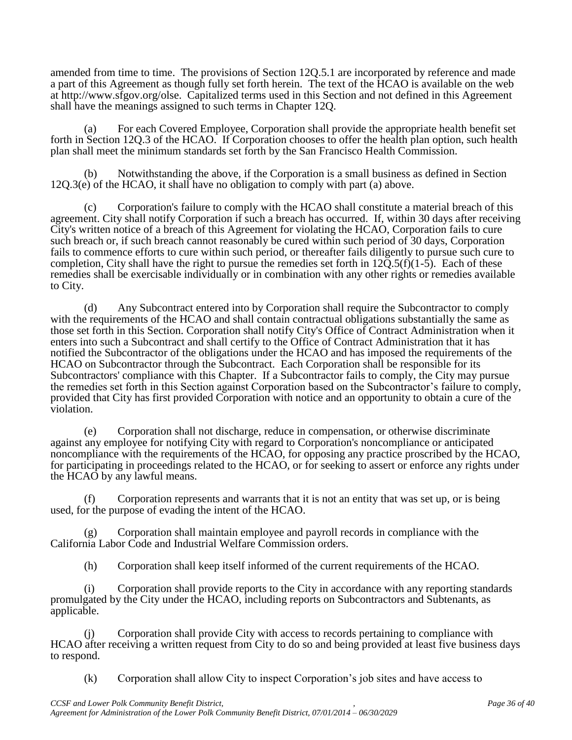amended from time to time. The provisions of Section 12Q.5.1 are incorporated by reference and made a part of this Agreement as though fully set forth herein. The text of the HCAO is available on the web at http://www.sfgov.org/olse. Capitalized terms used in this Section and not defined in this Agreement shall have the meanings assigned to such terms in Chapter 12Q.

(a) For each Covered Employee, Corporation shall provide the appropriate health benefit set forth in Section 12Q.3 of the HCAO. If Corporation chooses to offer the health plan option, such health plan shall meet the minimum standards set forth by the San Francisco Health Commission.

(b) Notwithstanding the above, if the Corporation is a small business as defined in Section 12Q.3(e) of the HCAO, it shall have no obligation to comply with part (a) above.

(c) Corporation's failure to comply with the HCAO shall constitute a material breach of this agreement. City shall notify Corporation if such a breach has occurred. If, within 30 days after receiving City's written notice of a breach of this Agreement for violating the HCAO, Corporation fails to cure such breach or, if such breach cannot reasonably be cured within such period of 30 days, Corporation fails to commence efforts to cure within such period, or thereafter fails diligently to pursue such cure to completion, City shall have the right to pursue the remedies set forth in 12Q.5(f)(1-5). Each of these remedies shall be exercisable individually or in combination with any other rights or remedies available to City.

(d) Any Subcontract entered into by Corporation shall require the Subcontractor to comply with the requirements of the HCAO and shall contain contractual obligations substantially the same as those set forth in this Section. Corporation shall notify City's Office of Contract Administration when it enters into such a Subcontract and shall certify to the Office of Contract Administration that it has notified the Subcontractor of the obligations under the HCAO and has imposed the requirements of the HCAO on Subcontractor through the Subcontract. Each Corporation shall be responsible for its Subcontractors' compliance with this Chapter. If a Subcontractor fails to comply, the City may pursue the remedies set forth in this Section against Corporation based on the Subcontractor's failure to comply, provided that City has first provided Corporation with notice and an opportunity to obtain a cure of the violation.

(e) Corporation shall not discharge, reduce in compensation, or otherwise discriminate against any employee for notifying City with regard to Corporation's noncompliance or anticipated noncompliance with the requirements of the HCAO, for opposing any practice proscribed by the HCAO, for participating in proceedings related to the HCAO, or for seeking to assert or enforce any rights under the HCAO by any lawful means.

(f) Corporation represents and warrants that it is not an entity that was set up, or is being used, for the purpose of evading the intent of the HCAO.

(g) Corporation shall maintain employee and payroll records in compliance with the California Labor Code and Industrial Welfare Commission orders.

(h) Corporation shall keep itself informed of the current requirements of the HCAO.

(i) Corporation shall provide reports to the City in accordance with any reporting standards promulgated by the City under the HCAO, including reports on Subcontractors and Subtenants, as applicable.

(j) Corporation shall provide City with access to records pertaining to compliance with HCAO after receiving a written request from City to do so and being provided at least five business days to respond.

(k) Corporation shall allow City to inspect Corporation's job sites and have access to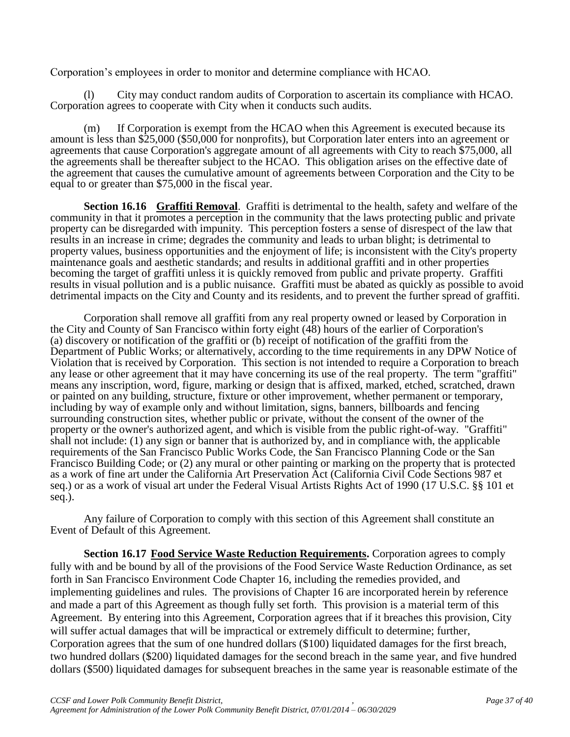Corporation's employees in order to monitor and determine compliance with HCAO.

(l) City may conduct random audits of Corporation to ascertain its compliance with HCAO. Corporation agrees to cooperate with City when it conducts such audits.

(m) If Corporation is exempt from the HCAO when this Agreement is executed because its amount is less than $25,000 ($50,000 for nonprofits), but Corporation later enters into an agreement or agreements that cause Corporation's aggregate amount of all agreements with City to reach $75,000, all the agreements shall be thereafter subject to the HCAO. This obligation arises on the effective date of the agreement that causes the cumulative amount of agreements between Corporation and the City to be equal to or greater than $75,000 in the fiscal year.

**Section 16.16 Graffiti Removal**. Graffiti is detrimental to the health, safety and welfare of the community in that it promotes a perception in the community that the laws protecting public and private property can be disregarded with impunity. This perception fosters a sense of disrespect of the law that results in an increase in crime; degrades the community and leads to urban blight; is detrimental to property values, business opportunities and the enjoyment of life; is inconsistent with the City's property maintenance goals and aesthetic standards; and results in additional graffiti and in other properties becoming the target of graffiti unless it is quickly removed from public and private property. Graffiti results in visual pollution and is a public nuisance. Graffiti must be abated as quickly as possible to avoid detrimental impacts on the City and County and its residents, and to prevent the further spread of graffiti.

Corporation shall remove all graffiti from any real property owned or leased by Corporation in the City and County of San Francisco within forty eight (48) hours of the earlier of Corporation's (a) discovery or notification of the graffiti or (b) receipt of notification of the graffiti from the Department of Public Works; or alternatively, according to the time requirements in any DPW Notice of Violation that is received by Corporation. This section is not intended to require a Corporation to breach any lease or other agreement that it may have concerning its use of the real property. The term "graffiti" means any inscription, word, figure, marking or design that is affixed, marked, etched, scratched, drawn or painted on any building, structure, fixture or other improvement, whether permanent or temporary, including by way of example only and without limitation, signs, banners, billboards and fencing surrounding construction sites, whether public or private, without the consent of the owner of the property or the owner's authorized agent, and which is visible from the public right-of-way. "Graffiti" shall not include: (1) any sign or banner that is authorized by, and in compliance with, the applicable requirements of the San Francisco Public Works Code, the San Francisco Planning Code or the San Francisco Building Code; or (2) any mural or other painting or marking on the property that is protected as a work of fine art under the California Art Preservation Act (California Civil Code Sections 987 et seq.) or as a work of visual art under the Federal Visual Artists Rights Act of 1990 (17 U.S.C. §§ 101 et seq.).

Any failure of Corporation to comply with this section of this Agreement shall constitute an Event of Default of this Agreement.

**Section 16.17 Food Service Waste Reduction Requirements.** Corporation agrees to comply fully with and be bound by all of the provisions of the Food Service Waste Reduction Ordinance, as set forth in San Francisco Environment Code Chapter 16, including the remedies provided, and implementing guidelines and rules. The provisions of Chapter 16 are incorporated herein by reference and made a part of this Agreement as though fully set forth. This provision is a material term of this Agreement. By entering into this Agreement, Corporation agrees that if it breaches this provision, City will suffer actual damages that will be impractical or extremely difficult to determine; further, Corporation agrees that the sum of one hundred dollars ($100) liquidated damages for the first breach, two hundred dollars ($200) liquidated damages for the second breach in the same year, and five hundred dollars ($500) liquidated damages for subsequent breaches in the same year is reasonable estimate of the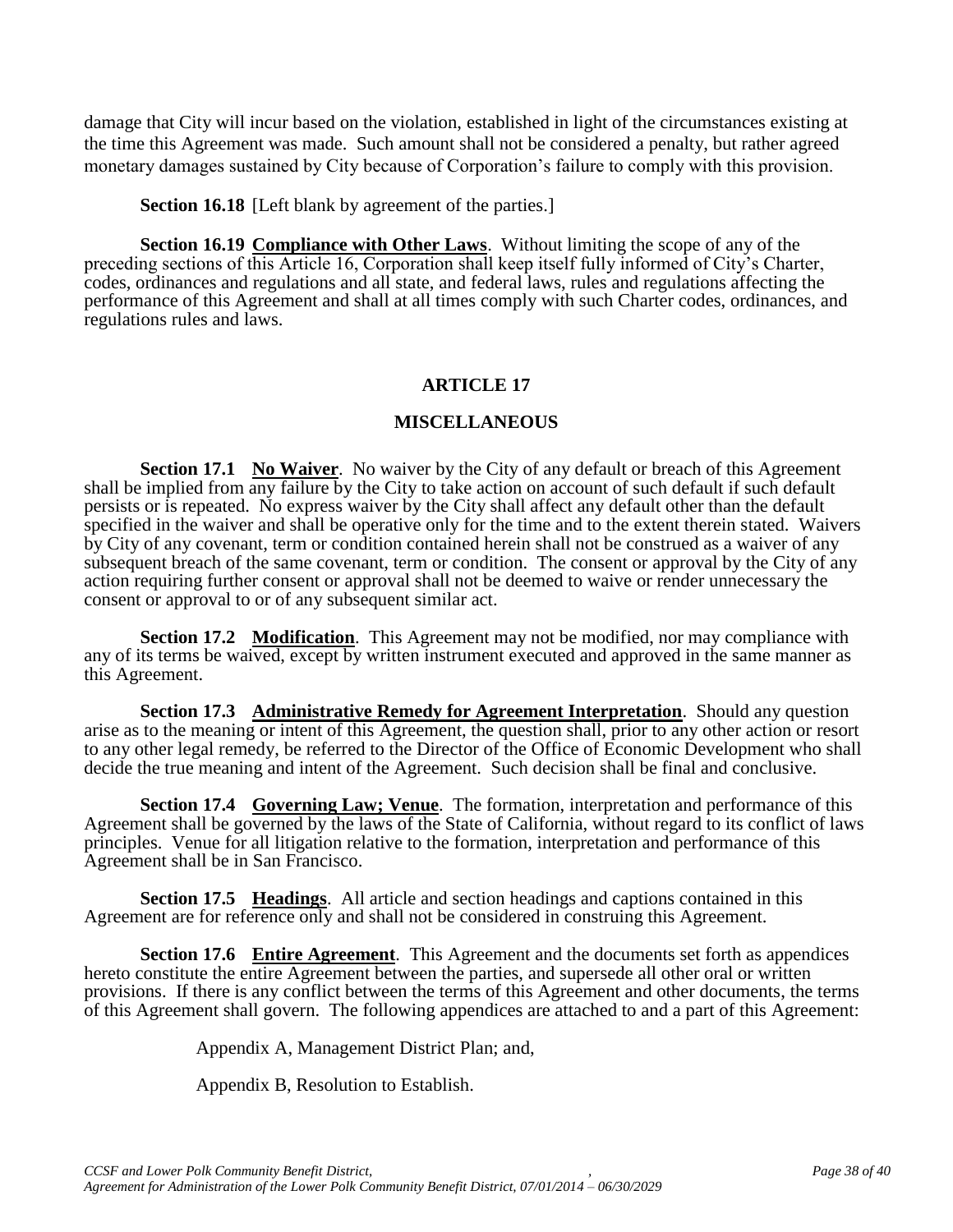damage that City will incur based on the violation, established in light of the circumstances existing at the time this Agreement was made. Such amount shall not be considered a penalty, but rather agreed monetary damages sustained by City because of Corporation's failure to comply with this provision.

**Section 16.18** [Left blank by agreement of the parties.]

**Section 16.19 Compliance with Other Laws**. Without limiting the scope of any of the preceding sections of this Article 16, Corporation shall keep itself fully informed of City's Charter, codes, ordinances and regulations and all state, and federal laws, rules and regulations affecting the performance of this Agreement and shall at all times comply with such Charter codes, ordinances, and regulations rules and laws.

## ARTICLE 17

## MISCELLANEOUS

**Section 17.1 No Waiver**. No waiver by the City of any default or breach of this Agreement shall be implied from any failure by the City to take action on account of such default if such default persists or is repeated. No express waiver by the City shall affect any default other than the default specified in the waiver and shall be operative only for the time and to the extent therein stated. Waivers by City of any covenant, term or condition contained herein shall not be construed as a waiver of any subsequent breach of the same covenant, term or condition. The consent or approval by the City of any action requiring further consent or approval shall not be deemed to waive or render unnecessary the consent or approval to or of any subsequent similar act.

**Section 17.2 Modification**. This Agreement may not be modified, nor may compliance with any of its terms be waived, except by written instrument executed and approved in the same manner as this Agreement.

**Section 17.3 Administrative Remedy for Agreement Interpretation**. Should any question arise as to the meaning or intent of this Agreement, the question shall, prior to any other action or resort to any other legal remedy, be referred to the Director of the Office of Economic Development who shall decide the true meaning and intent of the Agreement. Such decision shall be final and conclusive.

**Section 17.4 Governing Law; Venue**. The formation, interpretation and performance of this Agreement shall be governed by the laws of the State of California, without regard to its conflict of laws principles. Venue for all litigation relative to the formation, interpretation and performance of this Agreement shall be in San Francisco.

**Section 17.5 Headings**. All article and section headings and captions contained in this Agreement are for reference only and shall not be considered in construing this Agreement.

**Section 17.6 Entire Agreement**. This Agreement and the documents set forth as appendices hereto constitute the entire Agreement between the parties, and supersede all other oral or written provisions. If there is any conflict between the terms of this Agreement and other documents, the terms of this Agreement shall govern. The following appendices are attached to and a part of this Agreement:

Appendix A, Management District Plan; and,

Appendix B, Resolution to Establish.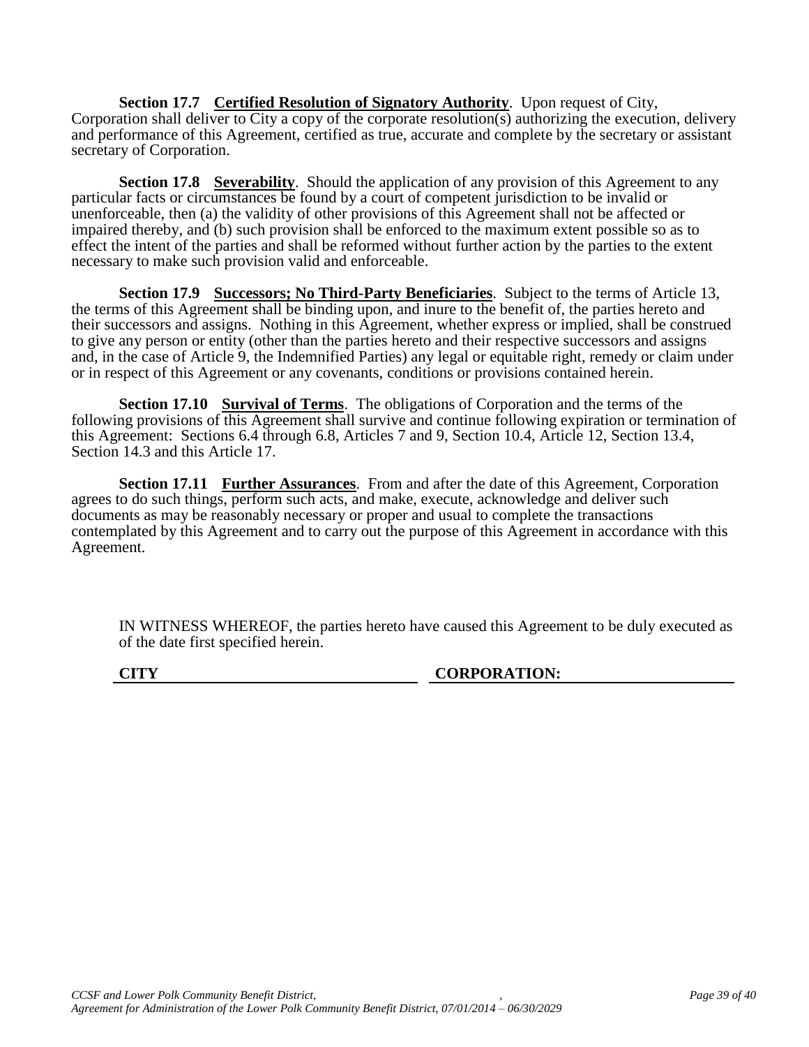**Section 17.7 Certified Resolution of Signatory Authority**. Upon request of City, Corporation shall deliver to City a copy of the corporate resolution(s) authorizing the execution, delivery and performance of this Agreement, certified as true, accurate and complete by the secretary or assistant secretary of Corporation.

**Section 17.8 Severability**. Should the application of any provision of this Agreement to any particular facts or circumstances be found by a court of competent jurisdiction to be invalid or unenforceable, then (a) the validity of other provisions of this Agreement shall not be affected or impaired thereby, and (b) such provision shall be enforced to the maximum extent possible so as to effect the intent of the parties and shall be reformed without further action by the parties to the extent necessary to make such provision valid and enforceable.

**Section 17.9 Successors; No Third-Party Beneficiaries**. Subject to the terms of Article 13, the terms of this Agreement shall be binding upon, and inure to the benefit of, the parties hereto and their successors and assigns. Nothing in this Agreement, whether express or implied, shall be construed to give any person or entity (other than the parties hereto and their respective successors and assigns and, in the case of Article 9, the Indemnified Parties) any legal or equitable right, remedy or claim under or in respect of this Agreement or any covenants, conditions or provisions contained herein.

**Section 17.10 Survival of Terms**. The obligations of Corporation and the terms of the following provisions of this Agreement shall survive and continue following expiration or termination of this Agreement: Sections 6.4 through 6.8, Articles 7 and 9, Section 10.4, Article 12, Section 13.4, Section 14.3 and this Article 17.

**Section 17.11 Further Assurances**. From and after the date of this Agreement, Corporation agrees to do such things, perform such acts, and make, execute, acknowledge and deliver such documents as may be reasonably necessary or proper and usual to complete the transactions contemplated by this Agreement and to carry out the purpose of this Agreement in accordance with this Agreement.

IN WITNESS WHEREOF, the parties hereto have caused this Agreement to be duly executed as of the date first specified herein.

| CITY | CORPORATION: |
|---|---|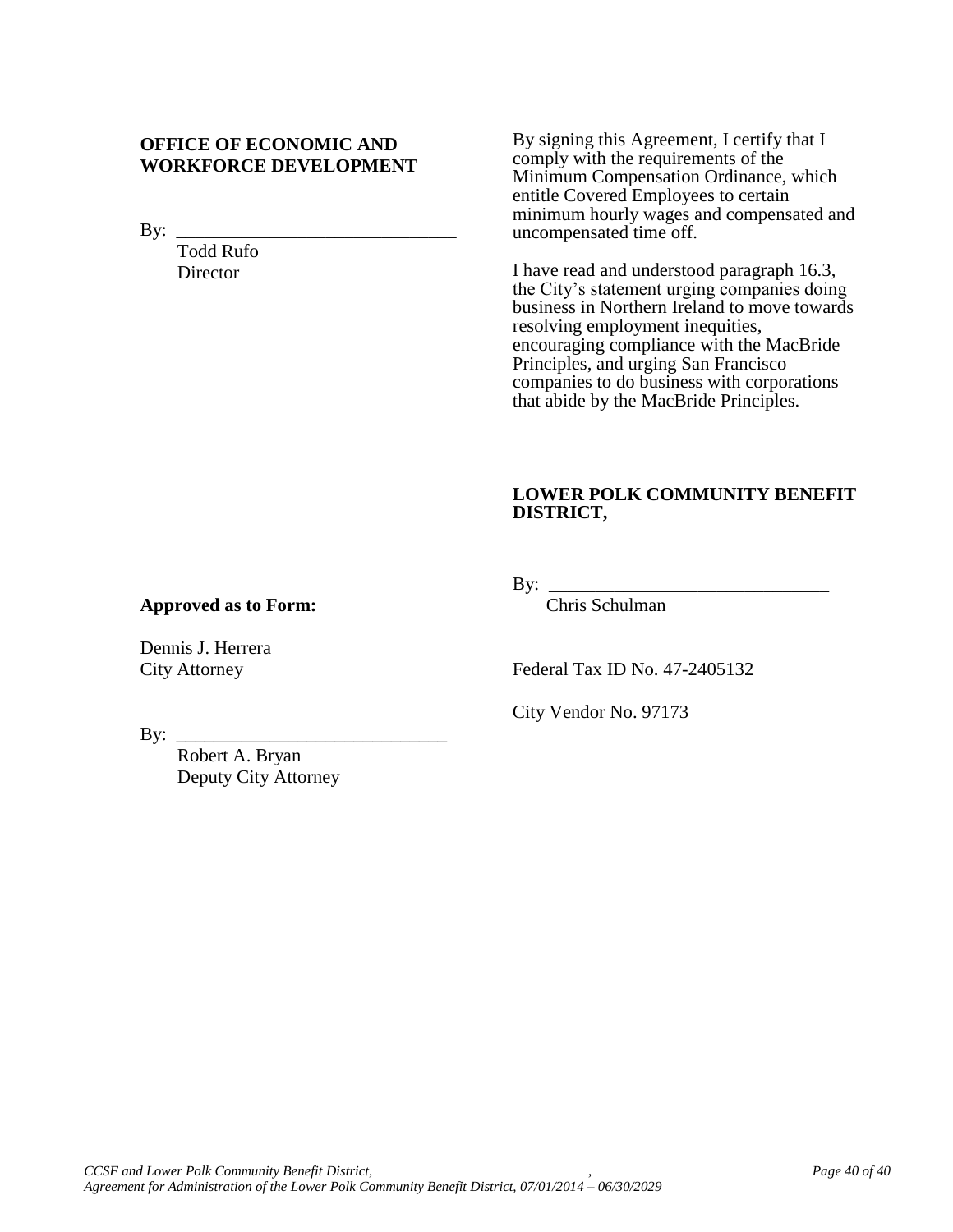**OFFICE OF ECONOMIC AND WORKFORCE DEVELOPMENT**

By: ______________________________
Todd Rufo
Director

**Approved as to Form:**

Dennis J. Herrera
City Attorney

By: _____________________________
Robert A. Bryan
Deputy City Attorney

By signing this Agreement, I certify that I comply with the requirements of the Minimum Compensation Ordinance, which entitle Covered Employees to certain minimum hourly wages and compensated and uncompensated time off.

I have read and understood paragraph 16.3, the City's statement urging companies doing business in Northern Ireland to move towards resolving employment inequities, encouraging compliance with the MacBride Principles, and urging San Francisco companies to do business with corporations that abide by the MacBride Principles.

**LOWER POLK COMMUNITY BENEFIT DISTRICT,**

By: ______________________________
Chris Schulman

Federal Tax ID No. 47-2405132

City Vendor No. 97173